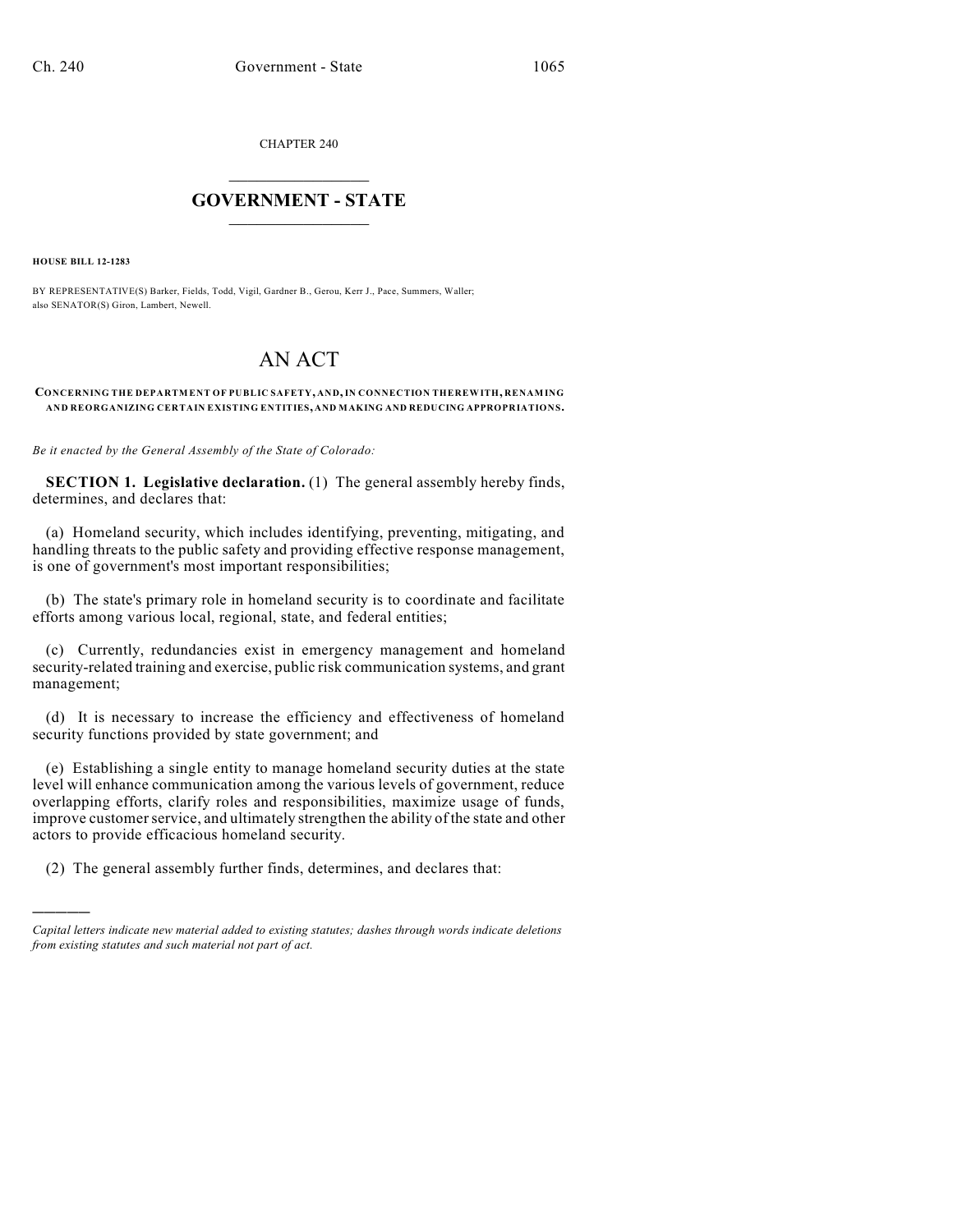CHAPTER 240

# GOVERNMENT - STATE

**HOUSE BILL 12-1283**

BY REPRESENTATIVE(S) Barker, Fields, Todd, Vigil, Gardner B., Gerou, Kerr J., Pace, Summers, Waller; also SENATOR(S) Giron, Lambert, Newell.

# AN ACT

**CONCERNING THE DEPARTMENT OF PUBLIC SAFETY, AND, IN CONNECTION THEREWITH, RENAMING AND REORGANIZING CERTAIN EXISTING ENTITIES, AND MAKING AND REDUCING APPROPRIATIONS.**

*Be it enacted by the General Assembly of the State of Colorado:*

**SECTION 1. Legislative declaration.** (1) The general assembly hereby finds, determines, and declares that:

(a) Homeland security, which includes identifying, preventing, mitigating, and handling threats to the public safety and providing effective response management, is one of government's most important responsibilities;

(b) The state's primary role in homeland security is to coordinate and facilitate efforts among various local, regional, state, and federal entities;

(c) Currently, redundancies exist in emergency management and homeland security-related training and exercise, public risk communication systems, and grant management;

(d) It is necessary to increase the efficiency and effectiveness of homeland security functions provided by state government; and

(e) Establishing a single entity to manage homeland security duties at the state level will enhance communication among the various levels of government, reduce overlapping efforts, clarify roles and responsibilities, maximize usage of funds, improve customer service, and ultimately strengthen the ability of the state and other actors to provide efficacious homeland security.

(2) The general assembly further finds, determines, and declares that:

---

*Capital letters indicate new material added to existing statutes; dashes through words indicate deletions from existing statutes and such material not part of act.*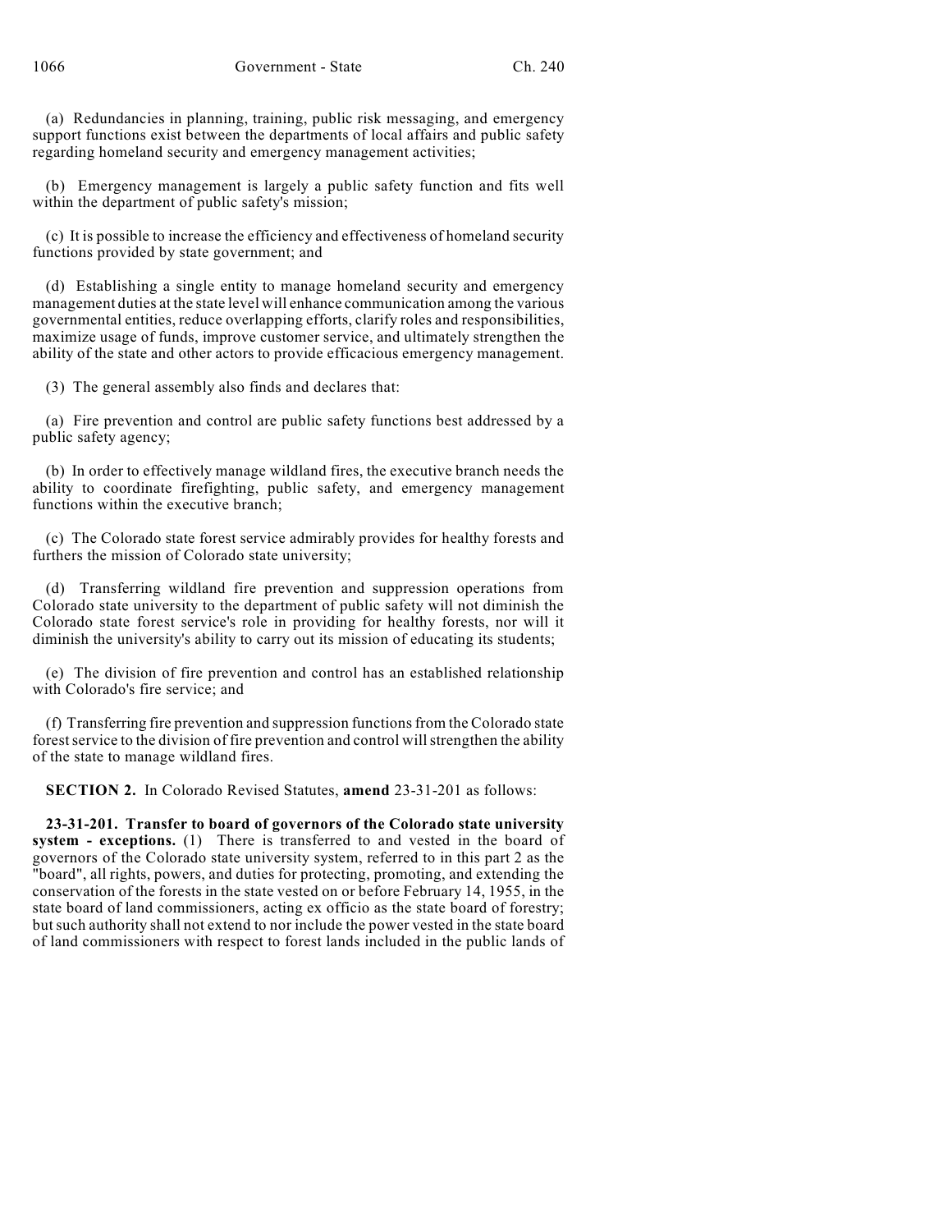(a) Redundancies in planning, training, public risk messaging, and emergency support functions exist between the departments of local affairs and public safety regarding homeland security and emergency management activities;

(b) Emergency management is largely a public safety function and fits well within the department of public safety's mission;

(c) It is possible to increase the efficiency and effectiveness of homeland security functions provided by state government; and

(d) Establishing a single entity to manage homeland security and emergency management duties at the state level will enhance communication among the various governmental entities, reduce overlapping efforts, clarify roles and responsibilities, maximize usage of funds, improve customer service, and ultimately strengthen the ability of the state and other actors to provide efficacious emergency management.

(3) The general assembly also finds and declares that:

(a) Fire prevention and control are public safety functions best addressed by a public safety agency;

(b) In order to effectively manage wildland fires, the executive branch needs the ability to coordinate firefighting, public safety, and emergency management functions within the executive branch;

(c) The Colorado state forest service admirably provides for healthy forests and furthers the mission of Colorado state university;

(d) Transferring wildland fire prevention and suppression operations from Colorado state university to the department of public safety will not diminish the Colorado state forest service's role in providing for healthy forests, nor will it diminish the university's ability to carry out its mission of educating its students;

(e) The division of fire prevention and control has an established relationship with Colorado's fire service; and

(f) Transferring fire prevention and suppression functions from the Colorado state forest service to the division of fire prevention and control will strengthen the ability of the state to manage wildland fires.

**SECTION 2.** In Colorado Revised Statutes, **amend** 23-31-201 as follows:

**23-31-201. Transfer to board of governors of the Colorado state university system - exceptions.** (1) There is transferred to and vested in the board of governors of the Colorado state university system, referred to in this part 2 as the "board", all rights, powers, and duties for protecting, promoting, and extending the conservation of the forests in the state vested on or before February 14, 1955, in the state board of land commissioners, acting ex officio as the state board of forestry; but such authority shall not extend to nor include the power vested in the state board of land commissioners with respect to forest lands included in the public lands of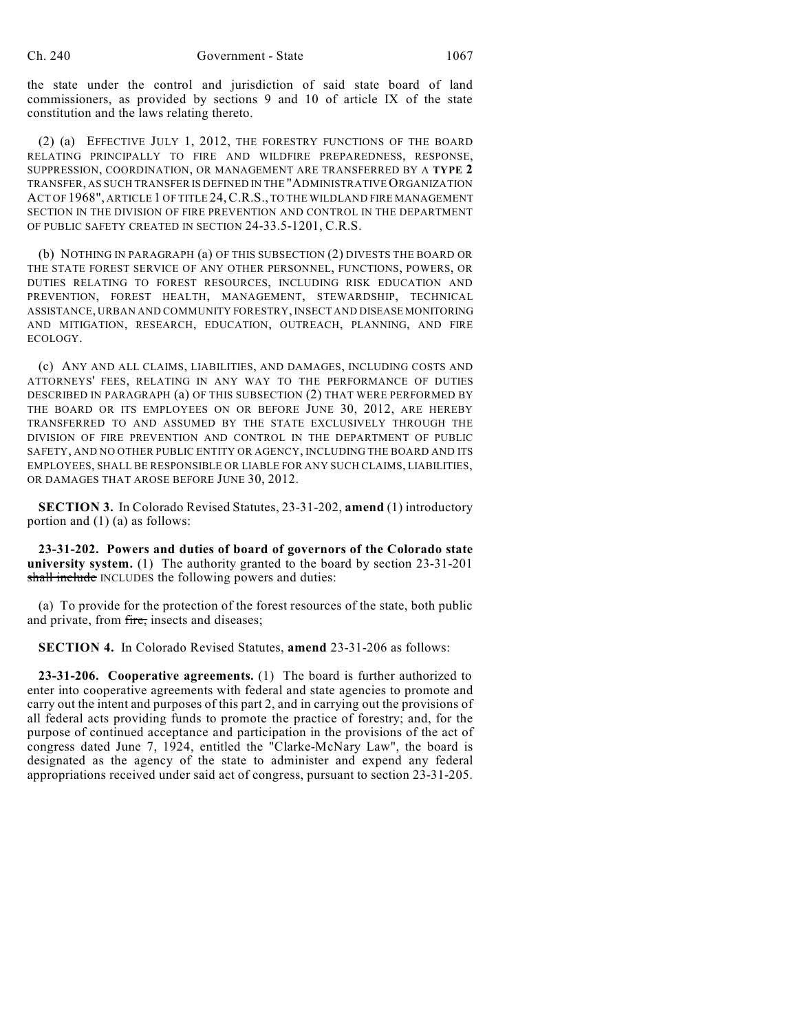the state under the control and jurisdiction of said state board of land commissioners, as provided by sections 9 and 10 of article IX of the state constitution and the laws relating thereto.

(2) (a) EFFECTIVE JULY 1, 2012, THE FORESTRY FUNCTIONS OF THE BOARD RELATING PRINCIPALLY TO FIRE AND WILDFIRE PREPAREDNESS, RESPONSE, SUPPRESSION, COORDINATION, OR MANAGEMENT ARE TRANSFERRED BY A **TYPE 2** TRANSFER, AS SUCH TRANSFER IS DEFINED IN THE "ADMINISTRATIVE ORGANIZATION ACT OF 1968", ARTICLE 1 OF TITLE 24, C.R.S., TO THE WILDLAND FIRE MANAGEMENT SECTION IN THE DIVISION OF FIRE PREVENTION AND CONTROL IN THE DEPARTMENT OF PUBLIC SAFETY CREATED IN SECTION 24-33.5-1201, C.R.S.

(b) NOTHING IN PARAGRAPH (a) OF THIS SUBSECTION (2) DIVESTS THE BOARD OR THE STATE FOREST SERVICE OF ANY OTHER PERSONNEL, FUNCTIONS, POWERS, OR DUTIES RELATING TO FOREST RESOURCES, INCLUDING RISK EDUCATION AND PREVENTION, FOREST HEALTH, MANAGEMENT, STEWARDSHIP, TECHNICAL ASSISTANCE, URBAN AND COMMUNITY FORESTRY, INSECT AND DISEASE MONITORING AND MITIGATION, RESEARCH, EDUCATION, OUTREACH, PLANNING, AND FIRE ECOLOGY.

(c) ANY AND ALL CLAIMS, LIABILITIES, AND DAMAGES, INCLUDING COSTS AND ATTORNEYS' FEES, RELATING IN ANY WAY TO THE PERFORMANCE OF DUTIES DESCRIBED IN PARAGRAPH (a) OF THIS SUBSECTION (2) THAT WERE PERFORMED BY THE BOARD OR ITS EMPLOYEES ON OR BEFORE JUNE 30, 2012, ARE HEREBY TRANSFERRED TO AND ASSUMED BY THE STATE EXCLUSIVELY THROUGH THE DIVISION OF FIRE PREVENTION AND CONTROL IN THE DEPARTMENT OF PUBLIC SAFETY, AND NO OTHER PUBLIC ENTITY OR AGENCY, INCLUDING THE BOARD AND ITS EMPLOYEES, SHALL BE RESPONSIBLE OR LIABLE FOR ANY SUCH CLAIMS, LIABILITIES, OR DAMAGES THAT AROSE BEFORE JUNE 30, 2012.

**SECTION 3.** In Colorado Revised Statutes, 23-31-202, **amend** (1) introductory portion and (1) (a) as follows:

**23-31-202. Powers and duties of board of governors of the Colorado state university system.** (1) The authority granted to the board by section 23-31-201 ~~shall include~~ INCLUDES the following powers and duties:

(a) To provide for the protection of the forest resources of the state, both public and private, from ~~fire,~~ insects and diseases;

**SECTION 4.** In Colorado Revised Statutes, **amend** 23-31-206 as follows:

**23-31-206. Cooperative agreements.** (1) The board is further authorized to enter into cooperative agreements with federal and state agencies to promote and carry out the intent and purposes of this part 2, and in carrying out the provisions of all federal acts providing funds to promote the practice of forestry; and, for the purpose of continued acceptance and participation in the provisions of the act of congress dated June 7, 1924, entitled the "Clarke-McNary Law", the board is designated as the agency of the state to administer and expend any federal appropriations received under said act of congress, pursuant to section 23-31-205.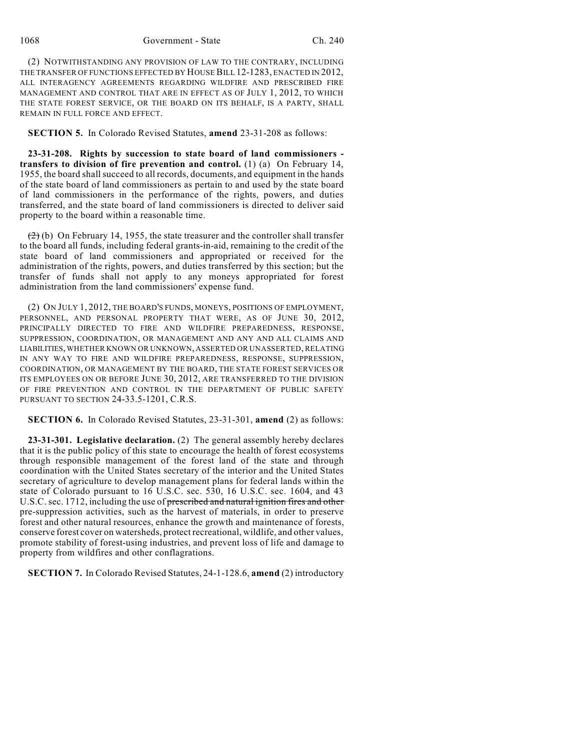(2) NOTWITHSTANDING ANY PROVISION OF LAW TO THE CONTRARY, INCLUDING THE TRANSFER OF FUNCTIONS EFFECTED BY HOUSE BILL 12-1283, ENACTED IN 2012, ALL INTERAGENCY AGREEMENTS REGARDING WILDFIRE AND PRESCRIBED FIRE MANAGEMENT AND CONTROL THAT ARE IN EFFECT AS OF JULY 1, 2012, TO WHICH THE STATE FOREST SERVICE, OR THE BOARD ON ITS BEHALF, IS A PARTY, SHALL REMAIN IN FULL FORCE AND EFFECT.

**SECTION 5.** In Colorado Revised Statutes, **amend** 23-31-208 as follows:

**23-31-208. Rights by succession to state board of land commissioners - transfers to division of fire prevention and control.** (1) (a) On February 14, 1955, the board shall succeed to all records, documents, and equipment in the hands of the state board of land commissioners as pertain to and used by the state board of land commissioners in the performance of the rights, powers, and duties transferred, and the state board of land commissioners is directed to deliver said property to the board within a reasonable time.

~~(2)~~ (b) On February 14, 1955, the state treasurer and the controller shall transfer to the board all funds, including federal grants-in-aid, remaining to the credit of the state board of land commissioners and appropriated or received for the administration of the rights, powers, and duties transferred by this section; but the transfer of funds shall not apply to any moneys appropriated for forest administration from the land commissioners' expense fund.

(2) ON JULY 1, 2012, THE BOARD'S FUNDS, MONEYS, POSITIONS OF EMPLOYMENT, PERSONNEL, AND PERSONAL PROPERTY THAT WERE, AS OF JUNE 30, 2012, PRINCIPALLY DIRECTED TO FIRE AND WILDFIRE PREPAREDNESS, RESPONSE, SUPPRESSION, COORDINATION, OR MANAGEMENT AND ANY AND ALL CLAIMS AND LIABILITIES, WHETHER KNOWN OR UNKNOWN, ASSERTED OR UNASSERTED, RELATING IN ANY WAY TO FIRE AND WILDFIRE PREPAREDNESS, RESPONSE, SUPPRESSION, COORDINATION, OR MANAGEMENT BY THE BOARD, THE STATE FOREST SERVICES OR ITS EMPLOYEES ON OR BEFORE JUNE 30, 2012, ARE TRANSFERRED TO THE DIVISION OF FIRE PREVENTION AND CONTROL IN THE DEPARTMENT OF PUBLIC SAFETY PURSUANT TO SECTION 24-33.5-1201, C.R.S.

**SECTION 6.** In Colorado Revised Statutes, 23-31-301, **amend** (2) as follows:

**23-31-301. Legislative declaration.** (2) The general assembly hereby declares that it is the public policy of this state to encourage the health of forest ecosystems through responsible management of the forest land of the state and through coordination with the United States secretary of the interior and the United States secretary of agriculture to develop management plans for federal lands within the state of Colorado pursuant to 16 U.S.C. sec. 530, 16 U.S.C. sec. 1604, and 43 U.S.C. sec. 1712, including the use of ~~prescribed and natural ignition fires and other~~ pre-suppression activities, such as the harvest of materials, in order to preserve forest and other natural resources, enhance the growth and maintenance of forests, conserve forest cover on watersheds, protect recreational, wildlife, and other values, promote stability of forest-using industries, and prevent loss of life and damage to property from wildfires and other conflagrations.

**SECTION 7.** In Colorado Revised Statutes, 24-1-128.6, **amend** (2) introductory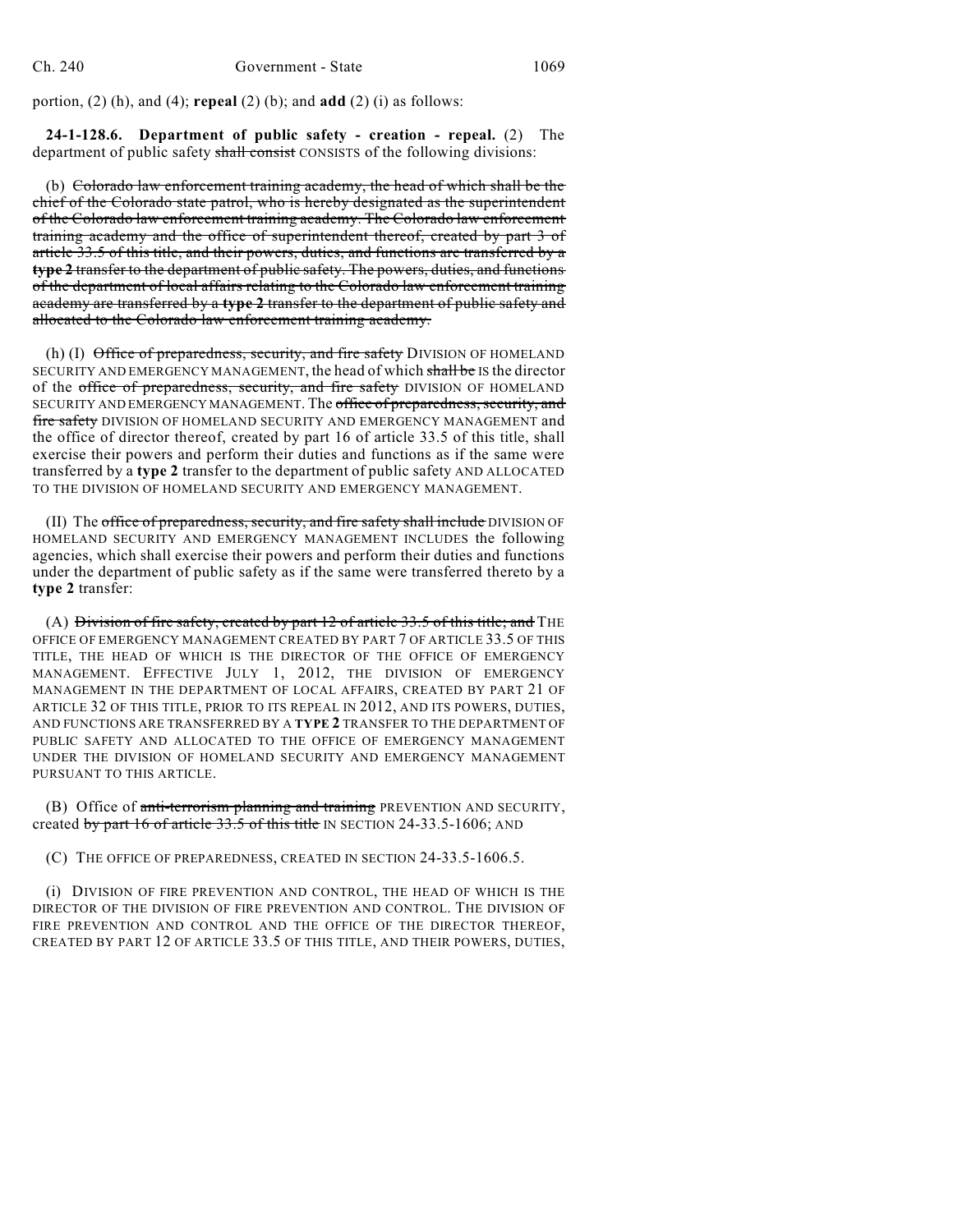portion, (2) (h), and (4); **repeal** (2) (b); and **add** (2) (i) as follows:

**24-1-128.6. Department of public safety - creation - repeal.** (2) The department of public safety ~~shall consist~~ CONSISTS of the following divisions:

(b) ~~Colorado law enforcement training academy, the head of which shall be the chief of the Colorado state patrol, who is hereby designated as the superintendent of the Colorado law enforcement training academy. The Colorado law enforcement training academy and the office of superintendent thereof, created by part 3 of article 33.5 of this title, and their powers, duties, and functions are transferred by a **type 2** transfer to the department of public safety. The powers, duties, and functions of the department of local affairs relating to the Colorado law enforcement training academy are transferred by a **type 2** transfer to the department of public safety and allocated to the Colorado law enforcement training academy.~~

(h) (I) ~~Office of preparedness, security, and fire safety~~ DIVISION OF HOMELAND SECURITY AND EMERGENCY MANAGEMENT, the head of which ~~shall be~~ IS the director of the ~~office of preparedness, security, and fire safety~~ DIVISION OF HOMELAND SECURITY AND EMERGENCY MANAGEMENT. The ~~office of preparedness, security, and fire safety~~ DIVISION OF HOMELAND SECURITY AND EMERGENCY MANAGEMENT and the office of director thereof, created by part 16 of article 33.5 of this title, shall exercise their powers and perform their duties and functions as if the same were transferred by a **type 2** transfer to the department of public safety AND ALLOCATED TO THE DIVISION OF HOMELAND SECURITY AND EMERGENCY MANAGEMENT.

(II) The ~~office of preparedness, security, and fire safety shall include~~ DIVISION OF HOMELAND SECURITY AND EMERGENCY MANAGEMENT INCLUDES the following agencies, which shall exercise their powers and perform their duties and functions under the department of public safety as if the same were transferred thereto by a **type 2** transfer:

(A) ~~Division of fire safety, created by part 12 of article 33.5 of this title; and~~ THE OFFICE OF EMERGENCY MANAGEMENT CREATED BY PART 7 OF ARTICLE 33.5 OF THIS TITLE, THE HEAD OF WHICH IS THE DIRECTOR OF THE OFFICE OF EMERGENCY MANAGEMENT. EFFECTIVE JULY 1, 2012, THE DIVISION OF EMERGENCY MANAGEMENT IN THE DEPARTMENT OF LOCAL AFFAIRS, CREATED BY PART 21 OF ARTICLE 32 OF THIS TITLE, PRIOR TO ITS REPEAL IN 2012, AND ITS POWERS, DUTIES, AND FUNCTIONS ARE TRANSFERRED BY A **TYPE 2** TRANSFER TO THE DEPARTMENT OF PUBLIC SAFETY AND ALLOCATED TO THE OFFICE OF EMERGENCY MANAGEMENT UNDER THE DIVISION OF HOMELAND SECURITY AND EMERGENCY MANAGEMENT PURSUANT TO THIS ARTICLE.

(B) Office of ~~anti-terrorism planning and training~~ PREVENTION AND SECURITY, created ~~by part 16 of article 33.5 of this title~~ IN SECTION 24-33.5-1606; AND

(C) THE OFFICE OF PREPAREDNESS, CREATED IN SECTION 24-33.5-1606.5.

(i) DIVISION OF FIRE PREVENTION AND CONTROL, THE HEAD OF WHICH IS THE DIRECTOR OF THE DIVISION OF FIRE PREVENTION AND CONTROL. THE DIVISION OF FIRE PREVENTION AND CONTROL AND THE OFFICE OF THE DIRECTOR THEREOF, CREATED BY PART 12 OF ARTICLE 33.5 OF THIS TITLE, AND THEIR POWERS, DUTIES,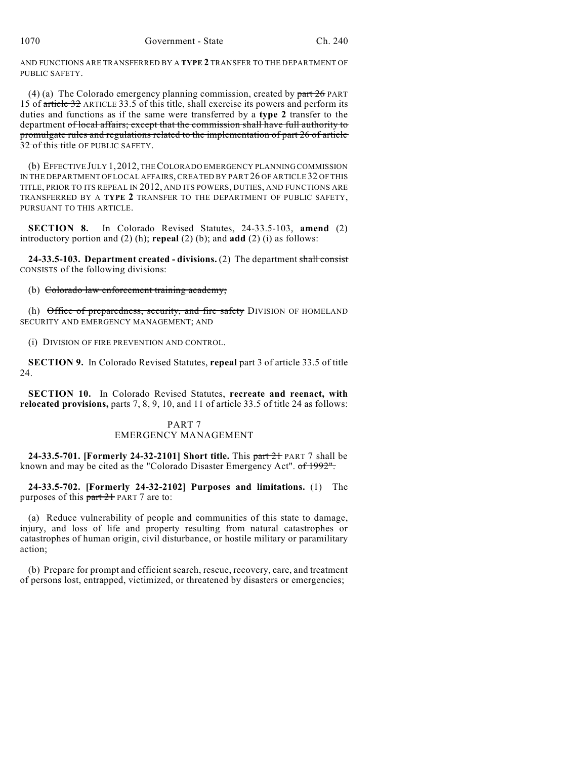AND FUNCTIONS ARE TRANSFERRED BY A **TYPE 2** TRANSFER TO THE DEPARTMENT OF PUBLIC SAFETY.

(4) (a) The Colorado emergency planning commission, created by ~~part 26~~ PART 15 of ~~article 32~~ ARTICLE 33.5 of this title, shall exercise its powers and perform its duties and functions as if the same were transferred by a **type 2** transfer to the department ~~of local affairs; except that the commission shall have full authority to promulgate rules and regulations related to the implementation of part 26 of article 32 of this title~~ OF PUBLIC SAFETY.

(b) EFFECTIVE JULY 1, 2012, THE COLORADO EMERGENCY PLANNING COMMISSION IN THE DEPARTMENT OF LOCAL AFFAIRS, CREATED BY PART 26 OF ARTICLE 32 OF THIS TITLE, PRIOR TO ITS REPEAL IN 2012, AND ITS POWERS, DUTIES, AND FUNCTIONS ARE TRANSFERRED BY A **TYPE 2** TRANSFER TO THE DEPARTMENT OF PUBLIC SAFETY, PURSUANT TO THIS ARTICLE.

**SECTION 8.** In Colorado Revised Statutes, 24-33.5-103, **amend** (2) introductory portion and (2) (h); **repeal** (2) (b); and **add** (2) (i) as follows:

**24-33.5-103. Department created - divisions.** (2) The department ~~shall consist~~ CONSISTS of the following divisions:

(b) ~~Colorado law enforcement training academy;~~

(h) ~~Office of preparedness, security, and fire safety~~ DIVISION OF HOMELAND SECURITY AND EMERGENCY MANAGEMENT; AND

(i) DIVISION OF FIRE PREVENTION AND CONTROL.

**SECTION 9.** In Colorado Revised Statutes, **repeal** part 3 of article 33.5 of title 24.

**SECTION 10.** In Colorado Revised Statutes, **recreate and reenact, with relocated provisions,** parts 7, 8, 9, 10, and 11 of article 33.5 of title 24 as follows:

PART 7
EMERGENCY MANAGEMENT

**24-33.5-701. [Formerly 24-32-2101] Short title.** This ~~part 21~~ PART 7 shall be known and may be cited as the "Colorado Disaster Emergency Act". ~~of 1992".~~

**24-33.5-702. [Formerly 24-32-2102] Purposes and limitations.** (1) The purposes of this ~~part 21~~ PART 7 are to:

(a) Reduce vulnerability of people and communities of this state to damage, injury, and loss of life and property resulting from natural catastrophes or catastrophes of human origin, civil disturbance, or hostile military or paramilitary action;

(b) Prepare for prompt and efficient search, rescue, recovery, care, and treatment of persons lost, entrapped, victimized, or threatened by disasters or emergencies;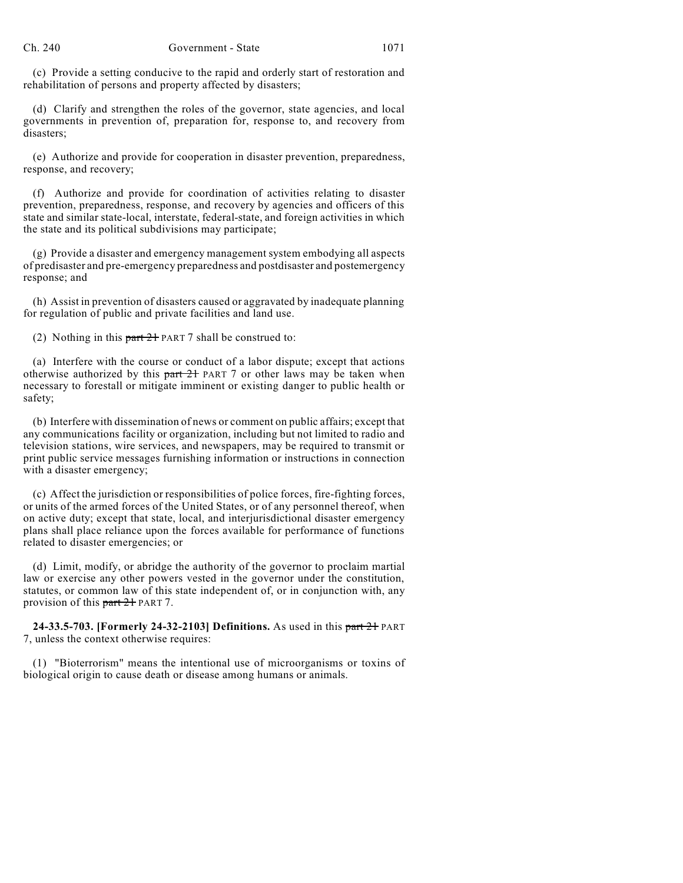(c) Provide a setting conducive to the rapid and orderly start of restoration and rehabilitation of persons and property affected by disasters;

(d) Clarify and strengthen the roles of the governor, state agencies, and local governments in prevention of, preparation for, response to, and recovery from disasters;

(e) Authorize and provide for cooperation in disaster prevention, preparedness, response, and recovery;

(f) Authorize and provide for coordination of activities relating to disaster prevention, preparedness, response, and recovery by agencies and officers of this state and similar state-local, interstate, federal-state, and foreign activities in which the state and its political subdivisions may participate;

(g) Provide a disaster and emergency management system embodying all aspects of predisaster and pre-emergency preparedness and postdisaster and postemergency response; and

(h) Assist in prevention of disasters caused or aggravated by inadequate planning for regulation of public and private facilities and land use.

(2) Nothing in this ~~part 21~~ PART 7 shall be construed to:

(a) Interfere with the course or conduct of a labor dispute; except that actions otherwise authorized by this ~~part 21~~ PART 7 or other laws may be taken when necessary to forestall or mitigate imminent or existing danger to public health or safety;

(b) Interfere with dissemination of news or comment on public affairs; except that any communications facility or organization, including but not limited to radio and television stations, wire services, and newspapers, may be required to transmit or print public service messages furnishing information or instructions in connection with a disaster emergency;

(c) Affect the jurisdiction or responsibilities of police forces, fire-fighting forces, or units of the armed forces of the United States, or of any personnel thereof, when on active duty; except that state, local, and interjurisdictional disaster emergency plans shall place reliance upon the forces available for performance of functions related to disaster emergencies; or

(d) Limit, modify, or abridge the authority of the governor to proclaim martial law or exercise any other powers vested in the governor under the constitution, statutes, or common law of this state independent of, or in conjunction with, any provision of this ~~part 21~~ PART 7.

**24-33.5-703. [Formerly 24-32-2103] Definitions.** As used in this ~~part 21~~ PART 7, unless the context otherwise requires:

(1) "Bioterrorism" means the intentional use of microorganisms or toxins of biological origin to cause death or disease among humans or animals.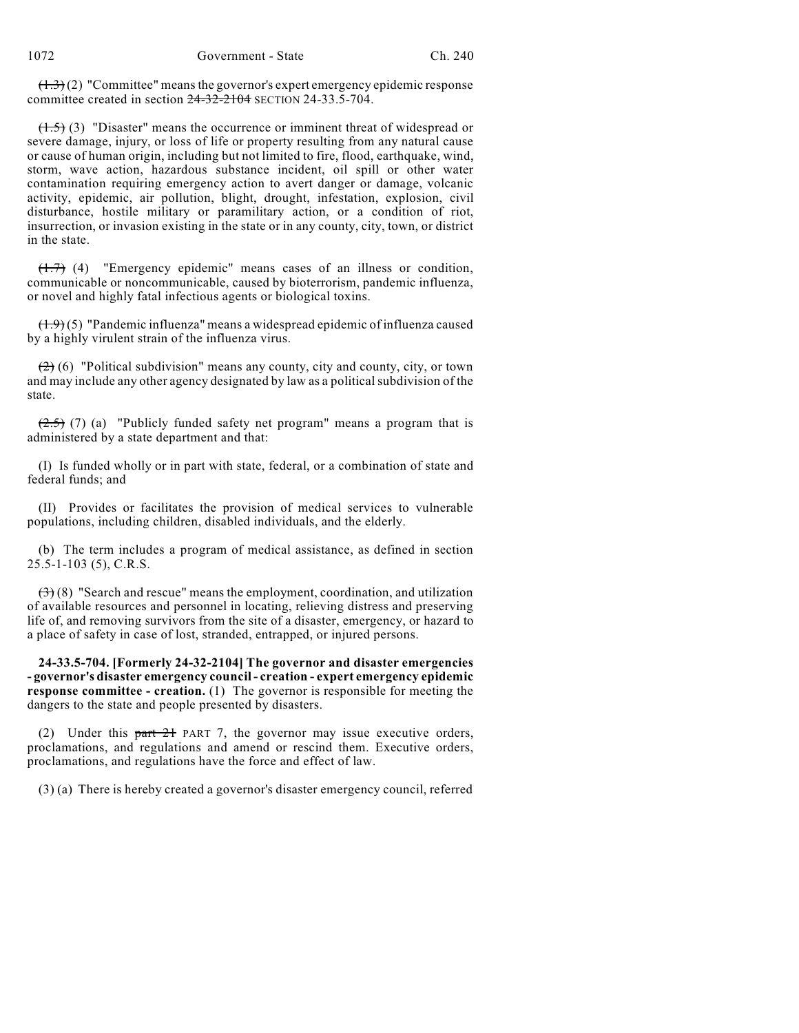~~(1.3)~~ (2) "Committee" means the governor's expert emergency epidemic response committee created in section ~~24-32-2104~~ SECTION 24-33.5-704.

~~(1.5)~~ (3) "Disaster" means the occurrence or imminent threat of widespread or severe damage, injury, or loss of life or property resulting from any natural cause or cause of human origin, including but not limited to fire, flood, earthquake, wind, storm, wave action, hazardous substance incident, oil spill or other water contamination requiring emergency action to avert danger or damage, volcanic activity, epidemic, air pollution, blight, drought, infestation, explosion, civil disturbance, hostile military or paramilitary action, or a condition of riot, insurrection, or invasion existing in the state or in any county, city, town, or district in the state.

~~(1.7)~~ (4) "Emergency epidemic" means cases of an illness or condition, communicable or noncommunicable, caused by bioterrorism, pandemic influenza, or novel and highly fatal infectious agents or biological toxins.

~~(1.9)~~ (5) "Pandemic influenza" means a widespread epidemic of influenza caused by a highly virulent strain of the influenza virus.

~~(2)~~ (6) "Political subdivision" means any county, city and county, city, or town and may include any other agency designated by law as a political subdivision of the state.

~~(2.5)~~ (7) (a) "Publicly funded safety net program" means a program that is administered by a state department and that:

(I) Is funded wholly or in part with state, federal, or a combination of state and federal funds; and

(II) Provides or facilitates the provision of medical services to vulnerable populations, including children, disabled individuals, and the elderly.

(b) The term includes a program of medical assistance, as defined in section 25.5-1-103 (5), C.R.S.

~~(3)~~ (8) "Search and rescue" means the employment, coordination, and utilization of available resources and personnel in locating, relieving distress and preserving life of, and removing survivors from the site of a disaster, emergency, or hazard to a place of safety in case of lost, stranded, entrapped, or injured persons.

**24-33.5-704. [Formerly 24-32-2104] The governor and disaster emergencies - governor's disaster emergency council - creation - expert emergency epidemic response committee - creation.** (1) The governor is responsible for meeting the dangers to the state and people presented by disasters.

(2) Under this ~~part 21~~ PART 7, the governor may issue executive orders, proclamations, and regulations and amend or rescind them. Executive orders, proclamations, and regulations have the force and effect of law.

(3) (a) There is hereby created a governor's disaster emergency council, referred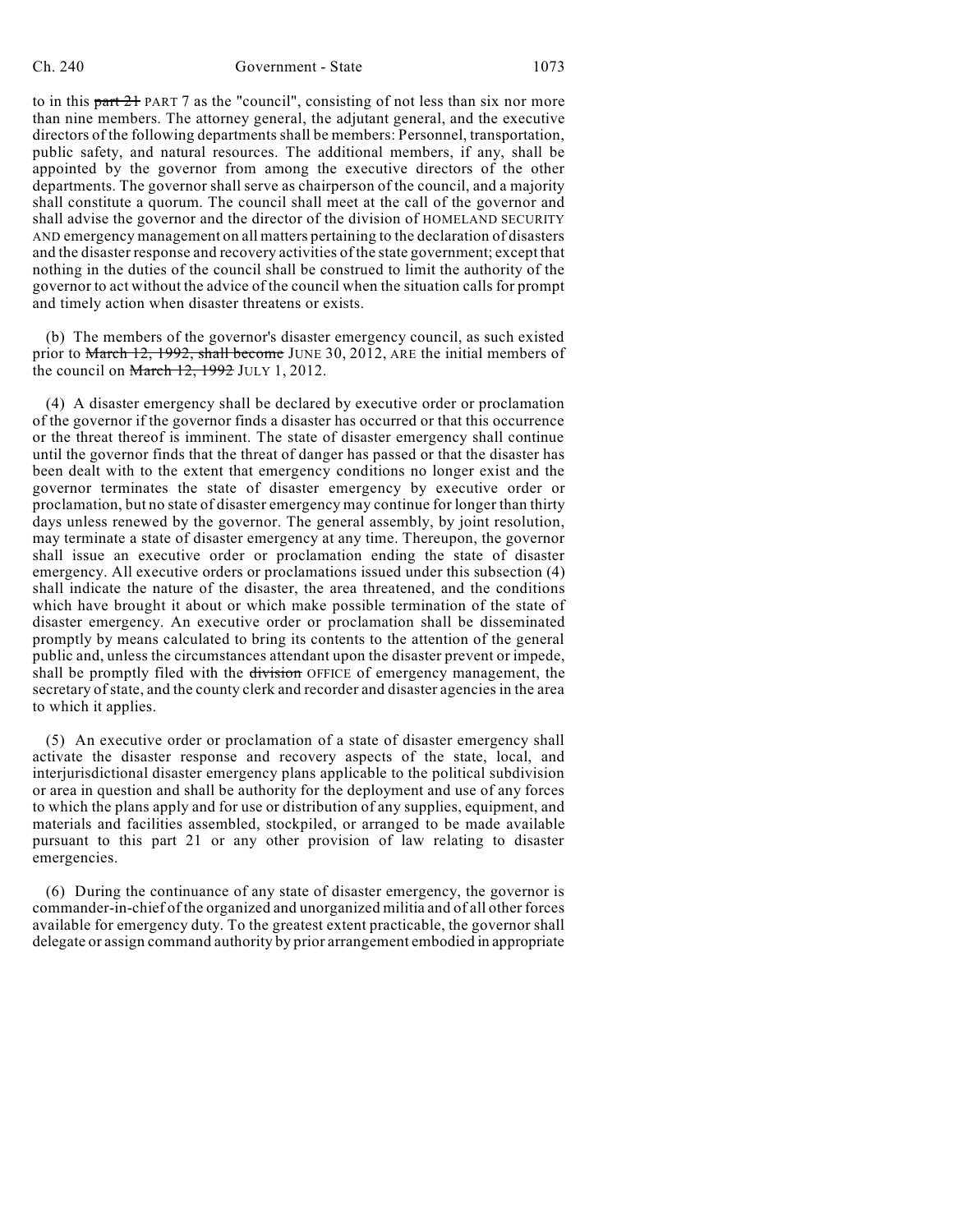to in this ~~part 21~~ PART 7 as the "council", consisting of not less than six nor more than nine members. The attorney general, the adjutant general, and the executive directors of the following departments shall be members: Personnel, transportation, public safety, and natural resources. The additional members, if any, shall be appointed by the governor from among the executive directors of the other departments. The governor shall serve as chairperson of the council, and a majority shall constitute a quorum. The council shall meet at the call of the governor and shall advise the governor and the director of the division of HOMELAND SECURITY AND emergency management on all matters pertaining to the declaration of disasters and the disaster response and recovery activities of the state government; except that nothing in the duties of the council shall be construed to limit the authority of the governor to act without the advice of the council when the situation calls for prompt and timely action when disaster threatens or exists.

(b) The members of the governor's disaster emergency council, as such existed prior to ~~March 12, 1992, shall become~~ JUNE 30, 2012, ARE the initial members of the council on ~~March 12, 1992~~ JULY 1, 2012.

(4) A disaster emergency shall be declared by executive order or proclamation of the governor if the governor finds a disaster has occurred or that this occurrence or the threat thereof is imminent. The state of disaster emergency shall continue until the governor finds that the threat of danger has passed or that the disaster has been dealt with to the extent that emergency conditions no longer exist and the governor terminates the state of disaster emergency by executive order or proclamation, but no state of disaster emergency may continue for longer than thirty days unless renewed by the governor. The general assembly, by joint resolution, may terminate a state of disaster emergency at any time. Thereupon, the governor shall issue an executive order or proclamation ending the state of disaster emergency. All executive orders or proclamations issued under this subsection (4) shall indicate the nature of the disaster, the area threatened, and the conditions which have brought it about or which make possible termination of the state of disaster emergency. An executive order or proclamation shall be disseminated promptly by means calculated to bring its contents to the attention of the general public and, unless the circumstances attendant upon the disaster prevent or impede, shall be promptly filed with the ~~division~~ OFFICE of emergency management, the secretary of state, and the county clerk and recorder and disaster agencies in the area to which it applies.

(5) An executive order or proclamation of a state of disaster emergency shall activate the disaster response and recovery aspects of the state, local, and interjurisdictional disaster emergency plans applicable to the political subdivision or area in question and shall be authority for the deployment and use of any forces to which the plans apply and for use or distribution of any supplies, equipment, and materials and facilities assembled, stockpiled, or arranged to be made available pursuant to this part 21 or any other provision of law relating to disaster emergencies.

(6) During the continuance of any state of disaster emergency, the governor is commander-in-chief of the organized and unorganized militia and of all other forces available for emergency duty. To the greatest extent practicable, the governor shall delegate or assign command authority by prior arrangement embodied in appropriate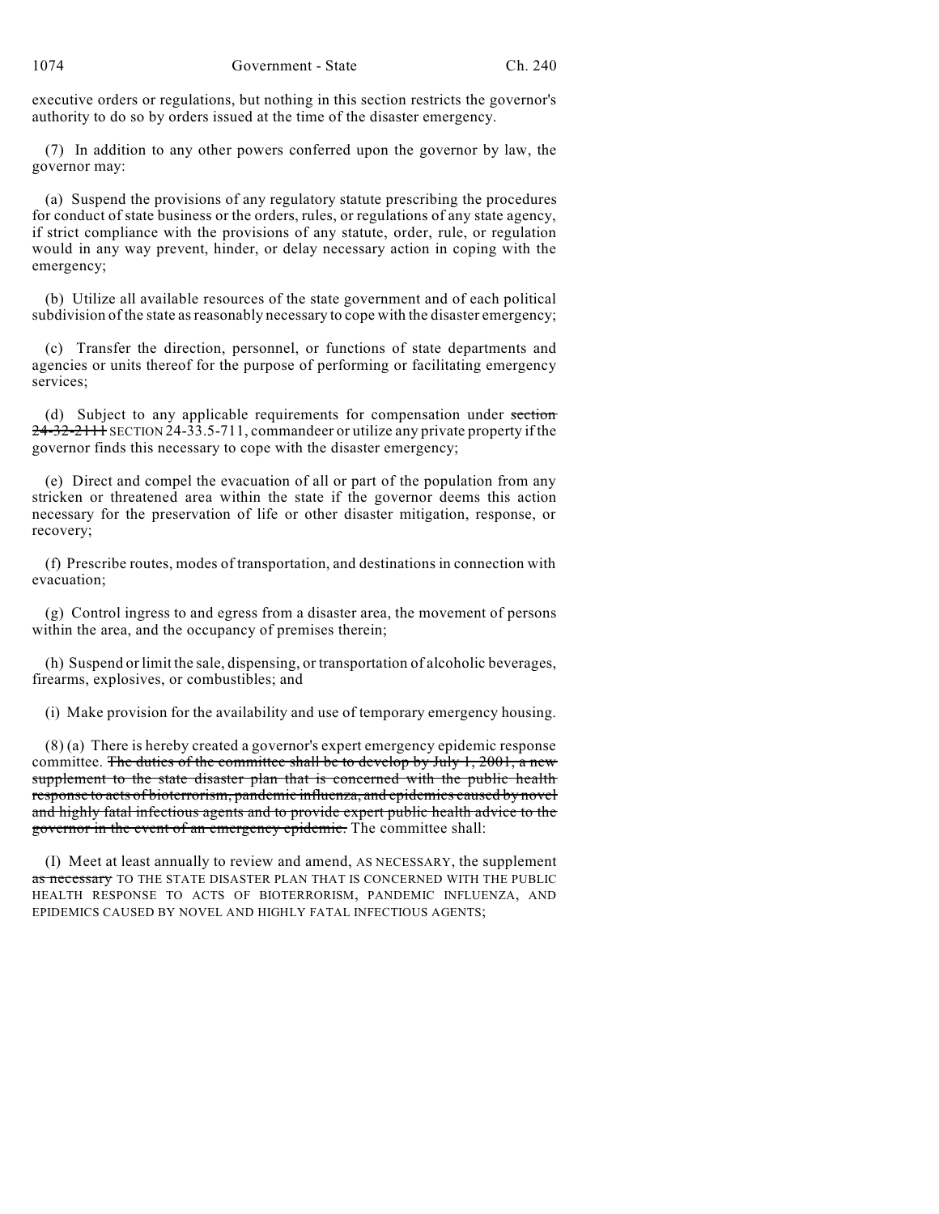executive orders or regulations, but nothing in this section restricts the governor's authority to do so by orders issued at the time of the disaster emergency.

(7) In addition to any other powers conferred upon the governor by law, the governor may:

(a) Suspend the provisions of any regulatory statute prescribing the procedures for conduct of state business or the orders, rules, or regulations of any state agency, if strict compliance with the provisions of any statute, order, rule, or regulation would in any way prevent, hinder, or delay necessary action in coping with the emergency;

(b) Utilize all available resources of the state government and of each political subdivision of the state as reasonably necessary to cope with the disaster emergency;

(c) Transfer the direction, personnel, or functions of state departments and agencies or units thereof for the purpose of performing or facilitating emergency services;

(d) Subject to any applicable requirements for compensation under ~~section 24-32-2111~~ SECTION 24-33.5-711, commandeer or utilize any private property if the governor finds this necessary to cope with the disaster emergency;

(e) Direct and compel the evacuation of all or part of the population from any stricken or threatened area within the state if the governor deems this action necessary for the preservation of life or other disaster mitigation, response, or recovery;

(f) Prescribe routes, modes of transportation, and destinations in connection with evacuation;

(g) Control ingress to and egress from a disaster area, the movement of persons within the area, and the occupancy of premises therein;

(h) Suspend or limit the sale, dispensing, or transportation of alcoholic beverages, firearms, explosives, or combustibles; and

(i) Make provision for the availability and use of temporary emergency housing.

(8) (a) There is hereby created a governor's expert emergency epidemic response committee. ~~The duties of the committee shall be to develop by July 1, 2001, a new supplement to the state disaster plan that is concerned with the public health response to acts of bioterrorism, pandemic influenza, and epidemics caused by novel and highly fatal infectious agents and to provide expert public health advice to the governor in the event of an emergency epidemic.~~ The committee shall:

(I) Meet at least annually to review and amend, AS NECESSARY, the supplement ~~as necessary~~ TO THE STATE DISASTER PLAN THAT IS CONCERNED WITH THE PUBLIC HEALTH RESPONSE TO ACTS OF BIOTERRORISM, PANDEMIC INFLUENZA, AND EPIDEMICS CAUSED BY NOVEL AND HIGHLY FATAL INFECTIOUS AGENTS;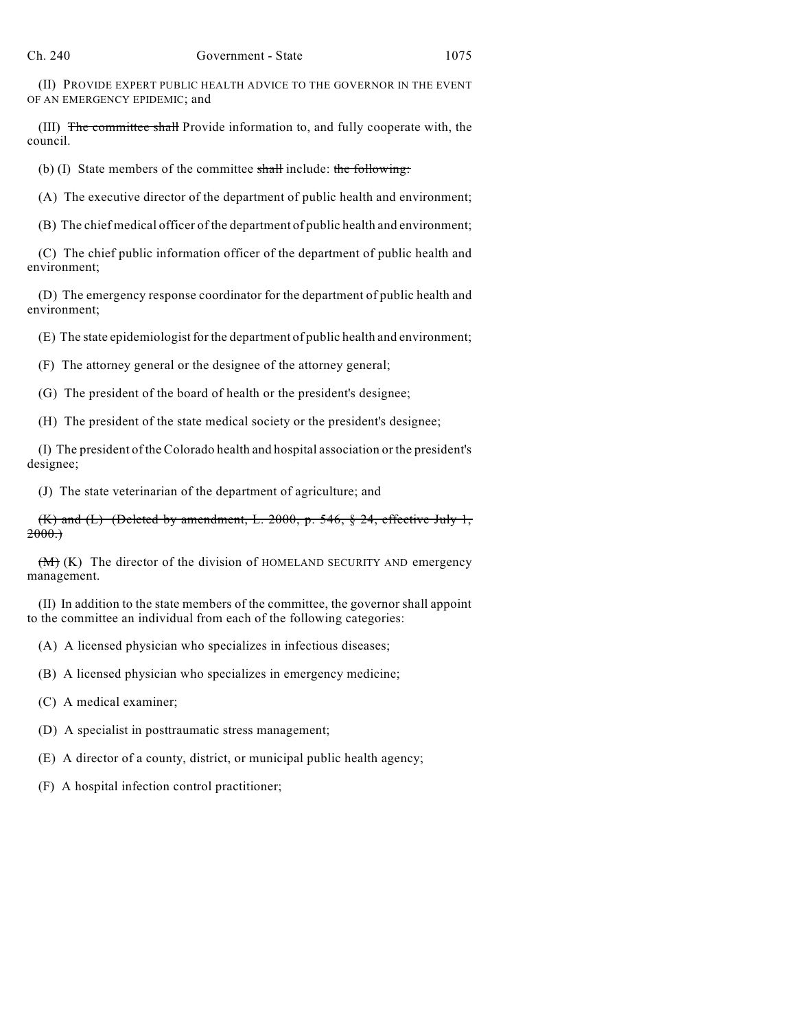(II) PROVIDE EXPERT PUBLIC HEALTH ADVICE TO THE GOVERNOR IN THE EVENT OF AN EMERGENCY EPIDEMIC; and

(III) ~~The committee shall~~ Provide information to, and fully cooperate with, the council.

(b) (I) State members of the committee ~~shall~~ include: ~~the following:~~

(A) The executive director of the department of public health and environment;

(B) The chief medical officer of the department of public health and environment;

(C) The chief public information officer of the department of public health and environment;

(D) The emergency response coordinator for the department of public health and environment;

(E) The state epidemiologist for the department of public health and environment;

(F) The attorney general or the designee of the attorney general;

(G) The president of the board of health or the president's designee;

(H) The president of the state medical society or the president's designee;

(I) The president of the Colorado health and hospital association or the president's designee;

(J) The state veterinarian of the department of agriculture; and

~~(K) and (L) (Deleted by amendment, L. 2000, p. 546, § 24, effective July 1, 2000.)~~

~~(M)~~ (K) The director of the division of HOMELAND SECURITY AND emergency management.

(II) In addition to the state members of the committee, the governor shall appoint to the committee an individual from each of the following categories:

(A) A licensed physician who specializes in infectious diseases;

(B) A licensed physician who specializes in emergency medicine;

(C) A medical examiner;

(D) A specialist in posttraumatic stress management;

(E) A director of a county, district, or municipal public health agency;

(F) A hospital infection control practitioner;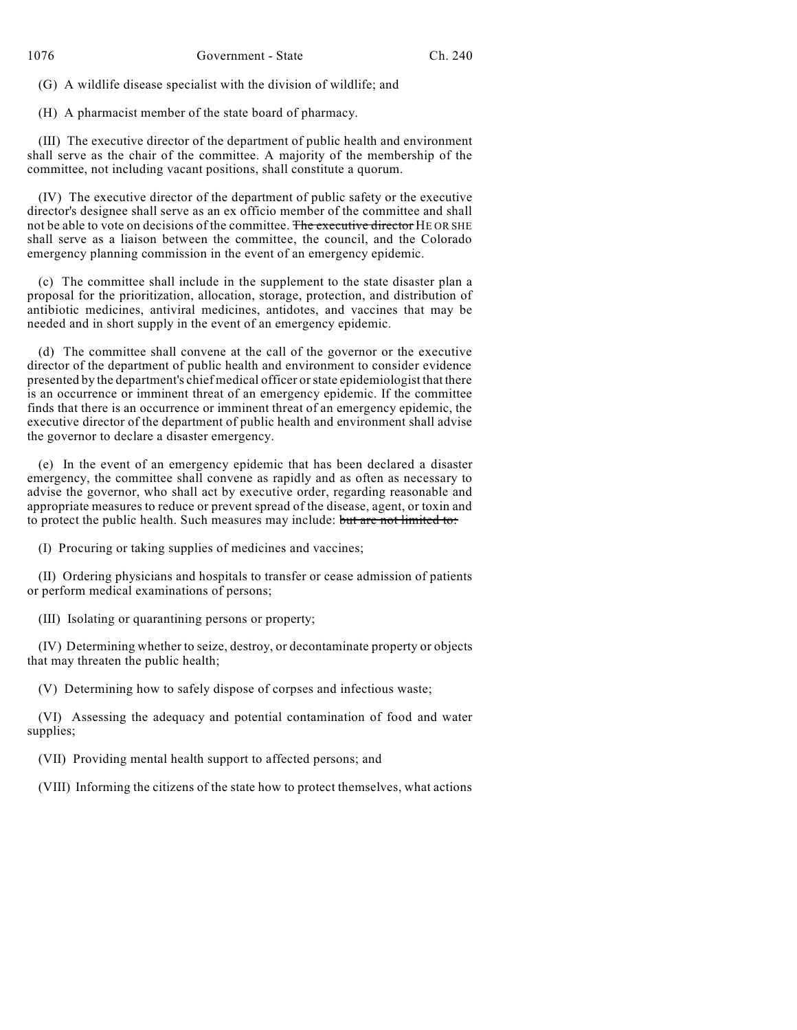(G) A wildlife disease specialist with the division of wildlife; and

(H) A pharmacist member of the state board of pharmacy.

(III) The executive director of the department of public health and environment shall serve as the chair of the committee. A majority of the membership of the committee, not including vacant positions, shall constitute a quorum.

(IV) The executive director of the department of public safety or the executive director's designee shall serve as an ex officio member of the committee and shall not be able to vote on decisions of the committee. ~~The executive director~~ HE OR SHE shall serve as a liaison between the committee, the council, and the Colorado emergency planning commission in the event of an emergency epidemic.

(c) The committee shall include in the supplement to the state disaster plan a proposal for the prioritization, allocation, storage, protection, and distribution of antibiotic medicines, antiviral medicines, antidotes, and vaccines that may be needed and in short supply in the event of an emergency epidemic.

(d) The committee shall convene at the call of the governor or the executive director of the department of public health and environment to consider evidence presented by the department's chief medical officer or state epidemiologist that there is an occurrence or imminent threat of an emergency epidemic. If the committee finds that there is an occurrence or imminent threat of an emergency epidemic, the executive director of the department of public health and environment shall advise the governor to declare a disaster emergency.

(e) In the event of an emergency epidemic that has been declared a disaster emergency, the committee shall convene as rapidly and as often as necessary to advise the governor, who shall act by executive order, regarding reasonable and appropriate measures to reduce or prevent spread of the disease, agent, or toxin and to protect the public health. Such measures may include: ~~but are not limited to:~~

(I) Procuring or taking supplies of medicines and vaccines;

(II) Ordering physicians and hospitals to transfer or cease admission of patients or perform medical examinations of persons;

(III) Isolating or quarantining persons or property;

(IV) Determining whether to seize, destroy, or decontaminate property or objects that may threaten the public health;

(V) Determining how to safely dispose of corpses and infectious waste;

(VI) Assessing the adequacy and potential contamination of food and water supplies;

(VII) Providing mental health support to affected persons; and

(VIII) Informing the citizens of the state how to protect themselves, what actions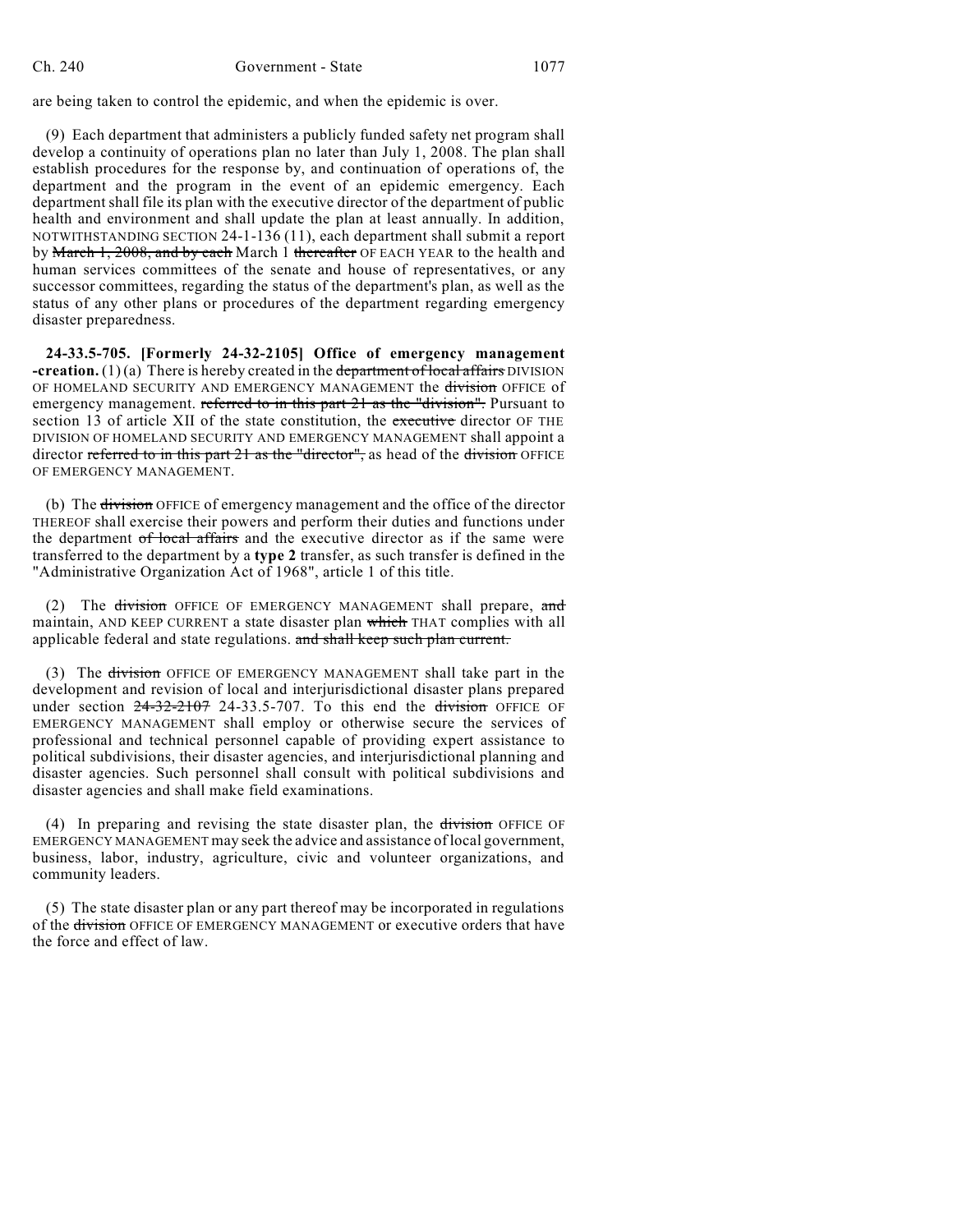are being taken to control the epidemic, and when the epidemic is over.

(9) Each department that administers a publicly funded safety net program shall develop a continuity of operations plan no later than July 1, 2008. The plan shall establish procedures for the response by, and continuation of operations of, the department and the program in the event of an epidemic emergency. Each department shall file its plan with the executive director of the department of public health and environment and shall update the plan at least annually. In addition, NOTWITHSTANDING SECTION 24-1-136 (11), each department shall submit a report by ~~March 1, 2008, and by each~~ March 1 ~~thereafter~~ OF EACH YEAR to the health and human services committees of the senate and house of representatives, or any successor committees, regarding the status of the department's plan, as well as the status of any other plans or procedures of the department regarding emergency disaster preparedness.

**24-33.5-705. [Formerly 24-32-2105] Office of emergency management -creation.** (1) (a) There is hereby created in the ~~department of local affairs~~ DIVISION OF HOMELAND SECURITY AND EMERGENCY MANAGEMENT the ~~division~~ OFFICE of emergency management. ~~referred to in this part 21 as the "division".~~ Pursuant to section 13 of article XII of the state constitution, the ~~executive~~ director OF THE DIVISION OF HOMELAND SECURITY AND EMERGENCY MANAGEMENT shall appoint a director ~~referred to in this part 21 as the "director",~~ as head of the ~~division~~ OFFICE OF EMERGENCY MANAGEMENT.

(b) The ~~division~~ OFFICE of emergency management and the office of the director THEREOF shall exercise their powers and perform their duties and functions under the department ~~of local affairs~~ and the executive director as if the same were transferred to the department by a **type 2** transfer, as such transfer is defined in the "Administrative Organization Act of 1968", article 1 of this title.

(2) The ~~division~~ OFFICE OF EMERGENCY MANAGEMENT shall prepare, ~~and~~ maintain, AND KEEP CURRENT a state disaster plan ~~which~~ THAT complies with all applicable federal and state regulations. ~~and shall keep such plan current.~~

(3) The ~~division~~ OFFICE OF EMERGENCY MANAGEMENT shall take part in the development and revision of local and interjurisdictional disaster plans prepared under section ~~24-32-2107~~ 24-33.5-707. To this end the ~~division~~ OFFICE OF EMERGENCY MANAGEMENT shall employ or otherwise secure the services of professional and technical personnel capable of providing expert assistance to political subdivisions, their disaster agencies, and interjurisdictional planning and disaster agencies. Such personnel shall consult with political subdivisions and disaster agencies and shall make field examinations.

(4) In preparing and revising the state disaster plan, the ~~division~~ OFFICE OF EMERGENCY MANAGEMENT may seek the advice and assistance of local government, business, labor, industry, agriculture, civic and volunteer organizations, and community leaders.

(5) The state disaster plan or any part thereof may be incorporated in regulations of the ~~division~~ OFFICE OF EMERGENCY MANAGEMENT or executive orders that have the force and effect of law.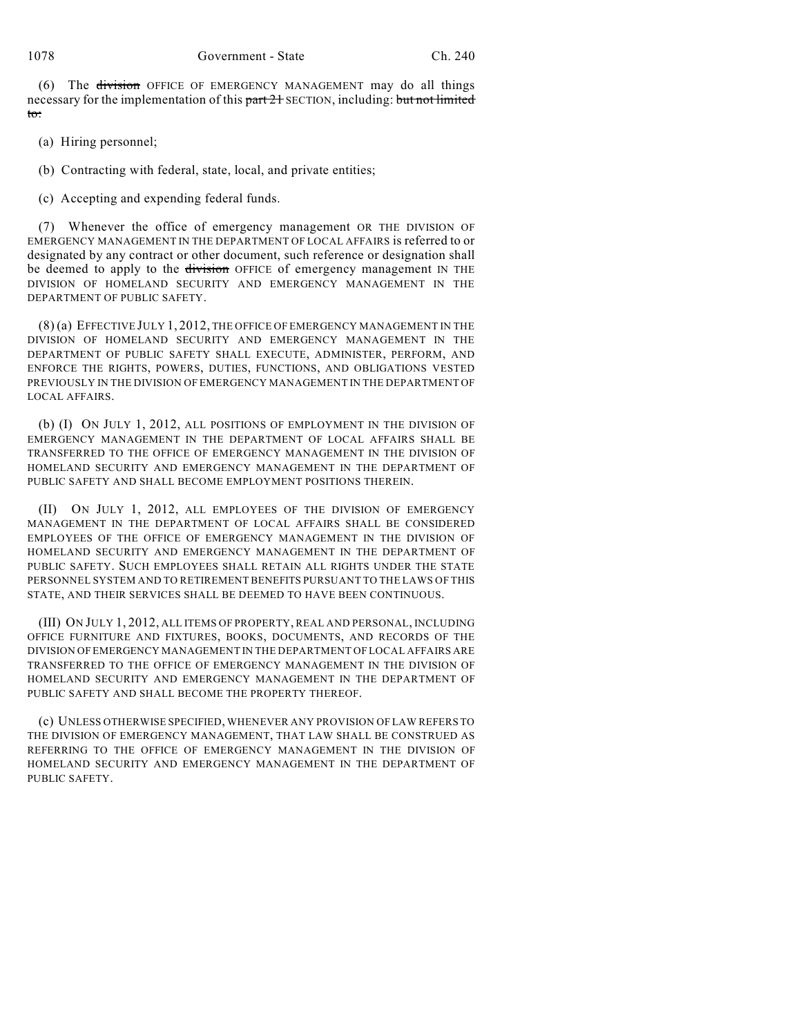(6) The ~~division~~ OFFICE OF EMERGENCY MANAGEMENT may do all things necessary for the implementation of this ~~part 21~~ SECTION, including: ~~but not limited to:~~

(a) Hiring personnel;

(b) Contracting with federal, state, local, and private entities;

(c) Accepting and expending federal funds.

(7) Whenever the office of emergency management OR THE DIVISION OF EMERGENCY MANAGEMENT IN THE DEPARTMENT OF LOCAL AFFAIRS is referred to or designated by any contract or other document, such reference or designation shall be deemed to apply to the ~~division~~ OFFICE of emergency management IN THE DIVISION OF HOMELAND SECURITY AND EMERGENCY MANAGEMENT IN THE DEPARTMENT OF PUBLIC SAFETY.

(8) (a) EFFECTIVE JULY 1, 2012, THE OFFICE OF EMERGENCY MANAGEMENT IN THE DIVISION OF HOMELAND SECURITY AND EMERGENCY MANAGEMENT IN THE DEPARTMENT OF PUBLIC SAFETY SHALL EXECUTE, ADMINISTER, PERFORM, AND ENFORCE THE RIGHTS, POWERS, DUTIES, FUNCTIONS, AND OBLIGATIONS VESTED PREVIOUSLY IN THE DIVISION OF EMERGENCY MANAGEMENT IN THE DEPARTMENT OF LOCAL AFFAIRS.

(b) (I) ON JULY 1, 2012, ALL POSITIONS OF EMPLOYMENT IN THE DIVISION OF EMERGENCY MANAGEMENT IN THE DEPARTMENT OF LOCAL AFFAIRS SHALL BE TRANSFERRED TO THE OFFICE OF EMERGENCY MANAGEMENT IN THE DIVISION OF HOMELAND SECURITY AND EMERGENCY MANAGEMENT IN THE DEPARTMENT OF PUBLIC SAFETY AND SHALL BECOME EMPLOYMENT POSITIONS THEREIN.

(II) ON JULY 1, 2012, ALL EMPLOYEES OF THE DIVISION OF EMERGENCY MANAGEMENT IN THE DEPARTMENT OF LOCAL AFFAIRS SHALL BE CONSIDERED EMPLOYEES OF THE OFFICE OF EMERGENCY MANAGEMENT IN THE DIVISION OF HOMELAND SECURITY AND EMERGENCY MANAGEMENT IN THE DEPARTMENT OF PUBLIC SAFETY. SUCH EMPLOYEES SHALL RETAIN ALL RIGHTS UNDER THE STATE PERSONNEL SYSTEM AND TO RETIREMENT BENEFITS PURSUANT TO THE LAWS OF THIS STATE, AND THEIR SERVICES SHALL BE DEEMED TO HAVE BEEN CONTINUOUS.

(III) ON JULY 1, 2012, ALL ITEMS OF PROPERTY, REAL AND PERSONAL, INCLUDING OFFICE FURNITURE AND FIXTURES, BOOKS, DOCUMENTS, AND RECORDS OF THE DIVISION OF EMERGENCY MANAGEMENT IN THE DEPARTMENT OF LOCAL AFFAIRS ARE TRANSFERRED TO THE OFFICE OF EMERGENCY MANAGEMENT IN THE DIVISION OF HOMELAND SECURITY AND EMERGENCY MANAGEMENT IN THE DEPARTMENT OF PUBLIC SAFETY AND SHALL BECOME THE PROPERTY THEREOF.

(c) UNLESS OTHERWISE SPECIFIED, WHENEVER ANY PROVISION OF LAW REFERS TO THE DIVISION OF EMERGENCY MANAGEMENT, THAT LAW SHALL BE CONSTRUED AS REFERRING TO THE OFFICE OF EMERGENCY MANAGEMENT IN THE DIVISION OF HOMELAND SECURITY AND EMERGENCY MANAGEMENT IN THE DEPARTMENT OF PUBLIC SAFETY.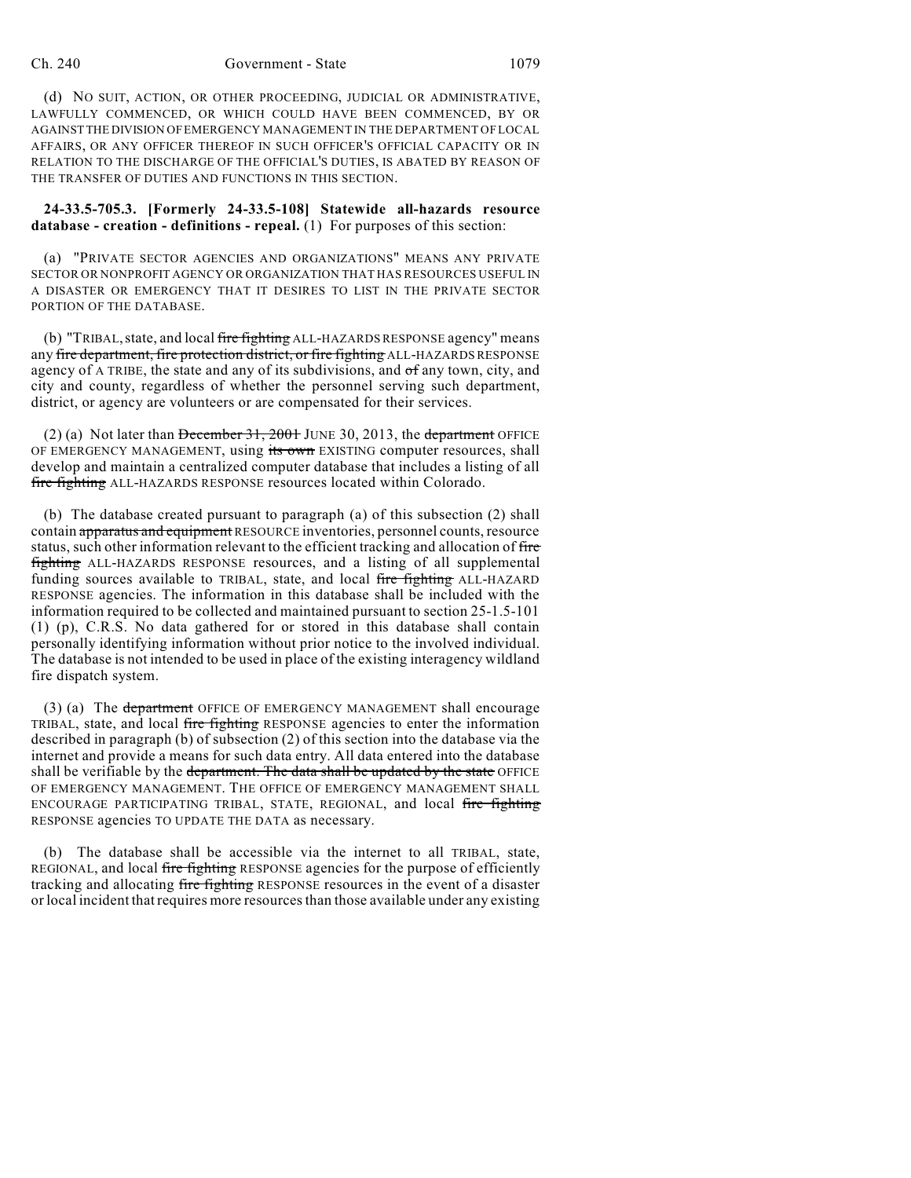(d) NO SUIT, ACTION, OR OTHER PROCEEDING, JUDICIAL OR ADMINISTRATIVE, LAWFULLY COMMENCED, OR WHICH COULD HAVE BEEN COMMENCED, BY OR AGAINST THE DIVISION OF EMERGENCY MANAGEMENT IN THE DEPARTMENT OF LOCAL AFFAIRS, OR ANY OFFICER THEREOF IN SUCH OFFICER'S OFFICIAL CAPACITY OR IN RELATION TO THE DISCHARGE OF THE OFFICIAL'S DUTIES, IS ABATED BY REASON OF THE TRANSFER OF DUTIES AND FUNCTIONS IN THIS SECTION.

**24-33.5-705.3. [Formerly 24-33.5-108] Statewide all-hazards resource database - creation - definitions - repeal.** (1) For purposes of this section:

(a) "PRIVATE SECTOR AGENCIES AND ORGANIZATIONS" MEANS ANY PRIVATE SECTOR OR NONPROFIT AGENCY OR ORGANIZATION THAT HAS RESOURCES USEFUL IN A DISASTER OR EMERGENCY THAT IT DESIRES TO LIST IN THE PRIVATE SECTOR PORTION OF THE DATABASE.

(b) "TRIBAL, state, and local ~~fire fighting~~ ALL-HAZARDS RESPONSE agency" means any ~~fire department, fire protection district, or fire fighting~~ ALL-HAZARDS RESPONSE agency of A TRIBE, the state and any of its subdivisions, and ~~of~~ any town, city, and city and county, regardless of whether the personnel serving such department, district, or agency are volunteers or are compensated for their services.

(2) (a) Not later than ~~December 31, 2001~~ JUNE 30, 2013, the ~~department~~ OFFICE OF EMERGENCY MANAGEMENT, using ~~its own~~ EXISTING computer resources, shall develop and maintain a centralized computer database that includes a listing of all ~~fire fighting~~ ALL-HAZARDS RESPONSE resources located within Colorado.

(b) The database created pursuant to paragraph (a) of this subsection (2) shall contain ~~apparatus and equipment~~ RESOURCE inventories, personnel counts, resource status, such other information relevant to the efficient tracking and allocation of ~~fire fighting~~ ALL-HAZARDS RESPONSE resources, and a listing of all supplemental funding sources available to TRIBAL, state, and local ~~fire fighting~~ ALL-HAZARD RESPONSE agencies. The information in this database shall be included with the information required to be collected and maintained pursuant to section 25-1.5-101 (1) (p), C.R.S. No data gathered for or stored in this database shall contain personally identifying information without prior notice to the involved individual. The database is not intended to be used in place of the existing interagency wildland fire dispatch system.

(3) (a) The ~~department~~ OFFICE OF EMERGENCY MANAGEMENT shall encourage TRIBAL, state, and local ~~fire fighting~~ RESPONSE agencies to enter the information described in paragraph (b) of subsection (2) of this section into the database via the internet and provide a means for such data entry. All data entered into the database shall be verifiable by the ~~department. The data shall be updated by the state~~ OFFICE OF EMERGENCY MANAGEMENT. THE OFFICE OF EMERGENCY MANAGEMENT SHALL ENCOURAGE PARTICIPATING TRIBAL, STATE, REGIONAL, and local ~~fire fighting~~ RESPONSE agencies TO UPDATE THE DATA as necessary.

(b) The database shall be accessible via the internet to all TRIBAL, state, REGIONAL, and local ~~fire fighting~~ RESPONSE agencies for the purpose of efficiently tracking and allocating ~~fire fighting~~ RESPONSE resources in the event of a disaster or local incident that requires more resources than those available under any existing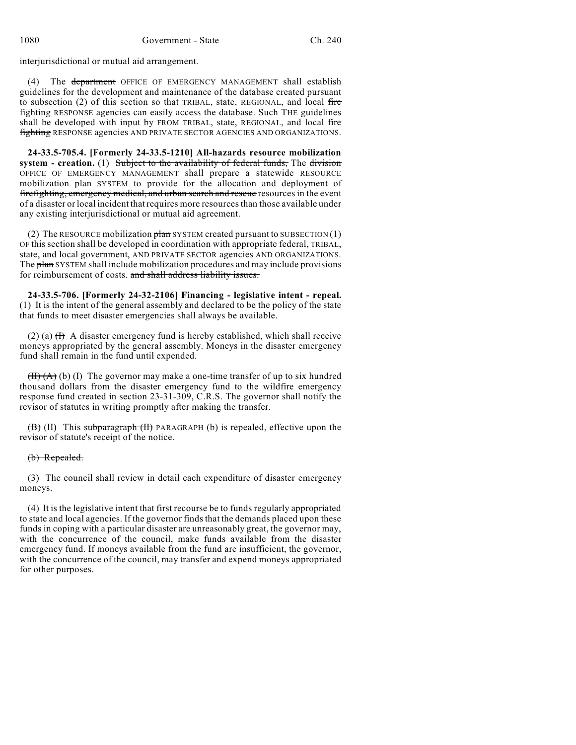interjurisdictional or mutual aid arrangement.

(4) The ~~department~~ OFFICE OF EMERGENCY MANAGEMENT shall establish guidelines for the development and maintenance of the database created pursuant to subsection (2) of this section so that TRIBAL, state, REGIONAL, and local ~~fire fighting~~ RESPONSE agencies can easily access the database. ~~Such~~ THE guidelines shall be developed with input ~~by~~ FROM TRIBAL, state, REGIONAL, and local ~~fire fighting~~ RESPONSE agencies AND PRIVATE SECTOR AGENCIES AND ORGANIZATIONS.

**24-33.5-705.4. [Formerly 24-33.5-1210] All-hazards resource mobilization system - creation.** (1) ~~Subject to the availability of federal funds,~~ The ~~division~~ OFFICE OF EMERGENCY MANAGEMENT shall prepare a statewide RESOURCE mobilization ~~plan~~ SYSTEM to provide for the allocation and deployment of ~~firefighting, emergency medical, and urban search and rescue~~ resources in the event of a disaster or local incident that requires more resources than those available under any existing interjurisdictional or mutual aid agreement.

(2) The RESOURCE mobilization ~~plan~~ SYSTEM created pursuant to SUBSECTION (1) OF this section shall be developed in coordination with appropriate federal, TRIBAL, state, ~~and~~ local government, AND PRIVATE SECTOR agencies AND ORGANIZATIONS. The ~~plan~~ SYSTEM shall include mobilization procedures and may include provisions for reimbursement of costs. ~~and shall address liability issues.~~

**24-33.5-706. [Formerly 24-32-2106] Financing - legislative intent - repeal.** (1) It is the intent of the general assembly and declared to be the policy of the state that funds to meet disaster emergencies shall always be available.

(2) (a) ~~(I)~~ A disaster emergency fund is hereby established, which shall receive moneys appropriated by the general assembly. Moneys in the disaster emergency fund shall remain in the fund until expended.

~~(II) (A)~~ (b) (I) The governor may make a one-time transfer of up to six hundred thousand dollars from the disaster emergency fund to the wildfire emergency response fund created in section 23-31-309, C.R.S. The governor shall notify the revisor of statutes in writing promptly after making the transfer.

~~(B)~~ (II) This ~~subparagraph (II)~~ PARAGRAPH (b) is repealed, effective upon the revisor of statute's receipt of the notice.

~~(b) Repealed.~~

(3) The council shall review in detail each expenditure of disaster emergency moneys.

(4) It is the legislative intent that first recourse be to funds regularly appropriated to state and local agencies. If the governor finds that the demands placed upon these funds in coping with a particular disaster are unreasonably great, the governor may, with the concurrence of the council, make funds available from the disaster emergency fund. If moneys available from the fund are insufficient, the governor, with the concurrence of the council, may transfer and expend moneys appropriated for other purposes.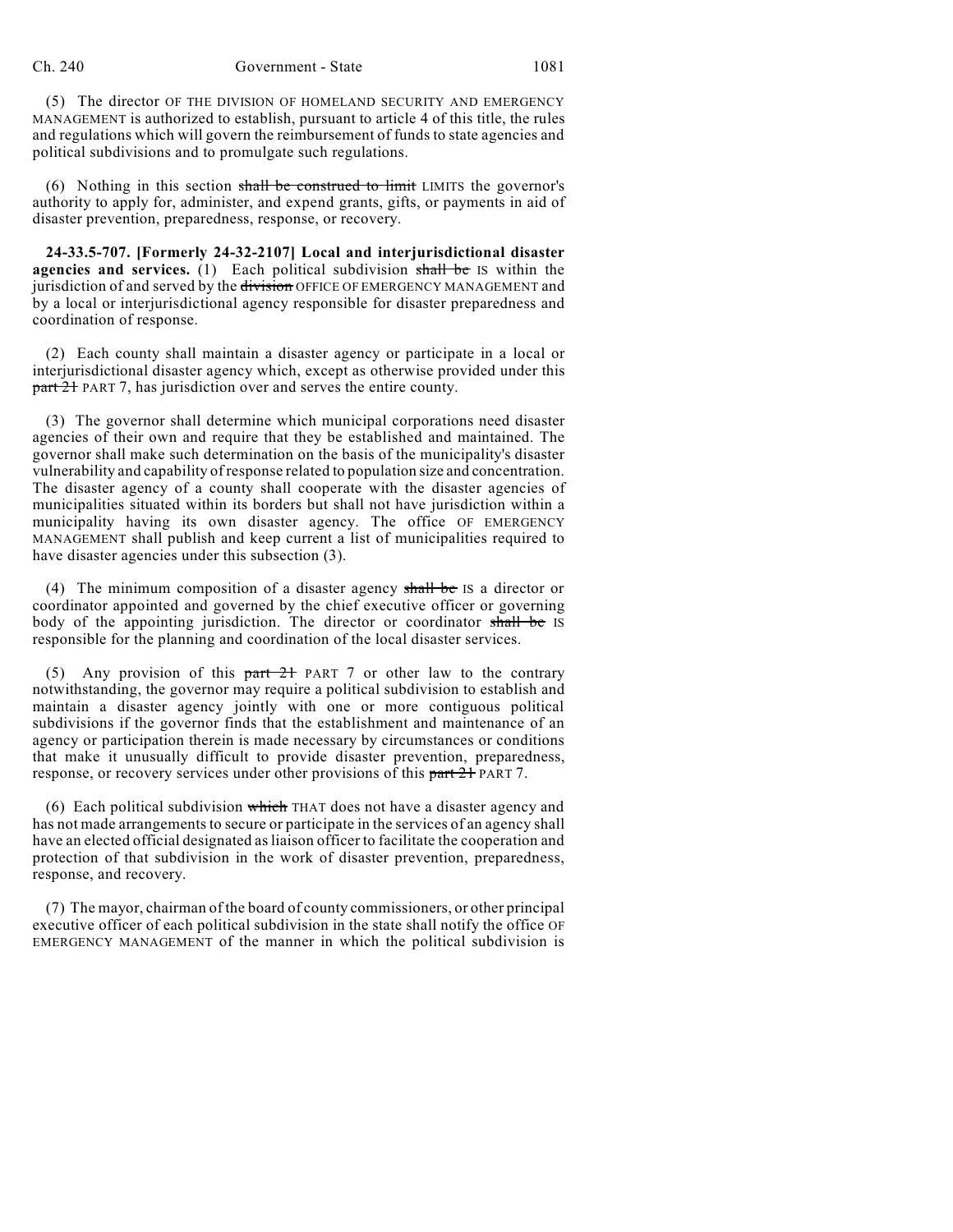(5) The director OF THE DIVISION OF HOMELAND SECURITY AND EMERGENCY MANAGEMENT is authorized to establish, pursuant to article 4 of this title, the rules and regulations which will govern the reimbursement of funds to state agencies and political subdivisions and to promulgate such regulations.

(6) Nothing in this section ~~shall be construed to limit~~ LIMITS the governor's authority to apply for, administer, and expend grants, gifts, or payments in aid of disaster prevention, preparedness, response, or recovery.

**24-33.5-707. [Formerly 24-32-2107] Local and interjurisdictional disaster agencies and services.** (1) Each political subdivision ~~shall be~~ IS within the jurisdiction of and served by the ~~division~~ OFFICE OF EMERGENCY MANAGEMENT and by a local or interjurisdictional agency responsible for disaster preparedness and coordination of response.

(2) Each county shall maintain a disaster agency or participate in a local or interjurisdictional disaster agency which, except as otherwise provided under this ~~part 21~~ PART 7, has jurisdiction over and serves the entire county.

(3) The governor shall determine which municipal corporations need disaster agencies of their own and require that they be established and maintained. The governor shall make such determination on the basis of the municipality's disaster vulnerability and capability of response related to population size and concentration. The disaster agency of a county shall cooperate with the disaster agencies of municipalities situated within its borders but shall not have jurisdiction within a municipality having its own disaster agency. The office OF EMERGENCY MANAGEMENT shall publish and keep current a list of municipalities required to have disaster agencies under this subsection (3).

(4) The minimum composition of a disaster agency ~~shall be~~ IS a director or coordinator appointed and governed by the chief executive officer or governing body of the appointing jurisdiction. The director or coordinator ~~shall be~~ IS responsible for the planning and coordination of the local disaster services.

(5) Any provision of this ~~part 21~~ PART 7 or other law to the contrary notwithstanding, the governor may require a political subdivision to establish and maintain a disaster agency jointly with one or more contiguous political subdivisions if the governor finds that the establishment and maintenance of an agency or participation therein is made necessary by circumstances or conditions that make it unusually difficult to provide disaster prevention, preparedness, response, or recovery services under other provisions of this ~~part 21~~ PART 7.

(6) Each political subdivision ~~which~~ THAT does not have a disaster agency and has not made arrangements to secure or participate in the services of an agency shall have an elected official designated as liaison officer to facilitate the cooperation and protection of that subdivision in the work of disaster prevention, preparedness, response, and recovery.

(7) The mayor, chairman of the board of county commissioners, or other principal executive officer of each political subdivision in the state shall notify the office OF EMERGENCY MANAGEMENT of the manner in which the political subdivision is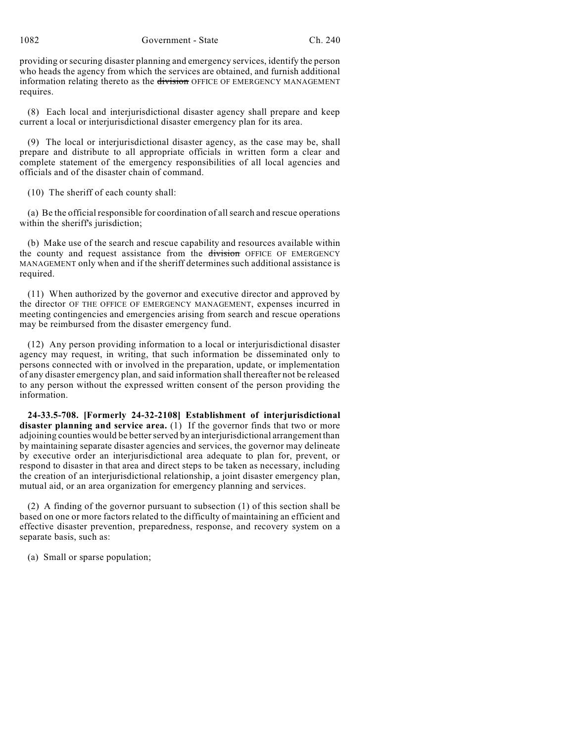providing or securing disaster planning and emergency services, identify the person who heads the agency from which the services are obtained, and furnish additional information relating thereto as the ~~division~~ OFFICE OF EMERGENCY MANAGEMENT requires.

(8) Each local and interjurisdictional disaster agency shall prepare and keep current a local or interjurisdictional disaster emergency plan for its area.

(9) The local or interjurisdictional disaster agency, as the case may be, shall prepare and distribute to all appropriate officials in written form a clear and complete statement of the emergency responsibilities of all local agencies and officials and of the disaster chain of command.

(10) The sheriff of each county shall:

(a) Be the official responsible for coordination of all search and rescue operations within the sheriff's jurisdiction;

(b) Make use of the search and rescue capability and resources available within the county and request assistance from the ~~division~~ OFFICE OF EMERGENCY MANAGEMENT only when and if the sheriff determines such additional assistance is required.

(11) When authorized by the governor and executive director and approved by the director OF THE OFFICE OF EMERGENCY MANAGEMENT, expenses incurred in meeting contingencies and emergencies arising from search and rescue operations may be reimbursed from the disaster emergency fund.

(12) Any person providing information to a local or interjurisdictional disaster agency may request, in writing, that such information be disseminated only to persons connected with or involved in the preparation, update, or implementation of any disaster emergency plan, and said information shall thereafter not be released to any person without the expressed written consent of the person providing the information.

**24-33.5-708. [Formerly 24-32-2108] Establishment of interjurisdictional disaster planning and service area.** (1) If the governor finds that two or more adjoining counties would be better served by an interjurisdictional arrangement than by maintaining separate disaster agencies and services, the governor may delineate by executive order an interjurisdictional area adequate to plan for, prevent, or respond to disaster in that area and direct steps to be taken as necessary, including the creation of an interjurisdictional relationship, a joint disaster emergency plan, mutual aid, or an area organization for emergency planning and services.

(2) A finding of the governor pursuant to subsection (1) of this section shall be based on one or more factors related to the difficulty of maintaining an efficient and effective disaster prevention, preparedness, response, and recovery system on a separate basis, such as:

(a) Small or sparse population;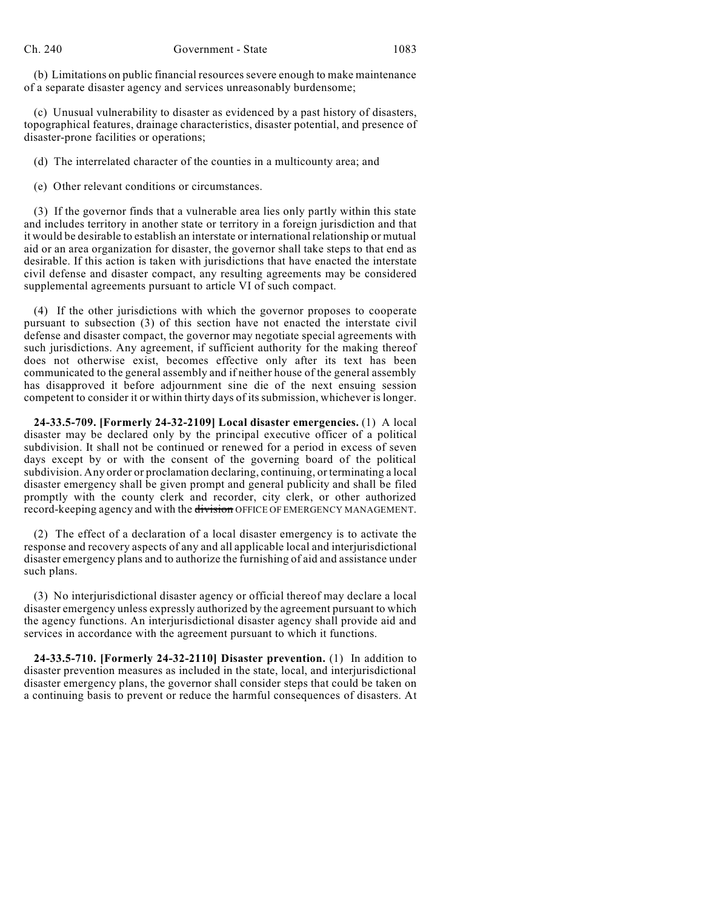(b) Limitations on public financial resources severe enough to make maintenance of a separate disaster agency and services unreasonably burdensome;

(c) Unusual vulnerability to disaster as evidenced by a past history of disasters, topographical features, drainage characteristics, disaster potential, and presence of disaster-prone facilities or operations;

(d) The interrelated character of the counties in a multicounty area; and

(e) Other relevant conditions or circumstances.

(3) If the governor finds that a vulnerable area lies only partly within this state and includes territory in another state or territory in a foreign jurisdiction and that it would be desirable to establish an interstate or international relationship or mutual aid or an area organization for disaster, the governor shall take steps to that end as desirable. If this action is taken with jurisdictions that have enacted the interstate civil defense and disaster compact, any resulting agreements may be considered supplemental agreements pursuant to article VI of such compact.

(4) If the other jurisdictions with which the governor proposes to cooperate pursuant to subsection (3) of this section have not enacted the interstate civil defense and disaster compact, the governor may negotiate special agreements with such jurisdictions. Any agreement, if sufficient authority for the making thereof does not otherwise exist, becomes effective only after its text has been communicated to the general assembly and if neither house of the general assembly has disapproved it before adjournment sine die of the next ensuing session competent to consider it or within thirty days of its submission, whichever is longer.

**24-33.5-709. [Formerly 24-32-2109] Local disaster emergencies.** (1) A local disaster may be declared only by the principal executive officer of a political subdivision. It shall not be continued or renewed for a period in excess of seven days except by or with the consent of the governing board of the political subdivision. Any order or proclamation declaring, continuing, or terminating a local disaster emergency shall be given prompt and general publicity and shall be filed promptly with the county clerk and recorder, city clerk, or other authorized record-keeping agency and with the ~~division~~ OFFICE OF EMERGENCY MANAGEMENT.

(2) The effect of a declaration of a local disaster emergency is to activate the response and recovery aspects of any and all applicable local and interjurisdictional disaster emergency plans and to authorize the furnishing of aid and assistance under such plans.

(3) No interjurisdictional disaster agency or official thereof may declare a local disaster emergency unless expressly authorized by the agreement pursuant to which the agency functions. An interjurisdictional disaster agency shall provide aid and services in accordance with the agreement pursuant to which it functions.

**24-33.5-710. [Formerly 24-32-2110] Disaster prevention.** (1) In addition to disaster prevention measures as included in the state, local, and interjurisdictional disaster emergency plans, the governor shall consider steps that could be taken on a continuing basis to prevent or reduce the harmful consequences of disasters. At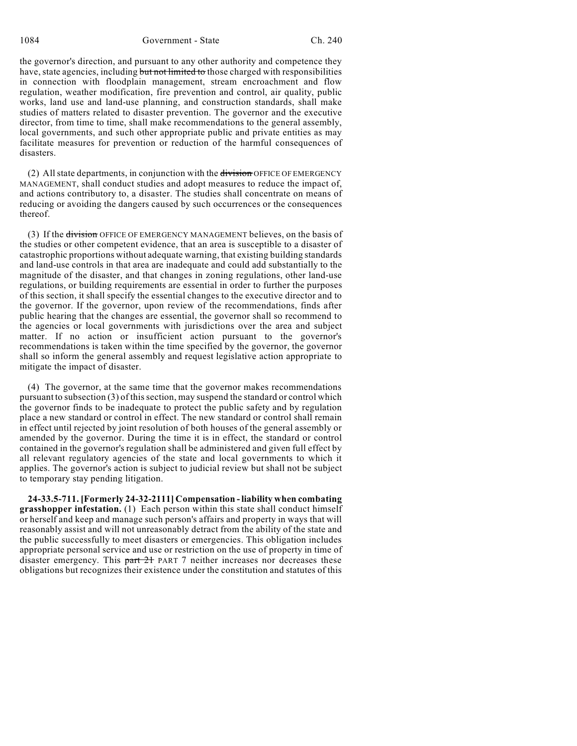the governor's direction, and pursuant to any other authority and competence they have, state agencies, including ~~but not limited to~~ those charged with responsibilities in connection with floodplain management, stream encroachment and flow regulation, weather modification, fire prevention and control, air quality, public works, land use and land-use planning, and construction standards, shall make studies of matters related to disaster prevention. The governor and the executive director, from time to time, shall make recommendations to the general assembly, local governments, and such other appropriate public and private entities as may facilitate measures for prevention or reduction of the harmful consequences of disasters.

(2) All state departments, in conjunction with the ~~division~~ OFFICE OF EMERGENCY MANAGEMENT, shall conduct studies and adopt measures to reduce the impact of, and actions contributory to, a disaster. The studies shall concentrate on means of reducing or avoiding the dangers caused by such occurrences or the consequences thereof.

(3) If the ~~division~~ OFFICE OF EMERGENCY MANAGEMENT believes, on the basis of the studies or other competent evidence, that an area is susceptible to a disaster of catastrophic proportions without adequate warning, that existing building standards and land-use controls in that area are inadequate and could add substantially to the magnitude of the disaster, and that changes in zoning regulations, other land-use regulations, or building requirements are essential in order to further the purposes of this section, it shall specify the essential changes to the executive director and to the governor. If the governor, upon review of the recommendations, finds after public hearing that the changes are essential, the governor shall so recommend to the agencies or local governments with jurisdictions over the area and subject matter. If no action or insufficient action pursuant to the governor's recommendations is taken within the time specified by the governor, the governor shall so inform the general assembly and request legislative action appropriate to mitigate the impact of disaster.

(4) The governor, at the same time that the governor makes recommendations pursuant to subsection (3) of this section, may suspend the standard or control which the governor finds to be inadequate to protect the public safety and by regulation place a new standard or control in effect. The new standard or control shall remain in effect until rejected by joint resolution of both houses of the general assembly or amended by the governor. During the time it is in effect, the standard or control contained in the governor's regulation shall be administered and given full effect by all relevant regulatory agencies of the state and local governments to which it applies. The governor's action is subject to judicial review but shall not be subject to temporary stay pending litigation.

**24-33.5-711. [Formerly 24-32-2111] Compensation - liability when combating grasshopper infestation.** (1) Each person within this state shall conduct himself or herself and keep and manage such person's affairs and property in ways that will reasonably assist and will not unreasonably detract from the ability of the state and the public successfully to meet disasters or emergencies. This obligation includes appropriate personal service and use or restriction on the use of property in time of disaster emergency. This ~~part 21~~ PART 7 neither increases nor decreases these obligations but recognizes their existence under the constitution and statutes of this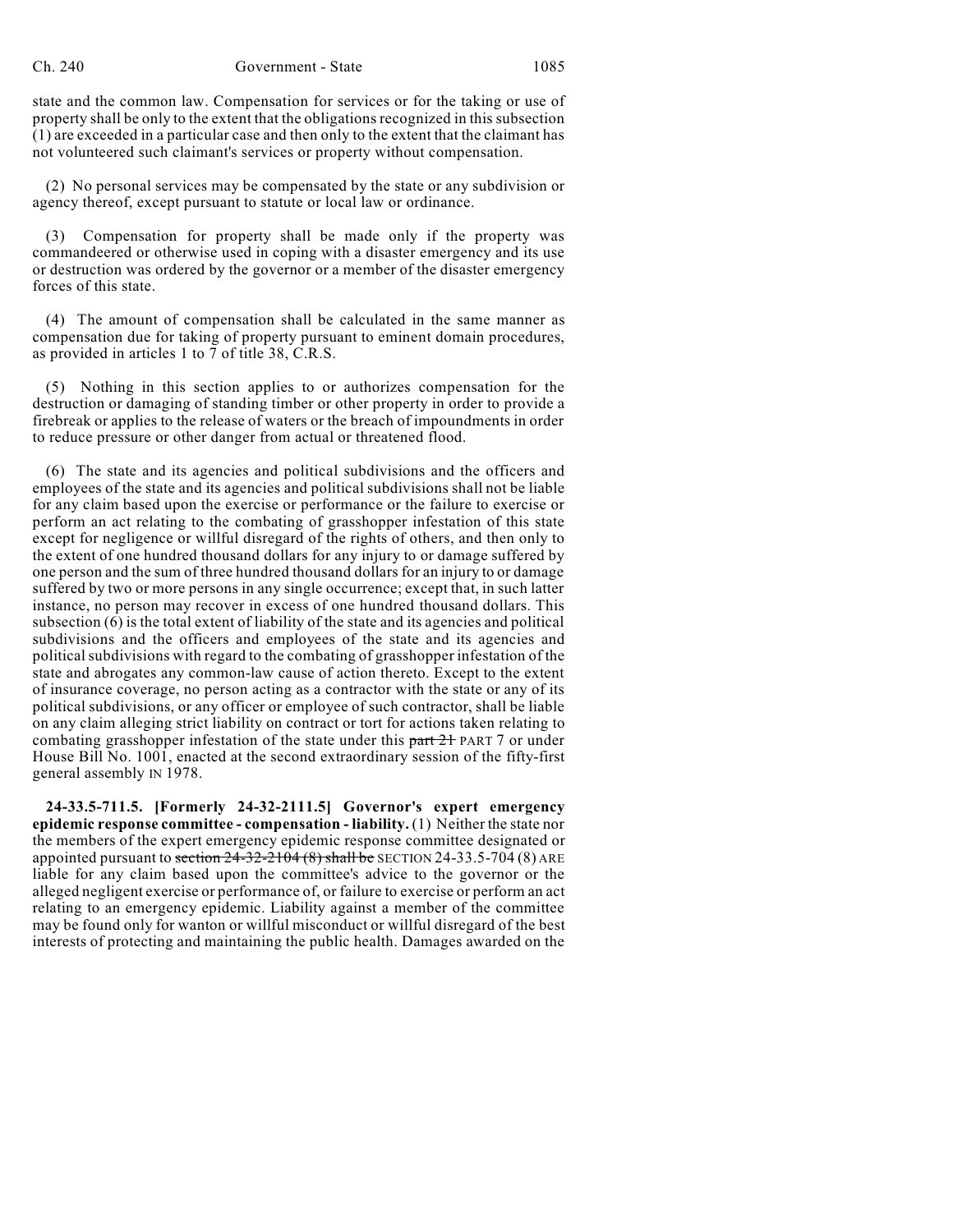state and the common law. Compensation for services or for the taking or use of property shall be only to the extent that the obligations recognized in this subsection (1) are exceeded in a particular case and then only to the extent that the claimant has not volunteered such claimant's services or property without compensation.

(2) No personal services may be compensated by the state or any subdivision or agency thereof, except pursuant to statute or local law or ordinance.

(3) Compensation for property shall be made only if the property was commandeered or otherwise used in coping with a disaster emergency and its use or destruction was ordered by the governor or a member of the disaster emergency forces of this state.

(4) The amount of compensation shall be calculated in the same manner as compensation due for taking of property pursuant to eminent domain procedures, as provided in articles 1 to 7 of title 38, C.R.S.

(5) Nothing in this section applies to or authorizes compensation for the destruction or damaging of standing timber or other property in order to provide a firebreak or applies to the release of waters or the breach of impoundments in order to reduce pressure or other danger from actual or threatened flood.

(6) The state and its agencies and political subdivisions and the officers and employees of the state and its agencies and political subdivisions shall not be liable for any claim based upon the exercise or performance or the failure to exercise or perform an act relating to the combating of grasshopper infestation of this state except for negligence or willful disregard of the rights of others, and then only to the extent of one hundred thousand dollars for any injury to or damage suffered by one person and the sum of three hundred thousand dollars for an injury to or damage suffered by two or more persons in any single occurrence; except that, in such latter instance, no person may recover in excess of one hundred thousand dollars. This subsection (6) is the total extent of liability of the state and its agencies and political subdivisions and the officers and employees of the state and its agencies and political subdivisions with regard to the combating of grasshopper infestation of the state and abrogates any common-law cause of action thereto. Except to the extent of insurance coverage, no person acting as a contractor with the state or any of its political subdivisions, or any officer or employee of such contractor, shall be liable on any claim alleging strict liability on contract or tort for actions taken relating to combating grasshopper infestation of the state under this ~~part 21~~ PART 7 or under House Bill No. 1001, enacted at the second extraordinary session of the fifty-first general assembly IN 1978.

**24-33.5-711.5. [Formerly 24-32-2111.5] Governor's expert emergency epidemic response committee - compensation - liability.** (1) Neither the state nor the members of the expert emergency epidemic response committee designated or appointed pursuant to ~~section 24-32-2104 (8) shall be~~ SECTION 24-33.5-704 (8) ARE liable for any claim based upon the committee's advice to the governor or the alleged negligent exercise or performance of, or failure to exercise or perform an act relating to an emergency epidemic. Liability against a member of the committee may be found only for wanton or willful misconduct or willful disregard of the best interests of protecting and maintaining the public health. Damages awarded on the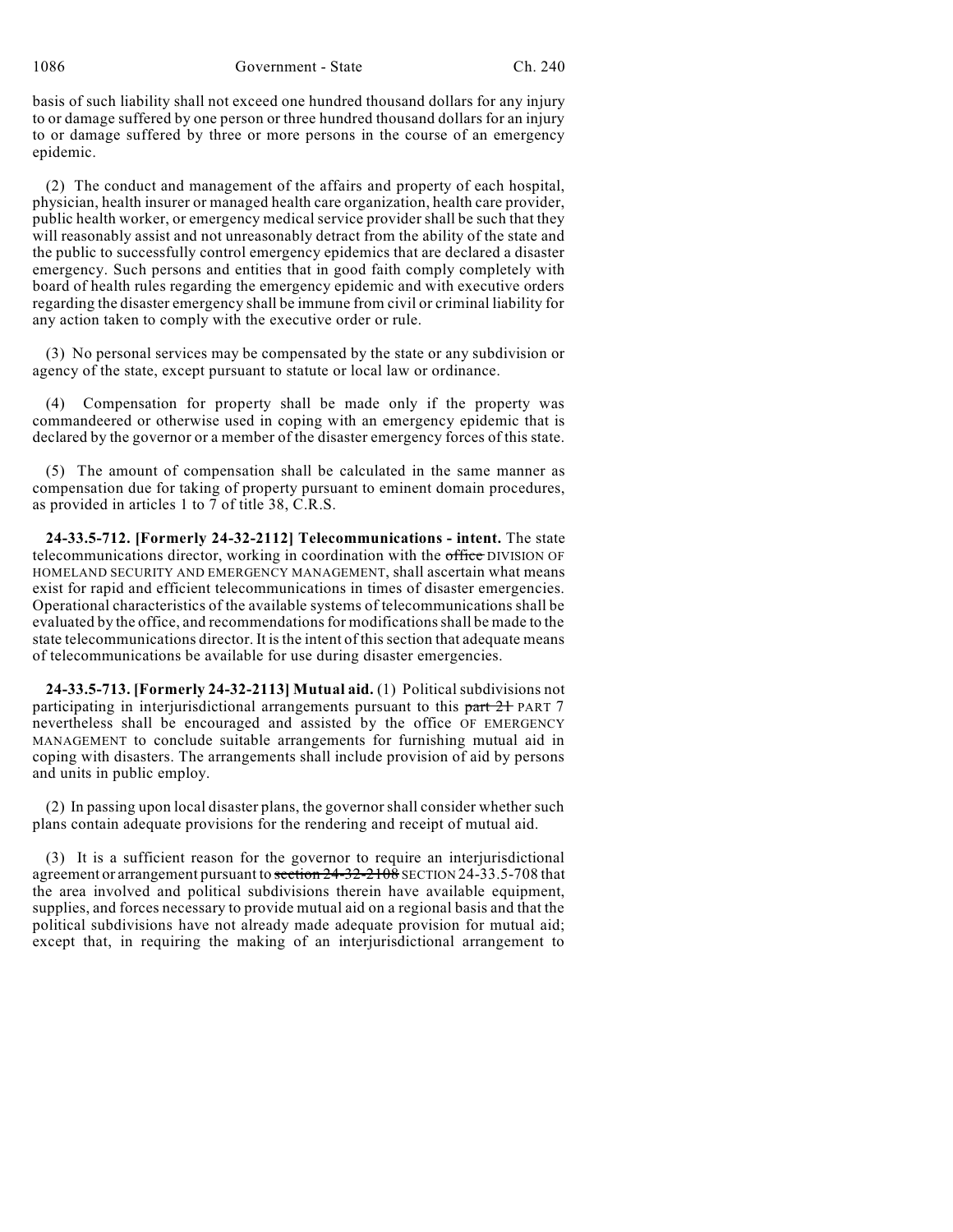basis of such liability shall not exceed one hundred thousand dollars for any injury to or damage suffered by one person or three hundred thousand dollars for an injury to or damage suffered by three or more persons in the course of an emergency epidemic.

(2) The conduct and management of the affairs and property of each hospital, physician, health insurer or managed health care organization, health care provider, public health worker, or emergency medical service provider shall be such that they will reasonably assist and not unreasonably detract from the ability of the state and the public to successfully control emergency epidemics that are declared a disaster emergency. Such persons and entities that in good faith comply completely with board of health rules regarding the emergency epidemic and with executive orders regarding the disaster emergency shall be immune from civil or criminal liability for any action taken to comply with the executive order or rule.

(3) No personal services may be compensated by the state or any subdivision or agency of the state, except pursuant to statute or local law or ordinance.

(4) Compensation for property shall be made only if the property was commandeered or otherwise used in coping with an emergency epidemic that is declared by the governor or a member of the disaster emergency forces of this state.

(5) The amount of compensation shall be calculated in the same manner as compensation due for taking of property pursuant to eminent domain procedures, as provided in articles 1 to 7 of title 38, C.R.S.

**24-33.5-712. [Formerly 24-32-2112] Telecommunications - intent.** The state telecommunications director, working in coordination with the ~~office~~ DIVISION OF HOMELAND SECURITY AND EMERGENCY MANAGEMENT, shall ascertain what means exist for rapid and efficient telecommunications in times of disaster emergencies. Operational characteristics of the available systems of telecommunications shall be evaluated by the office, and recommendations for modifications shall be made to the state telecommunications director. It is the intent of this section that adequate means of telecommunications be available for use during disaster emergencies.

**24-33.5-713. [Formerly 24-32-2113] Mutual aid.** (1) Political subdivisions not participating in interjurisdictional arrangements pursuant to this ~~part 21~~ PART 7 nevertheless shall be encouraged and assisted by the office OF EMERGENCY MANAGEMENT to conclude suitable arrangements for furnishing mutual aid in coping with disasters. The arrangements shall include provision of aid by persons and units in public employ.

(2) In passing upon local disaster plans, the governor shall consider whether such plans contain adequate provisions for the rendering and receipt of mutual aid.

(3) It is a sufficient reason for the governor to require an interjurisdictional agreement or arrangement pursuant to ~~section 24-32-2108~~ SECTION 24-33.5-708 that the area involved and political subdivisions therein have available equipment, supplies, and forces necessary to provide mutual aid on a regional basis and that the political subdivisions have not already made adequate provision for mutual aid; except that, in requiring the making of an interjurisdictional arrangement to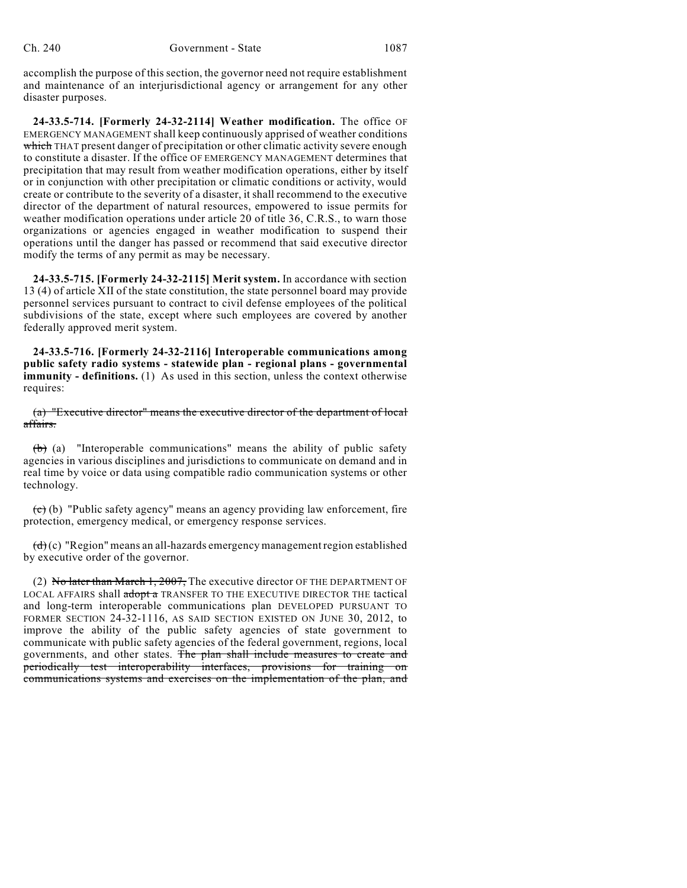accomplish the purpose of this section, the governor need not require establishment and maintenance of an interjurisdictional agency or arrangement for any other disaster purposes.

**24-33.5-714. [Formerly 24-32-2114] Weather modification.** The office OF EMERGENCY MANAGEMENT shall keep continuously apprised of weather conditions ~~which~~ THAT present danger of precipitation or other climatic activity severe enough to constitute a disaster. If the office OF EMERGENCY MANAGEMENT determines that precipitation that may result from weather modification operations, either by itself or in conjunction with other precipitation or climatic conditions or activity, would create or contribute to the severity of a disaster, it shall recommend to the executive director of the department of natural resources, empowered to issue permits for weather modification operations under article 20 of title 36, C.R.S., to warn those organizations or agencies engaged in weather modification to suspend their operations until the danger has passed or recommend that said executive director modify the terms of any permit as may be necessary.

**24-33.5-715. [Formerly 24-32-2115] Merit system.** In accordance with section 13 (4) of article XII of the state constitution, the state personnel board may provide personnel services pursuant to contract to civil defense employees of the political subdivisions of the state, except where such employees are covered by another federally approved merit system.

**24-33.5-716. [Formerly 24-32-2116] Interoperable communications among public safety radio systems - statewide plan - regional plans - governmental immunity - definitions.** (1) As used in this section, unless the context otherwise requires:

~~(a) "Executive director" means the executive director of the department of local affairs.~~

~~(b)~~ (a) "Interoperable communications" means the ability of public safety agencies in various disciplines and jurisdictions to communicate on demand and in real time by voice or data using compatible radio communication systems or other technology.

~~(c)~~ (b) "Public safety agency" means an agency providing law enforcement, fire protection, emergency medical, or emergency response services.

~~(d)~~ (c) "Region" means an all-hazards emergency management region established by executive order of the governor.

(2) ~~No later than March 1, 2007,~~ The executive director OF THE DEPARTMENT OF LOCAL AFFAIRS shall ~~adopt a~~ TRANSFER TO THE EXECUTIVE DIRECTOR THE tactical and long-term interoperable communications plan DEVELOPED PURSUANT TO FORMER SECTION 24-32-1116, AS SAID SECTION EXISTED ON JUNE 30, 2012, to improve the ability of the public safety agencies of state government to communicate with public safety agencies of the federal government, regions, local governments, and other states. ~~The plan shall include measures to create and periodically test interoperability interfaces, provisions for training on communications systems and exercises on the implementation of the plan, and~~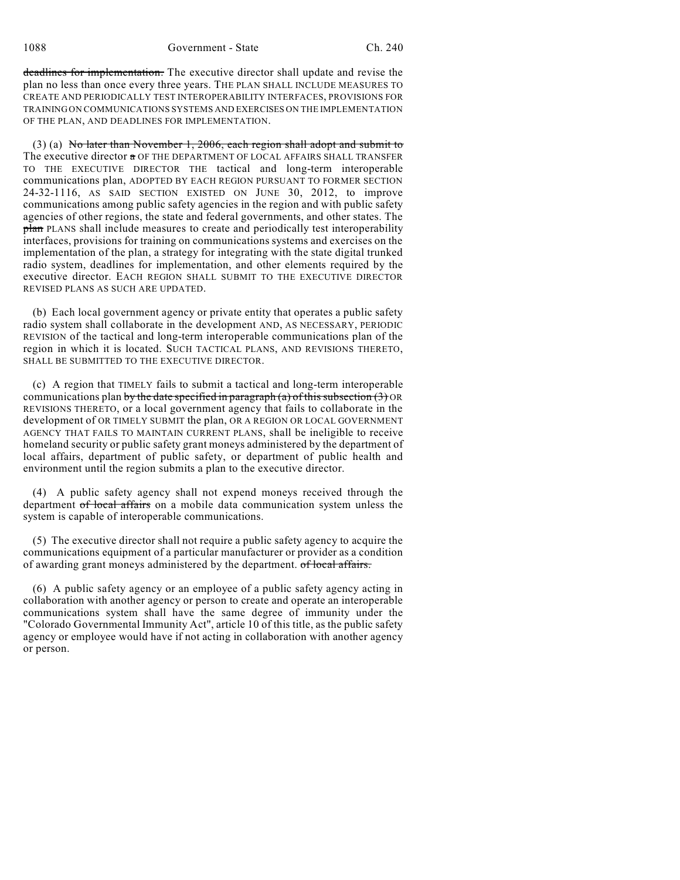deadlines for implementation. The executive director shall update and revise the plan no less than once every three years. THE PLAN SHALL INCLUDE MEASURES TO CREATE AND PERIODICALLY TEST INTEROPERABILITY INTERFACES, PROVISIONS FOR TRAINING ON COMMUNICATIONS SYSTEMS AND EXERCISES ON THE IMPLEMENTATION OF THE PLAN, AND DEADLINES FOR IMPLEMENTATION.

(3) (a) No later than November 1, 2006, each region shall adopt and submit to The executive director a OF THE DEPARTMENT OF LOCAL AFFAIRS SHALL TRANSFER TO THE EXECUTIVE DIRECTOR THE tactical and long-term interoperable communications plan, ADOPTED BY EACH REGION PURSUANT TO FORMER SECTION 24-32-1116, AS SAID SECTION EXISTED ON JUNE 30, 2012, to improve communications among public safety agencies in the region and with public safety agencies of other regions, the state and federal governments, and other states. The plan PLANS shall include measures to create and periodically test interoperability interfaces, provisions for training on communications systems and exercises on the implementation of the plan, a strategy for integrating with the state digital trunked radio system, deadlines for implementation, and other elements required by the executive director. EACH REGION SHALL SUBMIT TO THE EXECUTIVE DIRECTOR REVISED PLANS AS SUCH ARE UPDATED.

(b) Each local government agency or private entity that operates a public safety radio system shall collaborate in the development AND, AS NECESSARY, PERIODIC REVISION of the tactical and long-term interoperable communications plan of the region in which it is located. SUCH TACTICAL PLANS, AND REVISIONS THERETO, SHALL BE SUBMITTED TO THE EXECUTIVE DIRECTOR.

(c) A region that TIMELY fails to submit a tactical and long-term interoperable communications plan by the date specified in paragraph (a) of this subsection (3) OR REVISIONS THERETO, or a local government agency that fails to collaborate in the development of OR TIMELY SUBMIT the plan, OR A REGION OR LOCAL GOVERNMENT AGENCY THAT FAILS TO MAINTAIN CURRENT PLANS, shall be ineligible to receive homeland security or public safety grant moneys administered by the department of local affairs, department of public safety, or department of public health and environment until the region submits a plan to the executive director.

(4) A public safety agency shall not expend moneys received through the department of local affairs on a mobile data communication system unless the system is capable of interoperable communications.

(5) The executive director shall not require a public safety agency to acquire the communications equipment of a particular manufacturer or provider as a condition of awarding grant moneys administered by the department. of local affairs.

(6) A public safety agency or an employee of a public safety agency acting in collaboration with another agency or person to create and operate an interoperable communications system shall have the same degree of immunity under the "Colorado Governmental Immunity Act", article 10 of this title, as the public safety agency or employee would have if not acting in collaboration with another agency or person.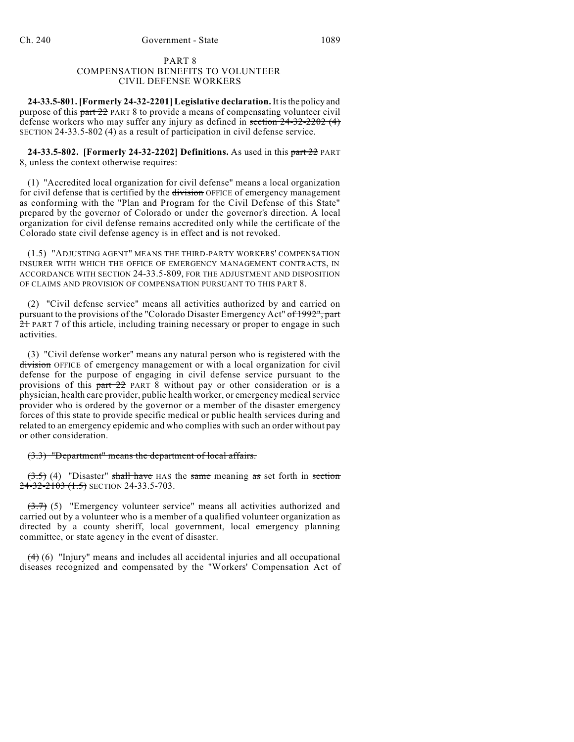PART 8
COMPENSATION BENEFITS TO VOLUNTEER
CIVIL DEFENSE WORKERS

**24-33.5-801. [Formerly 24-32-2201] Legislative declaration.** It is the policy and purpose of this ~~part 22~~ PART 8 to provide a means of compensating volunteer civil defense workers who may suffer any injury as defined in ~~section 24-32-2202 (4)~~ SECTION 24-33.5-802 (4) as a result of participation in civil defense service.

**24-33.5-802. [Formerly 24-32-2202] Definitions.** As used in this ~~part 22~~ PART 8, unless the context otherwise requires:

(1) "Accredited local organization for civil defense" means a local organization for civil defense that is certified by the ~~division~~ OFFICE of emergency management as conforming with the "Plan and Program for the Civil Defense of this State" prepared by the governor of Colorado or under the governor's direction. A local organization for civil defense remains accredited only while the certificate of the Colorado state civil defense agency is in effect and is not revoked.

(1.5) "ADJUSTING AGENT" MEANS THE THIRD-PARTY WORKERS' COMPENSATION INSURER WITH WHICH THE OFFICE OF EMERGENCY MANAGEMENT CONTRACTS, IN ACCORDANCE WITH SECTION 24-33.5-809, FOR THE ADJUSTMENT AND DISPOSITION OF CLAIMS AND PROVISION OF COMPENSATION PURSUANT TO THIS PART 8.

(2) "Civil defense service" means all activities authorized by and carried on pursuant to the provisions of the "Colorado Disaster Emergency Act" ~~of 1992", part 21~~ PART 7 of this article, including training necessary or proper to engage in such activities.

(3) "Civil defense worker" means any natural person who is registered with the ~~division~~ OFFICE of emergency management or with a local organization for civil defense for the purpose of engaging in civil defense service pursuant to the provisions of this ~~part 22~~ PART 8 without pay or other consideration or is a physician, health care provider, public health worker, or emergency medical service provider who is ordered by the governor or a member of the disaster emergency forces of this state to provide specific medical or public health services during and related to an emergency epidemic and who complies with such an order without pay or other consideration.

~~(3.3) "Department" means the department of local affairs.~~

~~(3.5)~~ (4) "Disaster" ~~shall have~~ HAS the ~~same~~ meaning ~~as~~ set forth in ~~section 24-32-2103 (1.5)~~ SECTION 24-33.5-703.

~~(3.7)~~ (5) "Emergency volunteer service" means all activities authorized and carried out by a volunteer who is a member of a qualified volunteer organization as directed by a county sheriff, local government, local emergency planning committee, or state agency in the event of disaster.

~~(4)~~ (6) "Injury" means and includes all accidental injuries and all occupational diseases recognized and compensated by the "Workers' Compensation Act of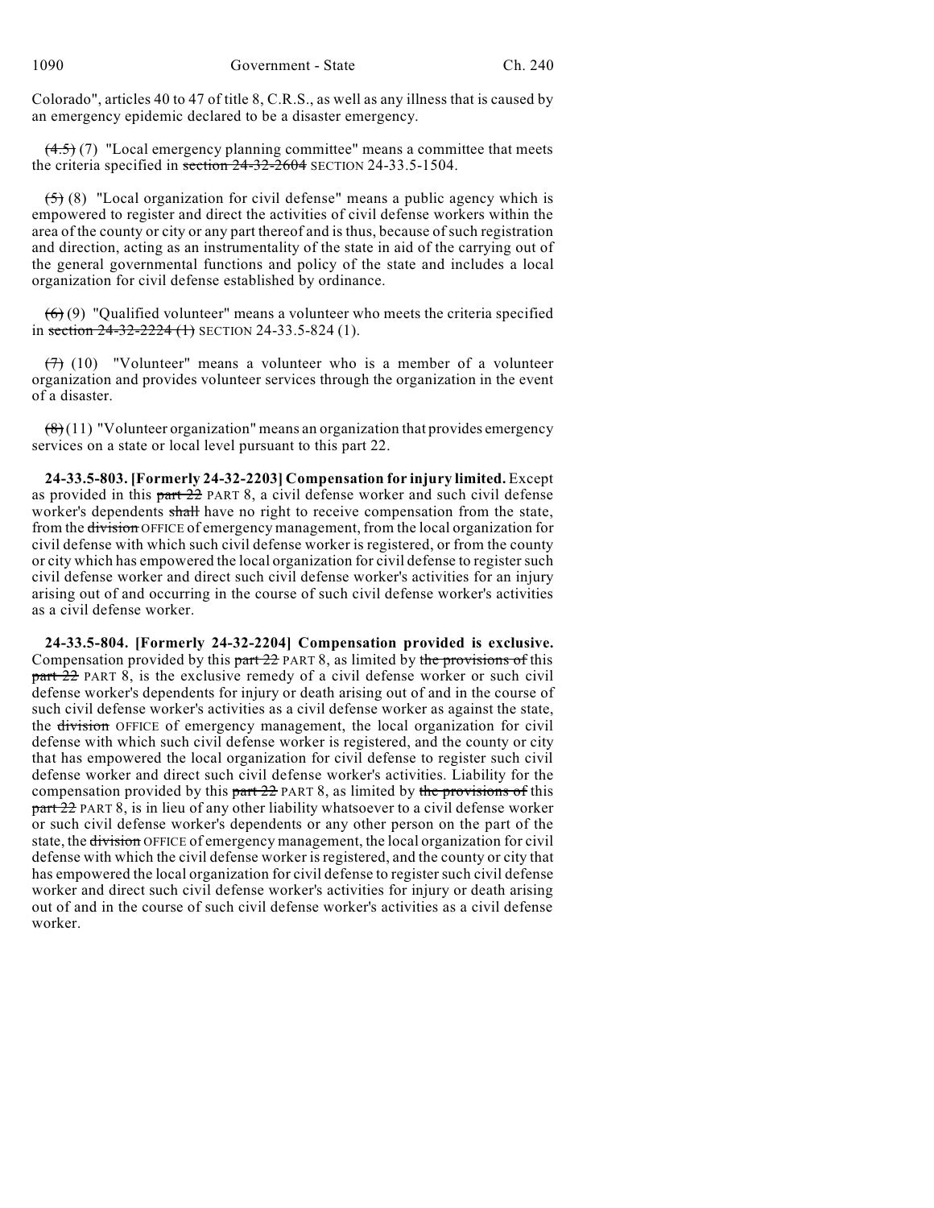Colorado", articles 40 to 47 of title 8, C.R.S., as well as any illness that is caused by an emergency epidemic declared to be a disaster emergency.

~~(4.5)~~ (7) "Local emergency planning committee" means a committee that meets the criteria specified in ~~section 24-32-2604~~ SECTION 24-33.5-1504.

~~(5)~~ (8) "Local organization for civil defense" means a public agency which is empowered to register and direct the activities of civil defense workers within the area of the county or city or any part thereof and is thus, because of such registration and direction, acting as an instrumentality of the state in aid of the carrying out of the general governmental functions and policy of the state and includes a local organization for civil defense established by ordinance.

~~(6)~~ (9) "Qualified volunteer" means a volunteer who meets the criteria specified in ~~section 24-32-2224 (1)~~ SECTION 24-33.5-824 (1).

~~(7)~~ (10) "Volunteer" means a volunteer who is a member of a volunteer organization and provides volunteer services through the organization in the event of a disaster.

~~(8)~~ (11) "Volunteer organization" means an organization that provides emergency services on a state or local level pursuant to this part 22.

**24-33.5-803. [Formerly 24-32-2203] Compensation for injury limited.** Except as provided in this ~~part 22~~ PART 8, a civil defense worker and such civil defense worker's dependents ~~shall~~ have no right to receive compensation from the state, from the ~~division~~ OFFICE of emergency management, from the local organization for civil defense with which such civil defense worker is registered, or from the county or city which has empowered the local organization for civil defense to register such civil defense worker and direct such civil defense worker's activities for an injury arising out of and occurring in the course of such civil defense worker's activities as a civil defense worker.

**24-33.5-804. [Formerly 24-32-2204] Compensation provided is exclusive.** Compensation provided by this ~~part 22~~ PART 8, as limited by ~~the provisions of~~ this ~~part 22~~ PART 8, is the exclusive remedy of a civil defense worker or such civil defense worker's dependents for injury or death arising out of and in the course of such civil defense worker's activities as a civil defense worker as against the state, the ~~division~~ OFFICE of emergency management, the local organization for civil defense with which such civil defense worker is registered, and the county or city that has empowered the local organization for civil defense to register such civil defense worker and direct such civil defense worker's activities. Liability for the compensation provided by this ~~part 22~~ PART 8, as limited by ~~the provisions of~~ this ~~part 22~~ PART 8, is in lieu of any other liability whatsoever to a civil defense worker or such civil defense worker's dependents or any other person on the part of the state, the ~~division~~ OFFICE of emergency management, the local organization for civil defense with which the civil defense worker is registered, and the county or city that has empowered the local organization for civil defense to register such civil defense worker and direct such civil defense worker's activities for injury or death arising out of and in the course of such civil defense worker's activities as a civil defense worker.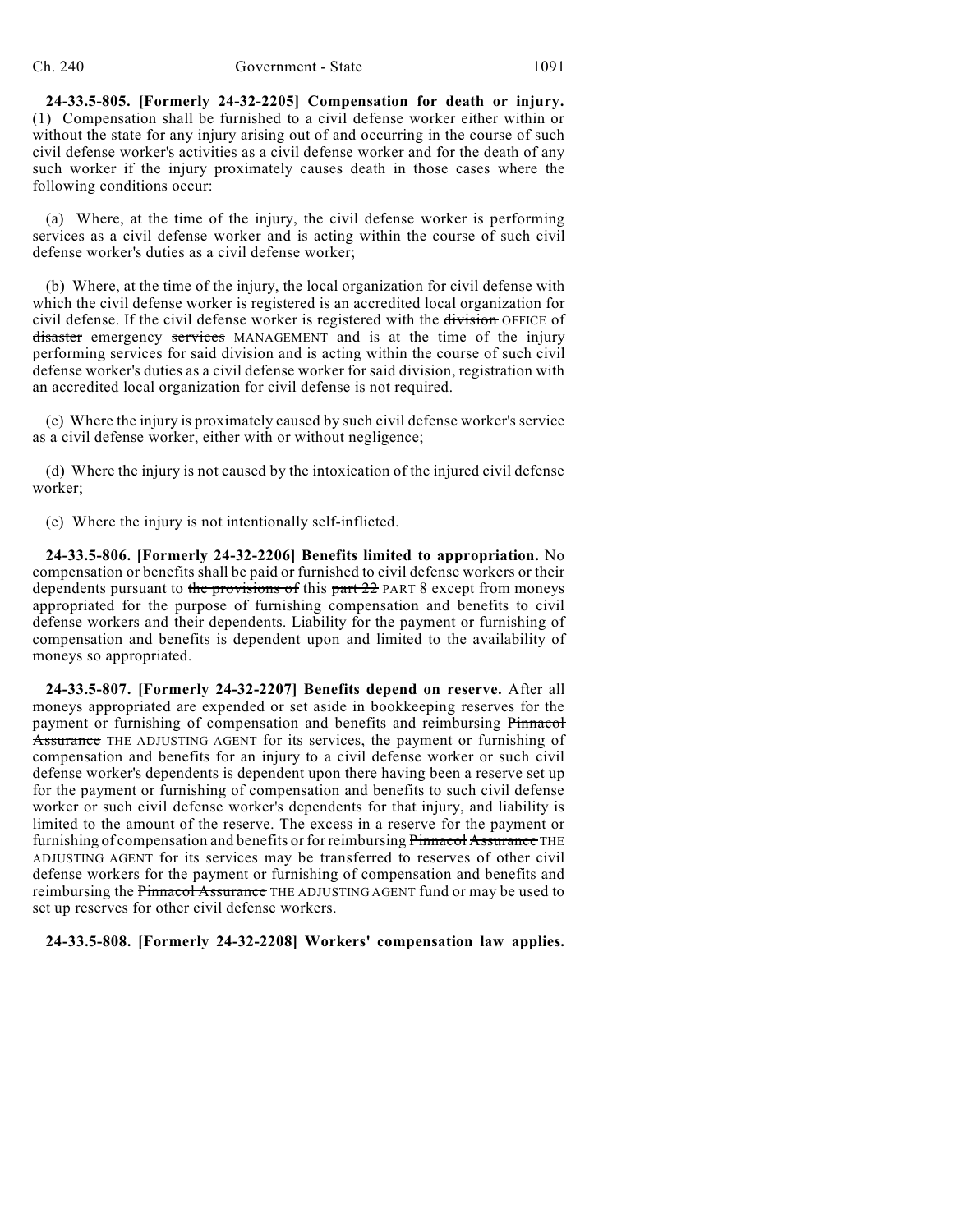**24-33.5-805. [Formerly 24-32-2205] Compensation for death or injury.** (1) Compensation shall be furnished to a civil defense worker either within or without the state for any injury arising out of and occurring in the course of such civil defense worker's activities as a civil defense worker and for the death of any such worker if the injury proximately causes death in those cases where the following conditions occur:

(a) Where, at the time of the injury, the civil defense worker is performing services as a civil defense worker and is acting within the course of such civil defense worker's duties as a civil defense worker;

(b) Where, at the time of the injury, the local organization for civil defense with which the civil defense worker is registered is an accredited local organization for civil defense. If the civil defense worker is registered with the ~~division~~ OFFICE of ~~disaster~~ emergency ~~services~~ MANAGEMENT and is at the time of the injury performing services for said division and is acting within the course of such civil defense worker's duties as a civil defense worker for said division, registration with an accredited local organization for civil defense is not required.

(c) Where the injury is proximately caused by such civil defense worker's service as a civil defense worker, either with or without negligence;

(d) Where the injury is not caused by the intoxication of the injured civil defense worker;

(e) Where the injury is not intentionally self-inflicted.

**24-33.5-806. [Formerly 24-32-2206] Benefits limited to appropriation.** No compensation or benefits shall be paid or furnished to civil defense workers or their dependents pursuant to ~~the provisions of~~ this ~~part 22~~ PART 8 except from moneys appropriated for the purpose of furnishing compensation and benefits to civil defense workers and their dependents. Liability for the payment or furnishing of compensation and benefits is dependent upon and limited to the availability of moneys so appropriated.

**24-33.5-807. [Formerly 24-32-2207] Benefits depend on reserve.** After all moneys appropriated are expended or set aside in bookkeeping reserves for the payment or furnishing of compensation and benefits and reimbursing ~~Pinnacol Assurance~~ THE ADJUSTING AGENT for its services, the payment or furnishing of compensation and benefits for an injury to a civil defense worker or such civil defense worker's dependents is dependent upon there having been a reserve set up for the payment or furnishing of compensation and benefits to such civil defense worker or such civil defense worker's dependents for that injury, and liability is limited to the amount of the reserve. The excess in a reserve for the payment or furnishing of compensation and benefits or for reimbursing ~~Pinnacol Assurance~~ THE ADJUSTING AGENT for its services may be transferred to reserves of other civil defense workers for the payment or furnishing of compensation and benefits and reimbursing the ~~Pinnacol Assurance~~ THE ADJUSTING AGENT fund or may be used to set up reserves for other civil defense workers.

**24-33.5-808. [Formerly 24-32-2208] Workers' compensation law applies.**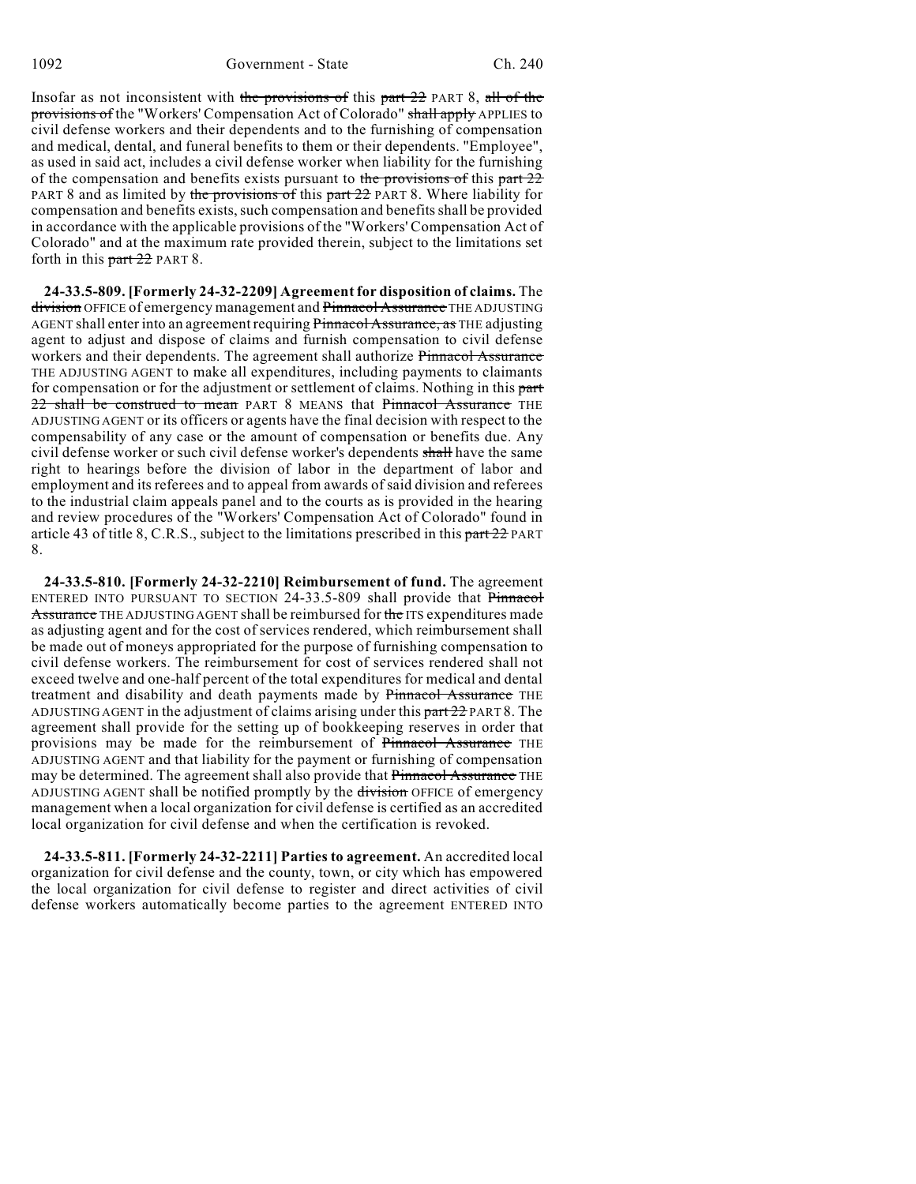Insofar as not inconsistent with ~~the provisions of~~ this ~~part 22~~ PART 8, ~~all of the provisions of~~ the "Workers' Compensation Act of Colorado" ~~shall apply~~ APPLIES to civil defense workers and their dependents and to the furnishing of compensation and medical, dental, and funeral benefits to them or their dependents. "Employee", as used in said act, includes a civil defense worker when liability for the furnishing of the compensation and benefits exists pursuant to ~~the provisions of~~ this ~~part 22~~ PART 8 and as limited by ~~the provisions of~~ this ~~part 22~~ PART 8. Where liability for compensation and benefits exists, such compensation and benefits shall be provided in accordance with the applicable provisions of the "Workers' Compensation Act of Colorado" and at the maximum rate provided therein, subject to the limitations set forth in this ~~part 22~~ PART 8.

**24-33.5-809. [Formerly 24-32-2209] Agreement for disposition of claims.** The ~~division~~ OFFICE of emergency management and ~~Pinnacol Assurance~~ THE ADJUSTING AGENT shall enter into an agreement requiring ~~Pinnacol Assurance, as~~ THE adjusting agent to adjust and dispose of claims and furnish compensation to civil defense workers and their dependents. The agreement shall authorize ~~Pinnacol Assurance~~ THE ADJUSTING AGENT to make all expenditures, including payments to claimants for compensation or for the adjustment or settlement of claims. Nothing in this ~~part 22 shall be construed to mean~~ PART 8 MEANS that ~~Pinnacol Assurance~~ THE ADJUSTING AGENT or its officers or agents have the final decision with respect to the compensability of any case or the amount of compensation or benefits due. Any civil defense worker or such civil defense worker's dependents ~~shall~~ have the same right to hearings before the division of labor in the department of labor and employment and its referees and to appeal from awards of said division and referees to the industrial claim appeals panel and to the courts as is provided in the hearing and review procedures of the "Workers' Compensation Act of Colorado" found in article 43 of title 8, C.R.S., subject to the limitations prescribed in this ~~part 22~~ PART 8.

**24-33.5-810. [Formerly 24-32-2210] Reimbursement of fund.** The agreement ENTERED INTO PURSUANT TO SECTION 24-33.5-809 shall provide that ~~Pinnacol Assurance~~ THE ADJUSTING AGENT shall be reimbursed for ~~the~~ ITS expenditures made as adjusting agent and for the cost of services rendered, which reimbursement shall be made out of moneys appropriated for the purpose of furnishing compensation to civil defense workers. The reimbursement for cost of services rendered shall not exceed twelve and one-half percent of the total expenditures for medical and dental treatment and disability and death payments made by ~~Pinnacol Assurance~~ THE ADJUSTING AGENT in the adjustment of claims arising under this ~~part 22~~ PART 8. The agreement shall provide for the setting up of bookkeeping reserves in order that provisions may be made for the reimbursement of ~~Pinnacol Assurance~~ THE ADJUSTING AGENT and that liability for the payment or furnishing of compensation may be determined. The agreement shall also provide that ~~Pinnacol Assurance~~ THE ADJUSTING AGENT shall be notified promptly by the ~~division~~ OFFICE of emergency management when a local organization for civil defense is certified as an accredited local organization for civil defense and when the certification is revoked.

**24-33.5-811. [Formerly 24-32-2211] Parties to agreement.** An accredited local organization for civil defense and the county, town, or city which has empowered the local organization for civil defense to register and direct activities of civil defense workers automatically become parties to the agreement ENTERED INTO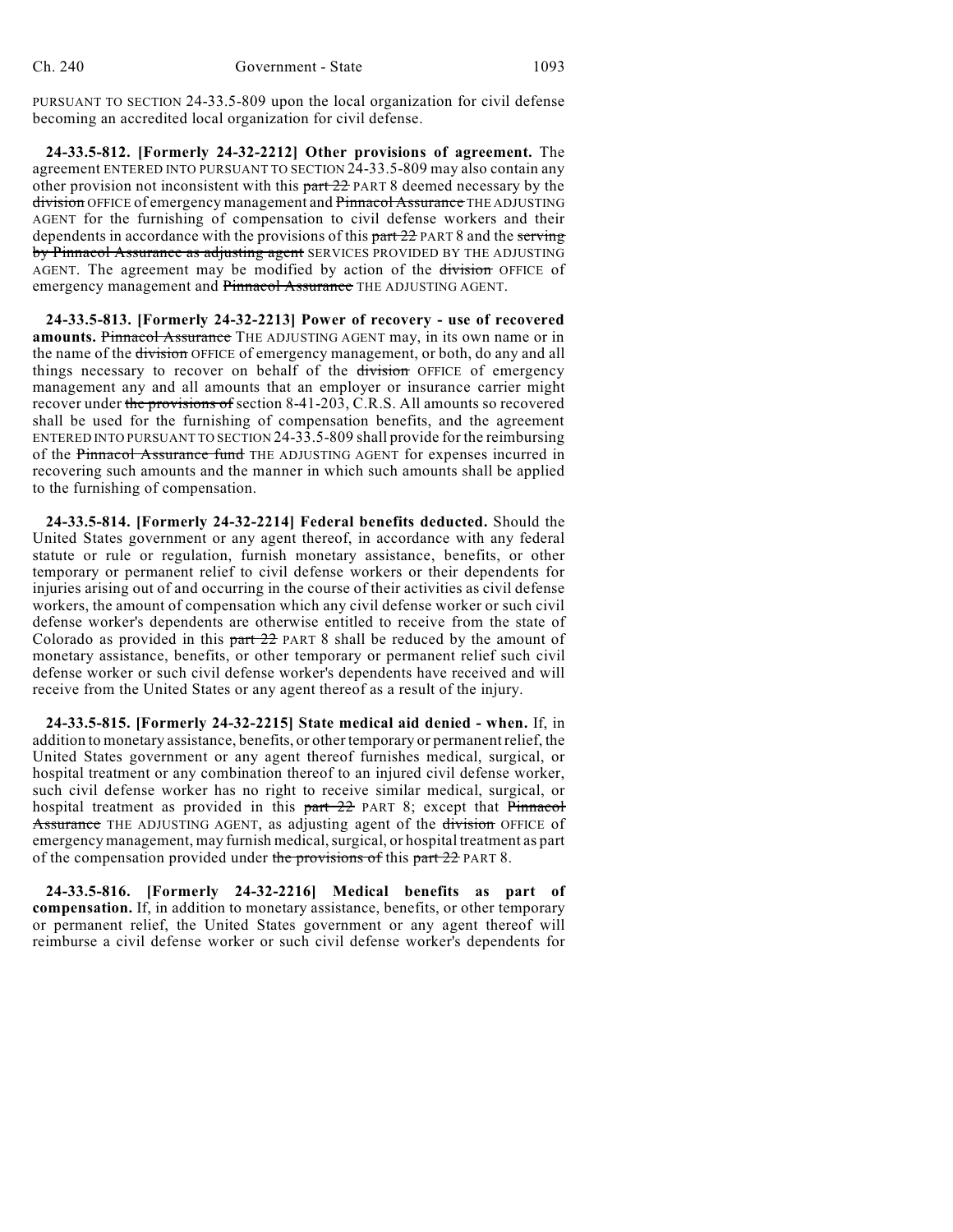PURSUANT TO SECTION 24-33.5-809 upon the local organization for civil defense becoming an accredited local organization for civil defense.

**24-33.5-812. [Formerly 24-32-2212] Other provisions of agreement.** The agreement ENTERED INTO PURSUANT TO SECTION 24-33.5-809 may also contain any other provision not inconsistent with this ~~part 22~~ PART 8 deemed necessary by the ~~division~~ OFFICE of emergency management and ~~Pinnacol Assurance~~ THE ADJUSTING AGENT for the furnishing of compensation to civil defense workers and their dependents in accordance with the provisions of this ~~part 22~~ PART 8 and the ~~serving by Pinnacol Assurance as adjusting agent~~ SERVICES PROVIDED BY THE ADJUSTING AGENT. The agreement may be modified by action of the ~~division~~ OFFICE of emergency management and ~~Pinnacol Assurance~~ THE ADJUSTING AGENT.

**24-33.5-813. [Formerly 24-32-2213] Power of recovery - use of recovered amounts.** ~~Pinnacol Assurance~~ THE ADJUSTING AGENT may, in its own name or in the name of the ~~division~~ OFFICE of emergency management, or both, do any and all things necessary to recover on behalf of the ~~division~~ OFFICE of emergency management any and all amounts that an employer or insurance carrier might recover under ~~the provisions of~~ section 8-41-203, C.R.S. All amounts so recovered shall be used for the furnishing of compensation benefits, and the agreement ENTERED INTO PURSUANT TO SECTION 24-33.5-809 shall provide for the reimbursing of the ~~Pinnacol Assurance fund~~ THE ADJUSTING AGENT for expenses incurred in recovering such amounts and the manner in which such amounts shall be applied to the furnishing of compensation.

**24-33.5-814. [Formerly 24-32-2214] Federal benefits deducted.** Should the United States government or any agent thereof, in accordance with any federal statute or rule or regulation, furnish monetary assistance, benefits, or other temporary or permanent relief to civil defense workers or their dependents for injuries arising out of and occurring in the course of their activities as civil defense workers, the amount of compensation which any civil defense worker or such civil defense worker's dependents are otherwise entitled to receive from the state of Colorado as provided in this ~~part 22~~ PART 8 shall be reduced by the amount of monetary assistance, benefits, or other temporary or permanent relief such civil defense worker or such civil defense worker's dependents have received and will receive from the United States or any agent thereof as a result of the injury.

**24-33.5-815. [Formerly 24-32-2215] State medical aid denied - when.** If, in addition to monetary assistance, benefits, or other temporary or permanent relief, the United States government or any agent thereof furnishes medical, surgical, or hospital treatment or any combination thereof to an injured civil defense worker, such civil defense worker has no right to receive similar medical, surgical, or hospital treatment as provided in this ~~part 22~~ PART 8; except that ~~Pinnacol Assurance~~ THE ADJUSTING AGENT, as adjusting agent of the ~~division~~ OFFICE of emergency management, may furnish medical, surgical, or hospital treatment as part of the compensation provided under ~~the provisions of~~ this ~~part 22~~ PART 8.

**24-33.5-816. [Formerly 24-32-2216] Medical benefits as part of compensation.** If, in addition to monetary assistance, benefits, or other temporary or permanent relief, the United States government or any agent thereof will reimburse a civil defense worker or such civil defense worker's dependents for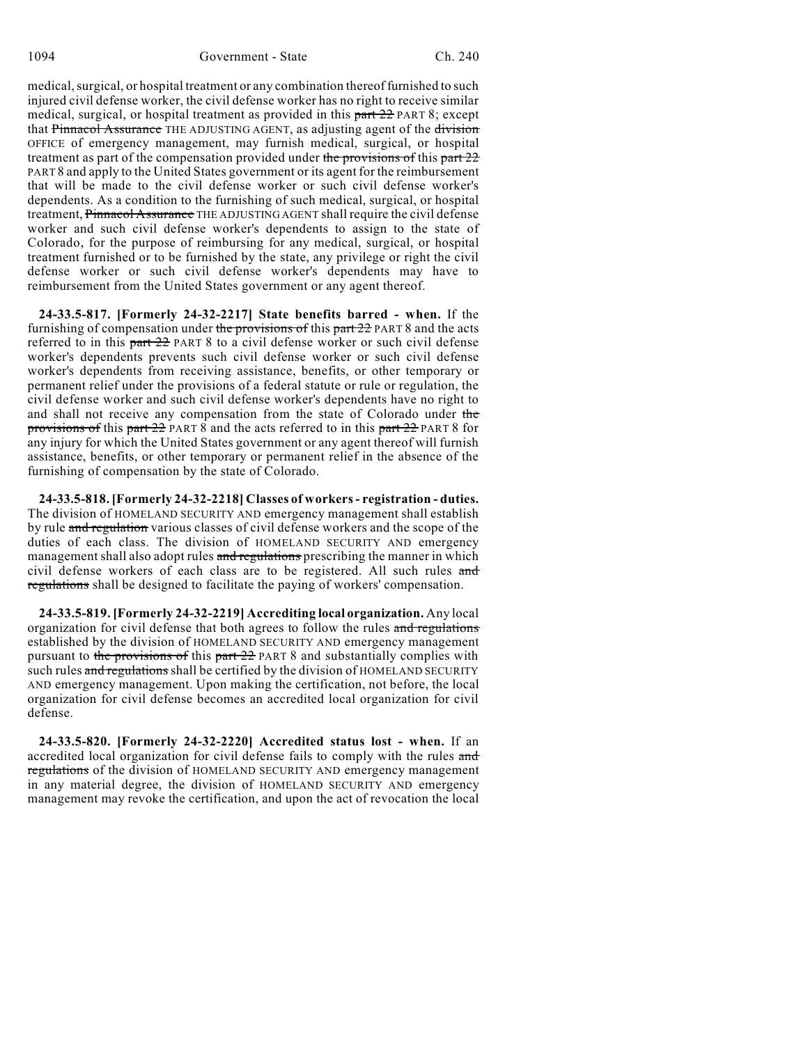medical, surgical, or hospital treatment or any combination thereof furnished to such injured civil defense worker, the civil defense worker has no right to receive similar medical, surgical, or hospital treatment as provided in this ~~part 22~~ PART 8; except that ~~Pinnacol Assurance~~ THE ADJUSTING AGENT, as adjusting agent of the ~~division~~ OFFICE of emergency management, may furnish medical, surgical, or hospital treatment as part of the compensation provided under ~~the provisions of~~ this ~~part 22~~ PART 8 and apply to the United States government or its agent for the reimbursement that will be made to the civil defense worker or such civil defense worker's dependents. As a condition to the furnishing of such medical, surgical, or hospital treatment, ~~Pinnacol Assurance~~ THE ADJUSTING AGENT shall require the civil defense worker and such civil defense worker's dependents to assign to the state of Colorado, for the purpose of reimbursing for any medical, surgical, or hospital treatment furnished or to be furnished by the state, any privilege or right the civil defense worker or such civil defense worker's dependents may have to reimbursement from the United States government or any agent thereof.

**24-33.5-817. [Formerly 24-32-2217] State benefits barred - when.** If the furnishing of compensation under ~~the provisions of~~ this ~~part 22~~ PART 8 and the acts referred to in this ~~part 22~~ PART 8 to a civil defense worker or such civil defense worker's dependents prevents such civil defense worker or such civil defense worker's dependents from receiving assistance, benefits, or other temporary or permanent relief under the provisions of a federal statute or rule or regulation, the civil defense worker and such civil defense worker's dependents have no right to and shall not receive any compensation from the state of Colorado under ~~the provisions of~~ this ~~part 22~~ PART 8 and the acts referred to in this ~~part 22~~ PART 8 for any injury for which the United States government or any agent thereof will furnish assistance, benefits, or other temporary or permanent relief in the absence of the furnishing of compensation by the state of Colorado.

**24-33.5-818. [Formerly 24-32-2218] Classes of workers - registration - duties.** The division of HOMELAND SECURITY AND emergency management shall establish by rule ~~and regulation~~ various classes of civil defense workers and the scope of the duties of each class. The division of HOMELAND SECURITY AND emergency management shall also adopt rules ~~and regulations~~ prescribing the manner in which civil defense workers of each class are to be registered. All such rules ~~and regulations~~ shall be designed to facilitate the paying of workers' compensation.

**24-33.5-819. [Formerly 24-32-2219] Accrediting local organization.** Any local organization for civil defense that both agrees to follow the rules ~~and regulations~~ established by the division of HOMELAND SECURITY AND emergency management pursuant to ~~the provisions of~~ this ~~part 22~~ PART 8 and substantially complies with such rules ~~and regulations~~ shall be certified by the division of HOMELAND SECURITY AND emergency management. Upon making the certification, not before, the local organization for civil defense becomes an accredited local organization for civil defense.

**24-33.5-820. [Formerly 24-32-2220] Accredited status lost - when.** If an accredited local organization for civil defense fails to comply with the rules ~~and regulations~~ of the division of HOMELAND SECURITY AND emergency management in any material degree, the division of HOMELAND SECURITY AND emergency management may revoke the certification, and upon the act of revocation the local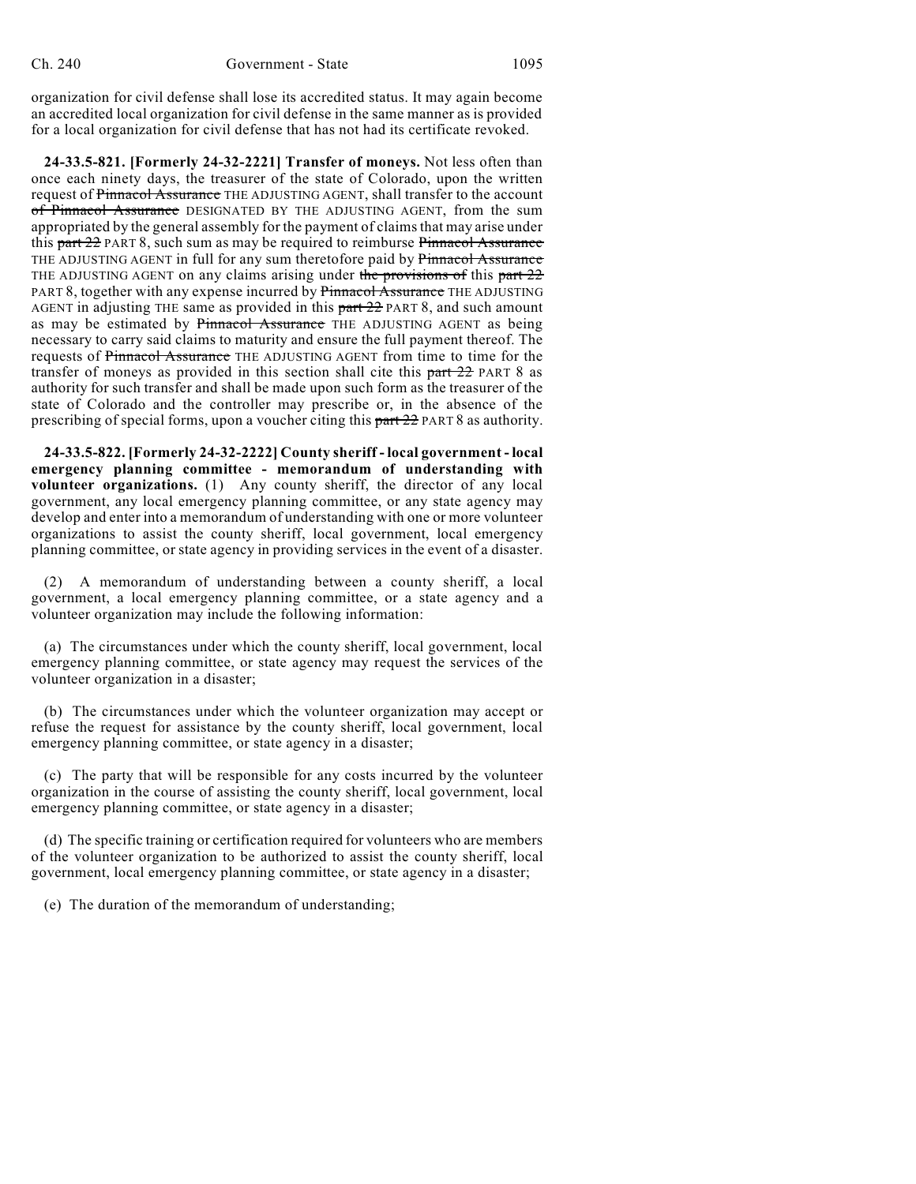organization for civil defense shall lose its accredited status. It may again become an accredited local organization for civil defense in the same manner as is provided for a local organization for civil defense that has not had its certificate revoked.

**24-33.5-821. [Formerly 24-32-2221] Transfer of moneys.** Not less often than once each ninety days, the treasurer of the state of Colorado, upon the written request of ~~Pinnacol Assurance~~ THE ADJUSTING AGENT, shall transfer to the account ~~of Pinnacol Assurance~~ DESIGNATED BY THE ADJUSTING AGENT, from the sum appropriated by the general assembly for the payment of claims that may arise under this ~~part 22~~ PART 8, such sum as may be required to reimburse ~~Pinnacol Assurance~~ THE ADJUSTING AGENT in full for any sum theretofore paid by ~~Pinnacol Assurance~~ THE ADJUSTING AGENT on any claims arising under ~~the provisions of~~ this ~~part 22~~ PART 8, together with any expense incurred by ~~Pinnacol Assurance~~ THE ADJUSTING AGENT in adjusting THE same as provided in this ~~part 22~~ PART 8, and such amount as may be estimated by ~~Pinnacol Assurance~~ THE ADJUSTING AGENT as being necessary to carry said claims to maturity and ensure the full payment thereof. The requests of ~~Pinnacol Assurance~~ THE ADJUSTING AGENT from time to time for the transfer of moneys as provided in this section shall cite this ~~part 22~~ PART 8 as authority for such transfer and shall be made upon such form as the treasurer of the state of Colorado and the controller may prescribe or, in the absence of the prescribing of special forms, upon a voucher citing this ~~part 22~~ PART 8 as authority.

**24-33.5-822. [Formerly 24-32-2222] County sheriff - local government - local emergency planning committee - memorandum of understanding with volunteer organizations.** (1) Any county sheriff, the director of any local government, any local emergency planning committee, or any state agency may develop and enter into a memorandum of understanding with one or more volunteer organizations to assist the county sheriff, local government, local emergency planning committee, or state agency in providing services in the event of a disaster.

(2) A memorandum of understanding between a county sheriff, a local government, a local emergency planning committee, or a state agency and a volunteer organization may include the following information:

(a) The circumstances under which the county sheriff, local government, local emergency planning committee, or state agency may request the services of the volunteer organization in a disaster;

(b) The circumstances under which the volunteer organization may accept or refuse the request for assistance by the county sheriff, local government, local emergency planning committee, or state agency in a disaster;

(c) The party that will be responsible for any costs incurred by the volunteer organization in the course of assisting the county sheriff, local government, local emergency planning committee, or state agency in a disaster;

(d) The specific training or certification required for volunteers who are members of the volunteer organization to be authorized to assist the county sheriff, local government, local emergency planning committee, or state agency in a disaster;

(e) The duration of the memorandum of understanding;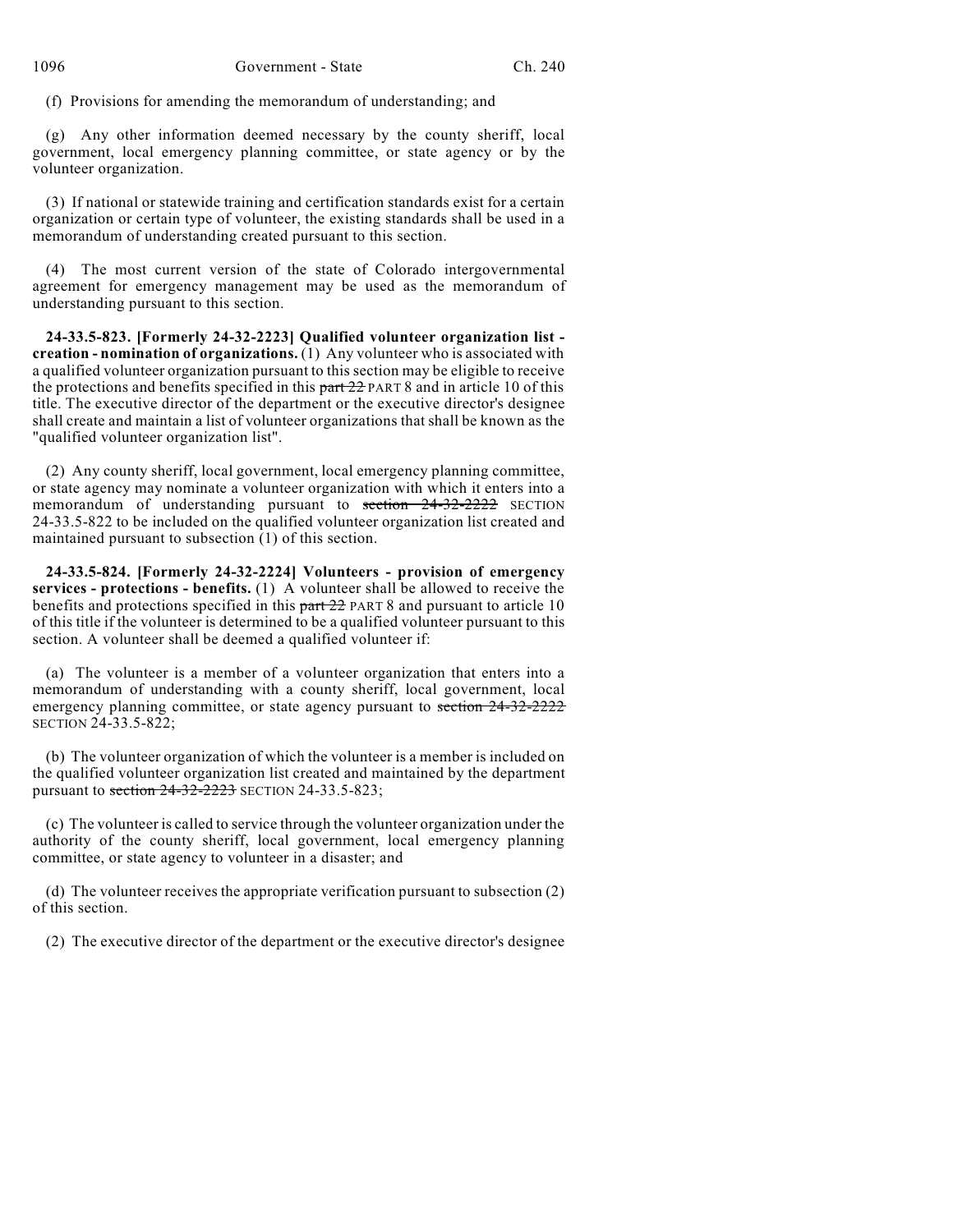(f) Provisions for amending the memorandum of understanding; and

(g) Any other information deemed necessary by the county sheriff, local government, local emergency planning committee, or state agency or by the volunteer organization.

(3) If national or statewide training and certification standards exist for a certain organization or certain type of volunteer, the existing standards shall be used in a memorandum of understanding created pursuant to this section.

(4) The most current version of the state of Colorado intergovernmental agreement for emergency management may be used as the memorandum of understanding pursuant to this section.

**24-33.5-823. [Formerly 24-32-2223] Qualified volunteer organization list - creation - nomination of organizations.** (1) Any volunteer who is associated with a qualified volunteer organization pursuant to this section may be eligible to receive the protections and benefits specified in this ~~part 22~~ PART 8 and in article 10 of this title. The executive director of the department or the executive director's designee shall create and maintain a list of volunteer organizations that shall be known as the "qualified volunteer organization list".

(2) Any county sheriff, local government, local emergency planning committee, or state agency may nominate a volunteer organization with which it enters into a memorandum of understanding pursuant to ~~section 24-32-2222~~ SECTION 24-33.5-822 to be included on the qualified volunteer organization list created and maintained pursuant to subsection (1) of this section.

**24-33.5-824. [Formerly 24-32-2224] Volunteers - provision of emergency services - protections - benefits.** (1) A volunteer shall be allowed to receive the benefits and protections specified in this ~~part 22~~ PART 8 and pursuant to article 10 of this title if the volunteer is determined to be a qualified volunteer pursuant to this section. A volunteer shall be deemed a qualified volunteer if:

(a) The volunteer is a member of a volunteer organization that enters into a memorandum of understanding with a county sheriff, local government, local emergency planning committee, or state agency pursuant to ~~section 24-32-2222~~ SECTION 24-33.5-822;

(b) The volunteer organization of which the volunteer is a member is included on the qualified volunteer organization list created and maintained by the department pursuant to ~~section 24-32-2223~~ SECTION 24-33.5-823;

(c) The volunteer is called to service through the volunteer organization under the authority of the county sheriff, local government, local emergency planning committee, or state agency to volunteer in a disaster; and

(d) The volunteer receives the appropriate verification pursuant to subsection (2) of this section.

(2) The executive director of the department or the executive director's designee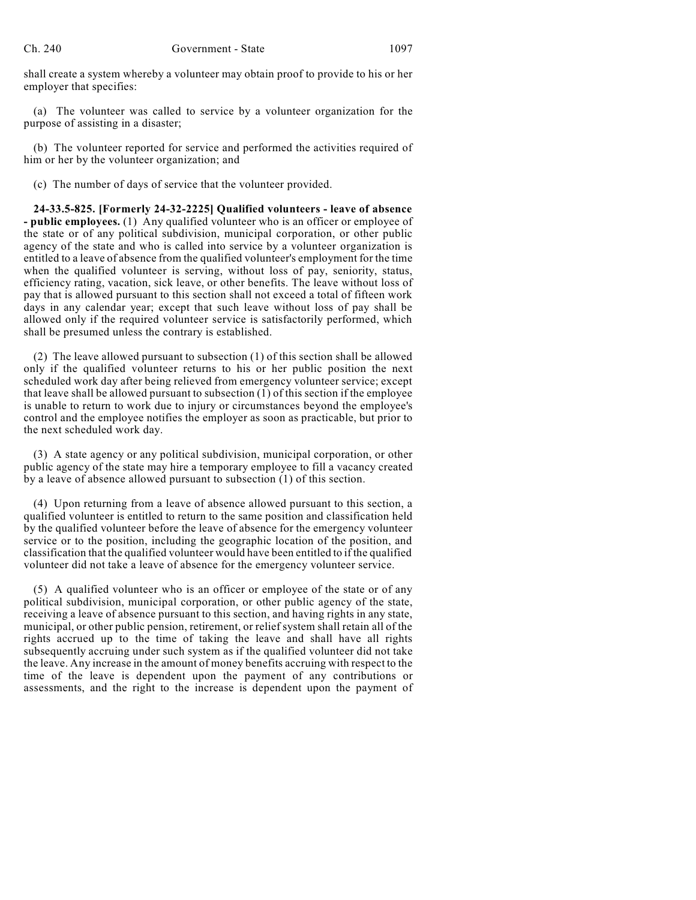shall create a system whereby a volunteer may obtain proof to provide to his or her employer that specifies:

(a) The volunteer was called to service by a volunteer organization for the purpose of assisting in a disaster;

(b) The volunteer reported for service and performed the activities required of him or her by the volunteer organization; and

(c) The number of days of service that the volunteer provided.

**24-33.5-825. [Formerly 24-32-2225] Qualified volunteers - leave of absence - public employees.** (1) Any qualified volunteer who is an officer or employee of the state or of any political subdivision, municipal corporation, or other public agency of the state and who is called into service by a volunteer organization is entitled to a leave of absence from the qualified volunteer's employment for the time when the qualified volunteer is serving, without loss of pay, seniority, status, efficiency rating, vacation, sick leave, or other benefits. The leave without loss of pay that is allowed pursuant to this section shall not exceed a total of fifteen work days in any calendar year; except that such leave without loss of pay shall be allowed only if the required volunteer service is satisfactorily performed, which shall be presumed unless the contrary is established.

(2) The leave allowed pursuant to subsection (1) of this section shall be allowed only if the qualified volunteer returns to his or her public position the next scheduled work day after being relieved from emergency volunteer service; except that leave shall be allowed pursuant to subsection (1) of this section if the employee is unable to return to work due to injury or circumstances beyond the employee's control and the employee notifies the employer as soon as practicable, but prior to the next scheduled work day.

(3) A state agency or any political subdivision, municipal corporation, or other public agency of the state may hire a temporary employee to fill a vacancy created by a leave of absence allowed pursuant to subsection (1) of this section.

(4) Upon returning from a leave of absence allowed pursuant to this section, a qualified volunteer is entitled to return to the same position and classification held by the qualified volunteer before the leave of absence for the emergency volunteer service or to the position, including the geographic location of the position, and classification that the qualified volunteer would have been entitled to if the qualified volunteer did not take a leave of absence for the emergency volunteer service.

(5) A qualified volunteer who is an officer or employee of the state or of any political subdivision, municipal corporation, or other public agency of the state, receiving a leave of absence pursuant to this section, and having rights in any state, municipal, or other public pension, retirement, or relief system shall retain all of the rights accrued up to the time of taking the leave and shall have all rights subsequently accruing under such system as if the qualified volunteer did not take the leave. Any increase in the amount of money benefits accruing with respect to the time of the leave is dependent upon the payment of any contributions or assessments, and the right to the increase is dependent upon the payment of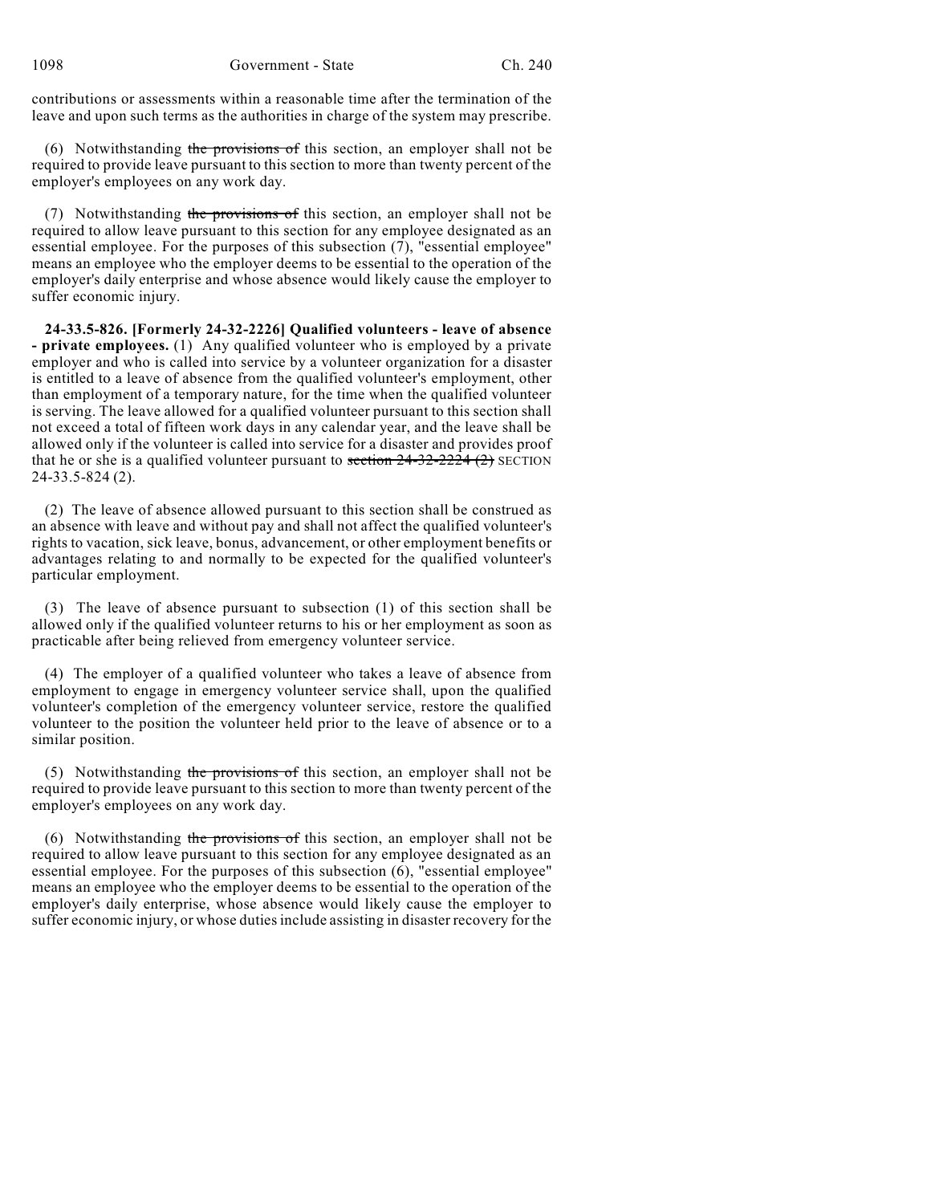contributions or assessments within a reasonable time after the termination of the leave and upon such terms as the authorities in charge of the system may prescribe.

(6) Notwithstanding ~~the provisions of~~ this section, an employer shall not be required to provide leave pursuant to this section to more than twenty percent of the employer's employees on any work day.

(7) Notwithstanding ~~the provisions of~~ this section, an employer shall not be required to allow leave pursuant to this section for any employee designated as an essential employee. For the purposes of this subsection (7), "essential employee" means an employee who the employer deems to be essential to the operation of the employer's daily enterprise and whose absence would likely cause the employer to suffer economic injury.

**24-33.5-826. [Formerly 24-32-2226] Qualified volunteers - leave of absence - private employees.** (1) Any qualified volunteer who is employed by a private employer and who is called into service by a volunteer organization for a disaster is entitled to a leave of absence from the qualified volunteer's employment, other than employment of a temporary nature, for the time when the qualified volunteer is serving. The leave allowed for a qualified volunteer pursuant to this section shall not exceed a total of fifteen work days in any calendar year, and the leave shall be allowed only if the volunteer is called into service for a disaster and provides proof that he or she is a qualified volunteer pursuant to ~~section 24-32-2224 (2)~~ SECTION 24-33.5-824 (2).

(2) The leave of absence allowed pursuant to this section shall be construed as an absence with leave and without pay and shall not affect the qualified volunteer's rights to vacation, sick leave, bonus, advancement, or other employment benefits or advantages relating to and normally to be expected for the qualified volunteer's particular employment.

(3) The leave of absence pursuant to subsection (1) of this section shall be allowed only if the qualified volunteer returns to his or her employment as soon as practicable after being relieved from emergency volunteer service.

(4) The employer of a qualified volunteer who takes a leave of absence from employment to engage in emergency volunteer service shall, upon the qualified volunteer's completion of the emergency volunteer service, restore the qualified volunteer to the position the volunteer held prior to the leave of absence or to a similar position.

(5) Notwithstanding ~~the provisions of~~ this section, an employer shall not be required to provide leave pursuant to this section to more than twenty percent of the employer's employees on any work day.

(6) Notwithstanding ~~the provisions of~~ this section, an employer shall not be required to allow leave pursuant to this section for any employee designated as an essential employee. For the purposes of this subsection (6), "essential employee" means an employee who the employer deems to be essential to the operation of the employer's daily enterprise, whose absence would likely cause the employer to suffer economic injury, or whose duties include assisting in disaster recovery for the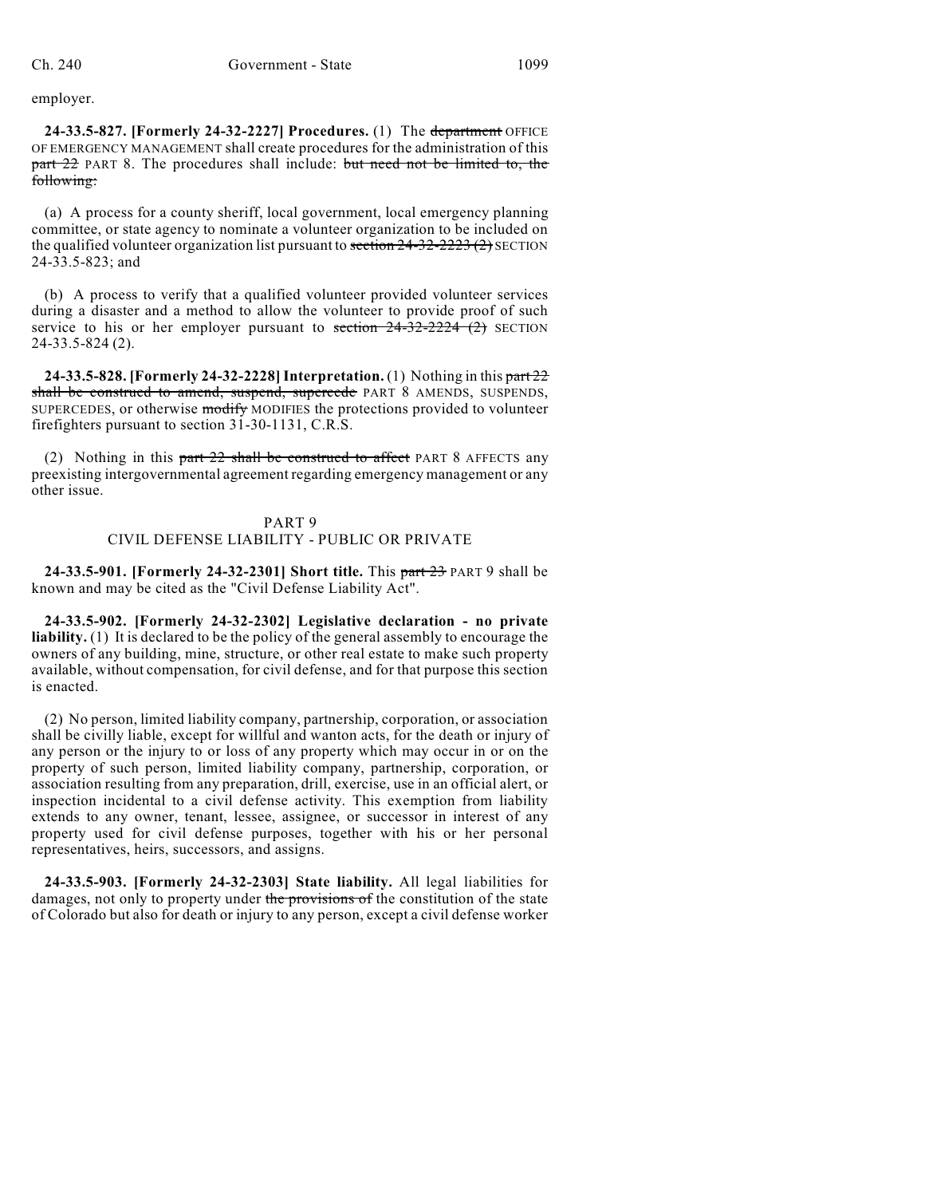employer.

**24-33.5-827. [Formerly 24-32-2227] Procedures.** (1) The ~~department~~ OFFICE OF EMERGENCY MANAGEMENT shall create procedures for the administration of this ~~part 22~~ PART 8. The procedures shall include: ~~but need not be limited to, the following:~~

(a) A process for a county sheriff, local government, local emergency planning committee, or state agency to nominate a volunteer organization to be included on the qualified volunteer organization list pursuant to ~~section 24-32-2223 (2)~~ SECTION 24-33.5-823; and

(b) A process to verify that a qualified volunteer provided volunteer services during a disaster and a method to allow the volunteer to provide proof of such service to his or her employer pursuant to ~~section 24-32-2224 (2)~~ SECTION 24-33.5-824 (2).

**24-33.5-828. [Formerly 24-32-2228] Interpretation.** (1) Nothing in this ~~part 22 shall be construed to amend, suspend, supercede~~ PART 8 AMENDS, SUSPENDS, SUPERCEDES, or otherwise ~~modify~~ MODIFIES the protections provided to volunteer firefighters pursuant to section 31-30-1131, C.R.S.

(2) Nothing in this ~~part 22 shall be construed to affect~~ PART 8 AFFECTS any preexisting intergovernmental agreement regarding emergency management or any other issue.

## PART 9
## CIVIL DEFENSE LIABILITY - PUBLIC OR PRIVATE

**24-33.5-901. [Formerly 24-32-2301] Short title.** This ~~part 23~~ PART 9 shall be known and may be cited as the "Civil Defense Liability Act".

**24-33.5-902. [Formerly 24-32-2302] Legislative declaration - no private liability.** (1) It is declared to be the policy of the general assembly to encourage the owners of any building, mine, structure, or other real estate to make such property available, without compensation, for civil defense, and for that purpose this section is enacted.

(2) No person, limited liability company, partnership, corporation, or association shall be civilly liable, except for willful and wanton acts, for the death or injury of any person or the injury to or loss of any property which may occur in or on the property of such person, limited liability company, partnership, corporation, or association resulting from any preparation, drill, exercise, use in an official alert, or inspection incidental to a civil defense activity. This exemption from liability extends to any owner, tenant, lessee, assignee, or successor in interest of any property used for civil defense purposes, together with his or her personal representatives, heirs, successors, and assigns.

**24-33.5-903. [Formerly 24-32-2303] State liability.** All legal liabilities for damages, not only to property under ~~the provisions of~~ the constitution of the state of Colorado but also for death or injury to any person, except a civil defense worker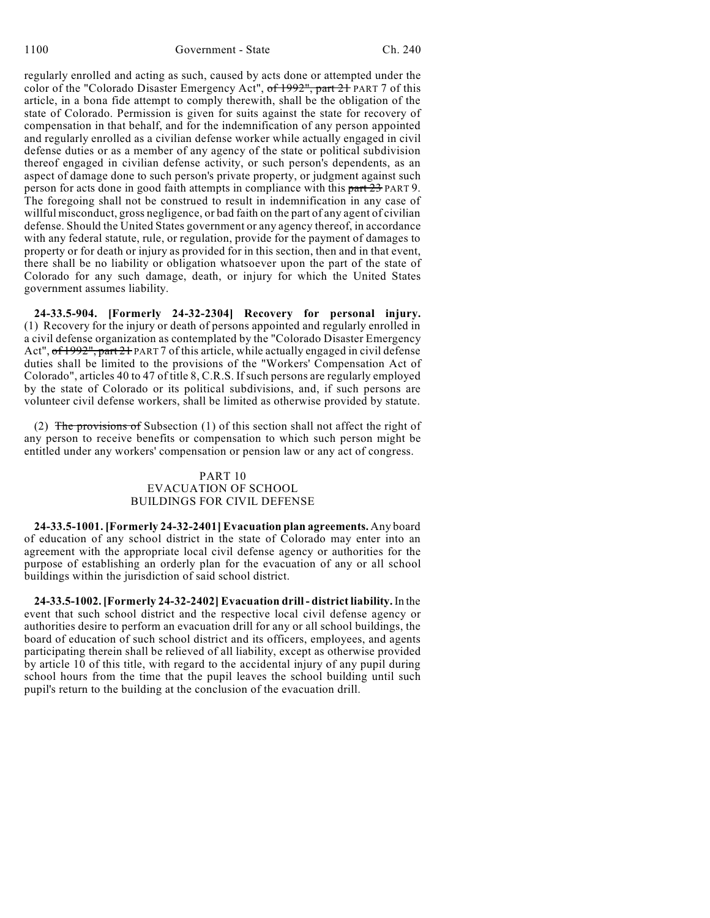regularly enrolled and acting as such, caused by acts done or attempted under the color of the "Colorado Disaster Emergency Act", ~~of 1992", part 21~~ PART 7 of this article, in a bona fide attempt to comply therewith, shall be the obligation of the state of Colorado. Permission is given for suits against the state for recovery of compensation in that behalf, and for the indemnification of any person appointed and regularly enrolled as a civilian defense worker while actually engaged in civil defense duties or as a member of any agency of the state or political subdivision thereof engaged in civilian defense activity, or such person's dependents, as an aspect of damage done to such person's private property, or judgment against such person for acts done in good faith attempts in compliance with this ~~part 23~~ PART 9. The foregoing shall not be construed to result in indemnification in any case of willful misconduct, gross negligence, or bad faith on the part of any agent of civilian defense. Should the United States government or any agency thereof, in accordance with any federal statute, rule, or regulation, provide for the payment of damages to property or for death or injury as provided for in this section, then and in that event, there shall be no liability or obligation whatsoever upon the part of the state of Colorado for any such damage, death, or injury for which the United States government assumes liability.

**24-33.5-904. [Formerly 24-32-2304] Recovery for personal injury.** (1) Recovery for the injury or death of persons appointed and regularly enrolled in a civil defense organization as contemplated by the "Colorado Disaster Emergency Act", ~~of 1992", part 21~~ PART 7 of this article, while actually engaged in civil defense duties shall be limited to the provisions of the "Workers' Compensation Act of Colorado", articles 40 to 47 of title 8, C.R.S. If such persons are regularly employed by the state of Colorado or its political subdivisions, and, if such persons are volunteer civil defense workers, shall be limited as otherwise provided by statute.

(2) ~~The provisions of~~ Subsection (1) of this section shall not affect the right of any person to receive benefits or compensation to which such person might be entitled under any workers' compensation or pension law or any act of congress.

## PART 10
## EVACUATION OF SCHOOL BUILDINGS FOR CIVIL DEFENSE

**24-33.5-1001. [Formerly 24-32-2401] Evacuation plan agreements.** Any board of education of any school district in the state of Colorado may enter into an agreement with the appropriate local civil defense agency or authorities for the purpose of establishing an orderly plan for the evacuation of any or all school buildings within the jurisdiction of said school district.

**24-33.5-1002. [Formerly 24-32-2402] Evacuation drill - district liability.** In the event that such school district and the respective local civil defense agency or authorities desire to perform an evacuation drill for any or all school buildings, the board of education of such school district and its officers, employees, and agents participating therein shall be relieved of all liability, except as otherwise provided by article 10 of this title, with regard to the accidental injury of any pupil during school hours from the time that the pupil leaves the school building until such pupil's return to the building at the conclusion of the evacuation drill.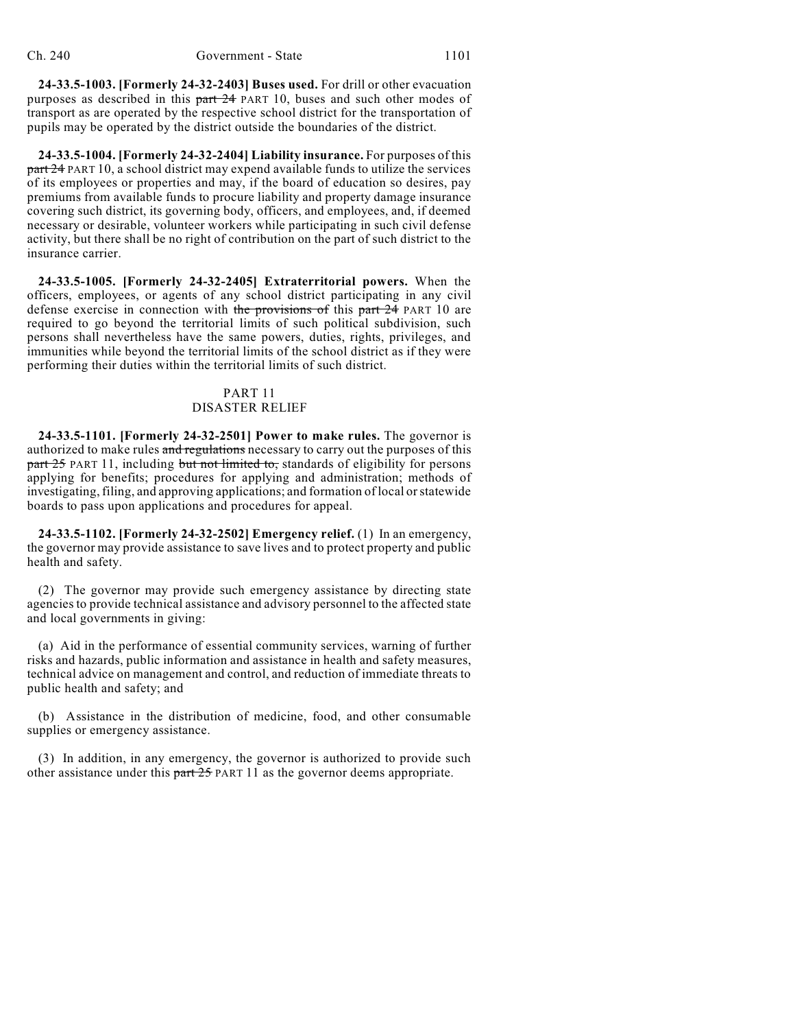**24-33.5-1003. [Formerly 24-32-2403] Buses used.** For drill or other evacuation purposes as described in this ~~part 24~~ PART 10, buses and such other modes of transport as are operated by the respective school district for the transportation of pupils may be operated by the district outside the boundaries of the district.

**24-33.5-1004. [Formerly 24-32-2404] Liability insurance.** For purposes of this ~~part 24~~ PART 10, a school district may expend available funds to utilize the services of its employees or properties and may, if the board of education so desires, pay premiums from available funds to procure liability and property damage insurance covering such district, its governing body, officers, and employees, and, if deemed necessary or desirable, volunteer workers while participating in such civil defense activity, but there shall be no right of contribution on the part of such district to the insurance carrier.

**24-33.5-1005. [Formerly 24-32-2405] Extraterritorial powers.** When the officers, employees, or agents of any school district participating in any civil defense exercise in connection with ~~the provisions of~~ this ~~part 24~~ PART 10 are required to go beyond the territorial limits of such political subdivision, such persons shall nevertheless have the same powers, duties, rights, privileges, and immunities while beyond the territorial limits of the school district as if they were performing their duties within the territorial limits of such district.

## PART 11
## DISASTER RELIEF

**24-33.5-1101. [Formerly 24-32-2501] Power to make rules.** The governor is authorized to make rules ~~and regulations~~ necessary to carry out the purposes of this ~~part 25~~ PART 11, including ~~but not limited to,~~ standards of eligibility for persons applying for benefits; procedures for applying and administration; methods of investigating, filing, and approving applications; and formation of local or statewide boards to pass upon applications and procedures for appeal.

**24-33.5-1102. [Formerly 24-32-2502] Emergency relief.** (1) In an emergency, the governor may provide assistance to save lives and to protect property and public health and safety.

(2) The governor may provide such emergency assistance by directing state agencies to provide technical assistance and advisory personnel to the affected state and local governments in giving:

(a) Aid in the performance of essential community services, warning of further risks and hazards, public information and assistance in health and safety measures, technical advice on management and control, and reduction of immediate threats to public health and safety; and

(b) Assistance in the distribution of medicine, food, and other consumable supplies or emergency assistance.

(3) In addition, in any emergency, the governor is authorized to provide such other assistance under this ~~part 25~~ PART 11 as the governor deems appropriate.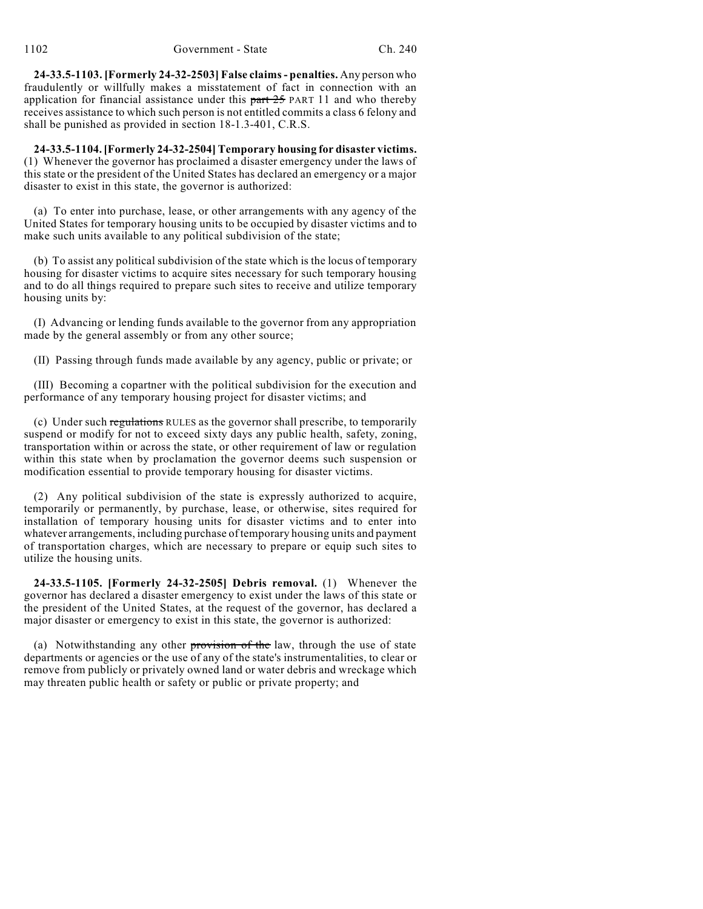**24-33.5-1103. [Formerly 24-32-2503] False claims - penalties.** Any person who fraudulently or willfully makes a misstatement of fact in connection with an application for financial assistance under this ~~part 25~~ PART 11 and who thereby receives assistance to which such person is not entitled commits a class 6 felony and shall be punished as provided in section 18-1.3-401, C.R.S.

**24-33.5-1104. [Formerly 24-32-2504] Temporary housing for disaster victims.** (1) Whenever the governor has proclaimed a disaster emergency under the laws of this state or the president of the United States has declared an emergency or a major disaster to exist in this state, the governor is authorized:

(a) To enter into purchase, lease, or other arrangements with any agency of the United States for temporary housing units to be occupied by disaster victims and to make such units available to any political subdivision of the state;

(b) To assist any political subdivision of the state which is the locus of temporary housing for disaster victims to acquire sites necessary for such temporary housing and to do all things required to prepare such sites to receive and utilize temporary housing units by:

(I) Advancing or lending funds available to the governor from any appropriation made by the general assembly or from any other source;

(II) Passing through funds made available by any agency, public or private; or

(III) Becoming a copartner with the political subdivision for the execution and performance of any temporary housing project for disaster victims; and

(c) Under such ~~regulations~~ RULES as the governor shall prescribe, to temporarily suspend or modify for not to exceed sixty days any public health, safety, zoning, transportation within or across the state, or other requirement of law or regulation within this state when by proclamation the governor deems such suspension or modification essential to provide temporary housing for disaster victims.

(2) Any political subdivision of the state is expressly authorized to acquire, temporarily or permanently, by purchase, lease, or otherwise, sites required for installation of temporary housing units for disaster victims and to enter into whatever arrangements, including purchase of temporary housing units and payment of transportation charges, which are necessary to prepare or equip such sites to utilize the housing units.

**24-33.5-1105. [Formerly 24-32-2505] Debris removal.** (1) Whenever the governor has declared a disaster emergency to exist under the laws of this state or the president of the United States, at the request of the governor, has declared a major disaster or emergency to exist in this state, the governor is authorized:

(a) Notwithstanding any other ~~provision of the~~ law, through the use of state departments or agencies or the use of any of the state's instrumentalities, to clear or remove from publicly or privately owned land or water debris and wreckage which may threaten public health or safety or public or private property; and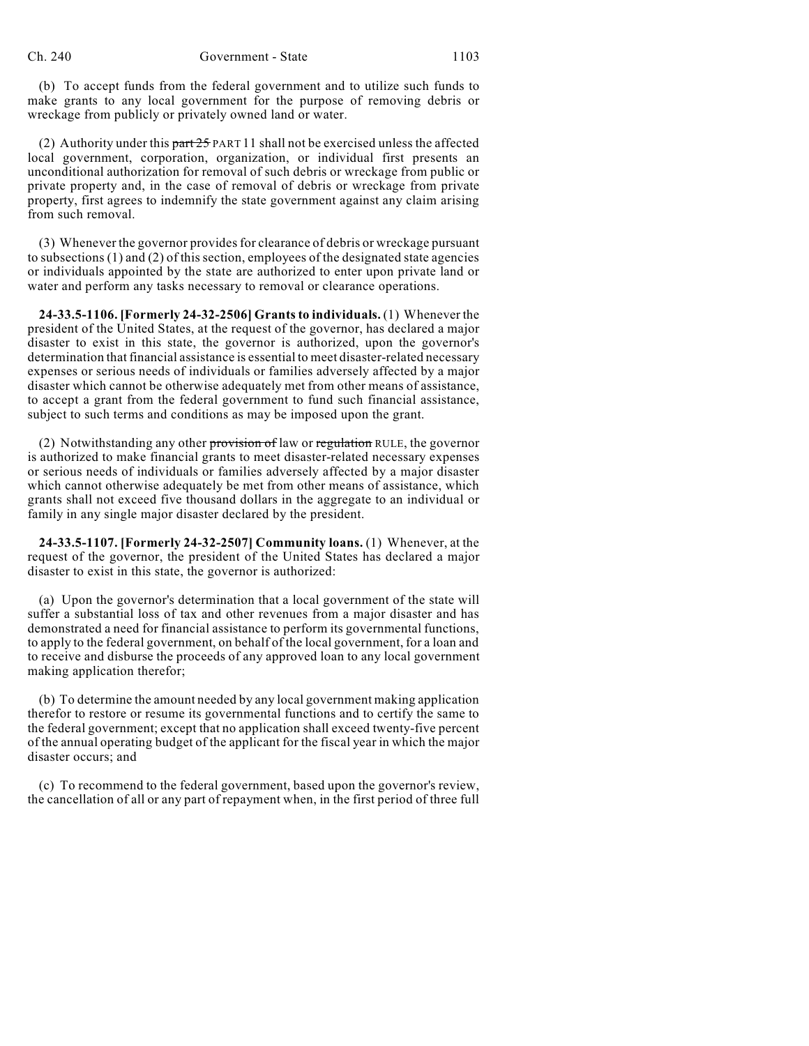(b) To accept funds from the federal government and to utilize such funds to make grants to any local government for the purpose of removing debris or wreckage from publicly or privately owned land or water.

(2) Authority under this ~~part 25~~ PART 11 shall not be exercised unless the affected local government, corporation, organization, or individual first presents an unconditional authorization for removal of such debris or wreckage from public or private property and, in the case of removal of debris or wreckage from private property, first agrees to indemnify the state government against any claim arising from such removal.

(3) Whenever the governor provides for clearance of debris or wreckage pursuant to subsections (1) and (2) of this section, employees of the designated state agencies or individuals appointed by the state are authorized to enter upon private land or water and perform any tasks necessary to removal or clearance operations.

**24-33.5-1106. [Formerly 24-32-2506] Grants to individuals.** (1) Whenever the president of the United States, at the request of the governor, has declared a major disaster to exist in this state, the governor is authorized, upon the governor's determination that financial assistance is essential to meet disaster-related necessary expenses or serious needs of individuals or families adversely affected by a major disaster which cannot be otherwise adequately met from other means of assistance, to accept a grant from the federal government to fund such financial assistance, subject to such terms and conditions as may be imposed upon the grant.

(2) Notwithstanding any other ~~provision of~~ law or ~~regulation~~ RULE, the governor is authorized to make financial grants to meet disaster-related necessary expenses or serious needs of individuals or families adversely affected by a major disaster which cannot otherwise adequately be met from other means of assistance, which grants shall not exceed five thousand dollars in the aggregate to an individual or family in any single major disaster declared by the president.

**24-33.5-1107. [Formerly 24-32-2507] Community loans.** (1) Whenever, at the request of the governor, the president of the United States has declared a major disaster to exist in this state, the governor is authorized:

(a) Upon the governor's determination that a local government of the state will suffer a substantial loss of tax and other revenues from a major disaster and has demonstrated a need for financial assistance to perform its governmental functions, to apply to the federal government, on behalf of the local government, for a loan and to receive and disburse the proceeds of any approved loan to any local government making application therefor;

(b) To determine the amount needed by any local government making application therefor to restore or resume its governmental functions and to certify the same to the federal government; except that no application shall exceed twenty-five percent of the annual operating budget of the applicant for the fiscal year in which the major disaster occurs; and

(c) To recommend to the federal government, based upon the governor's review, the cancellation of all or any part of repayment when, in the first period of three full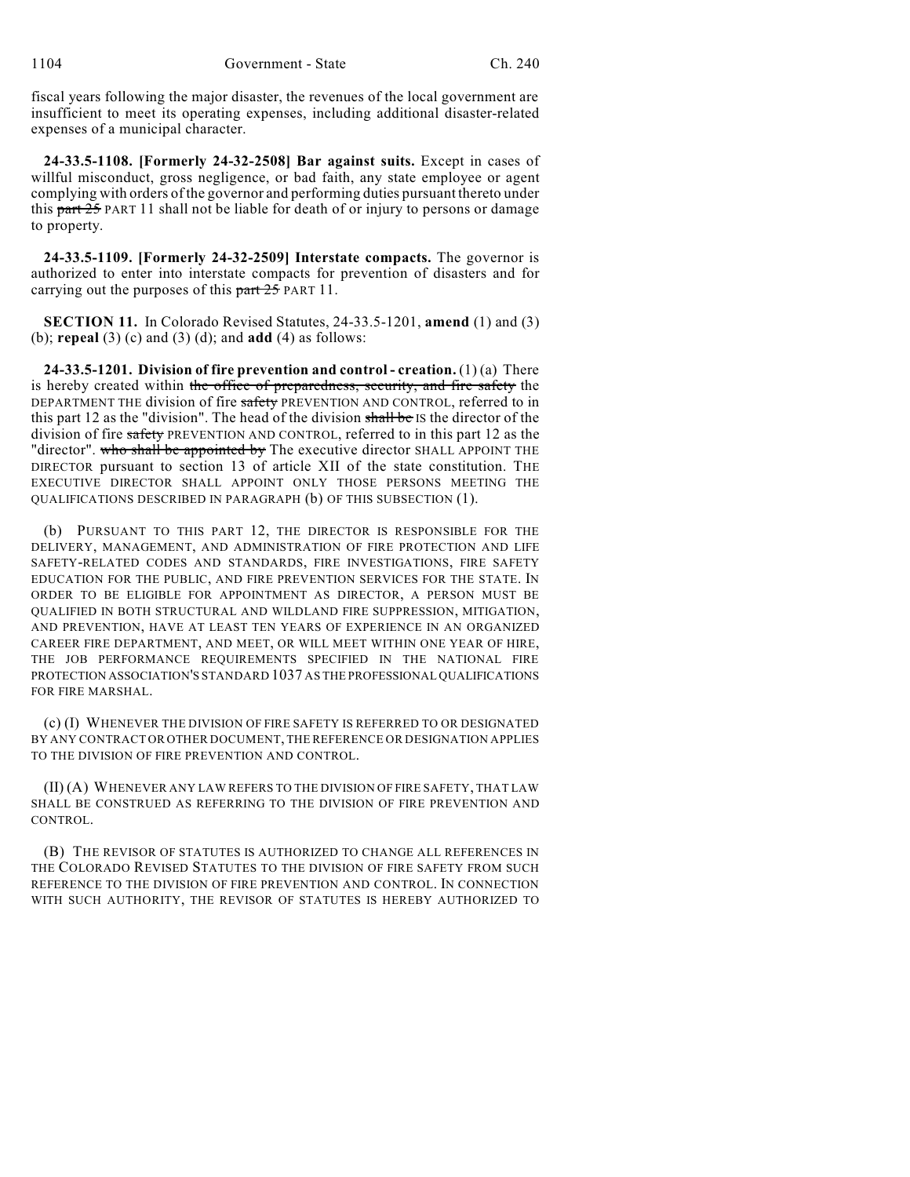fiscal years following the major disaster, the revenues of the local government are insufficient to meet its operating expenses, including additional disaster-related expenses of a municipal character.

**24-33.5-1108. [Formerly 24-32-2508] Bar against suits.** Except in cases of willful misconduct, gross negligence, or bad faith, any state employee or agent complying with orders of the governor and performing duties pursuant thereto under this ~~part 25~~ PART 11 shall not be liable for death of or injury to persons or damage to property.

**24-33.5-1109. [Formerly 24-32-2509] Interstate compacts.** The governor is authorized to enter into interstate compacts for prevention of disasters and for carrying out the purposes of this ~~part 25~~ PART 11.

**SECTION 11.** In Colorado Revised Statutes, 24-33.5-1201, **amend** (1) and (3) (b); **repeal** (3) (c) and (3) (d); and **add** (4) as follows:

**24-33.5-1201. Division of fire prevention and control - creation.** (1) (a) There is hereby created within ~~the office of preparedness, security, and fire safety~~ the DEPARTMENT THE division of fire ~~safety~~ PREVENTION AND CONTROL, referred to in this part 12 as the "division". The head of the division ~~shall be~~ IS the director of the division of fire ~~safety~~ PREVENTION AND CONTROL, referred to in this part 12 as the "director". ~~who shall be appointed by~~ The executive director SHALL APPOINT THE DIRECTOR pursuant to section 13 of article XII of the state constitution. THE EXECUTIVE DIRECTOR SHALL APPOINT ONLY THOSE PERSONS MEETING THE QUALIFICATIONS DESCRIBED IN PARAGRAPH (b) OF THIS SUBSECTION (1).

(b) PURSUANT TO THIS PART 12, THE DIRECTOR IS RESPONSIBLE FOR THE DELIVERY, MANAGEMENT, AND ADMINISTRATION OF FIRE PROTECTION AND LIFE SAFETY-RELATED CODES AND STANDARDS, FIRE INVESTIGATIONS, FIRE SAFETY EDUCATION FOR THE PUBLIC, AND FIRE PREVENTION SERVICES FOR THE STATE. IN ORDER TO BE ELIGIBLE FOR APPOINTMENT AS DIRECTOR, A PERSON MUST BE QUALIFIED IN BOTH STRUCTURAL AND WILDLAND FIRE SUPPRESSION, MITIGATION, AND PREVENTION, HAVE AT LEAST TEN YEARS OF EXPERIENCE IN AN ORGANIZED CAREER FIRE DEPARTMENT, AND MEET, OR WILL MEET WITHIN ONE YEAR OF HIRE, THE JOB PERFORMANCE REQUIREMENTS SPECIFIED IN THE NATIONAL FIRE PROTECTION ASSOCIATION'S STANDARD 1037 AS THE PROFESSIONAL QUALIFICATIONS FOR FIRE MARSHAL.

(c) (I) WHENEVER THE DIVISION OF FIRE SAFETY IS REFERRED TO OR DESIGNATED BY ANY CONTRACT OR OTHER DOCUMENT, THE REFERENCE OR DESIGNATION APPLIES TO THE DIVISION OF FIRE PREVENTION AND CONTROL.

(II) (A) WHENEVER ANY LAW REFERS TO THE DIVISION OF FIRE SAFETY, THAT LAW SHALL BE CONSTRUED AS REFERRING TO THE DIVISION OF FIRE PREVENTION AND CONTROL.

(B) THE REVISOR OF STATUTES IS AUTHORIZED TO CHANGE ALL REFERENCES IN THE COLORADO REVISED STATUTES TO THE DIVISION OF FIRE SAFETY FROM SUCH REFERENCE TO THE DIVISION OF FIRE PREVENTION AND CONTROL. IN CONNECTION WITH SUCH AUTHORITY, THE REVISOR OF STATUTES IS HEREBY AUTHORIZED TO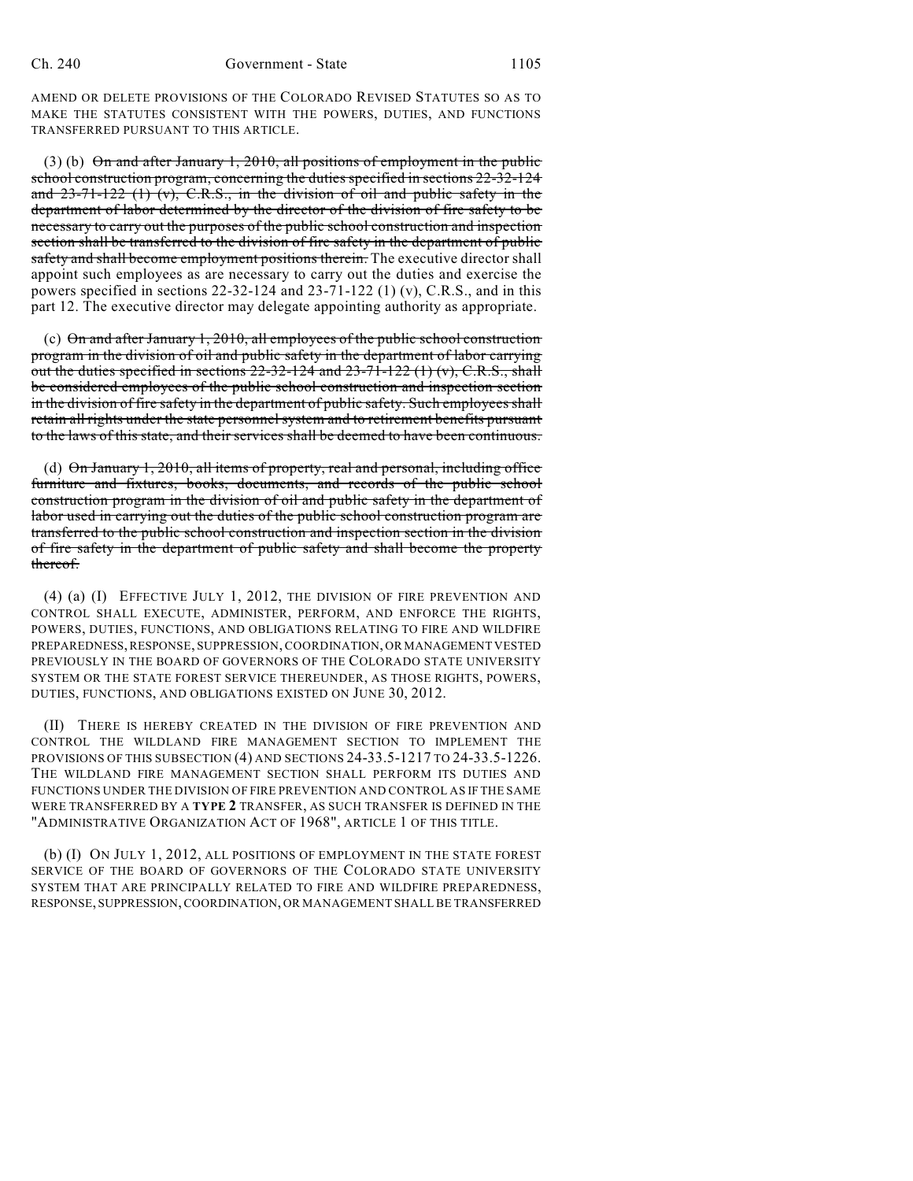AMEND OR DELETE PROVISIONS OF THE COLORADO REVISED STATUTES SO AS TO MAKE THE STATUTES CONSISTENT WITH THE POWERS, DUTIES, AND FUNCTIONS TRANSFERRED PURSUANT TO THIS ARTICLE.

(3) (b) ~~On and after January 1, 2010, all positions of employment in the public school construction program, concerning the duties specified in sections 22-32-124 and 23-71-122 (1) (v), C.R.S., in the division of oil and public safety in the department of labor determined by the director of the division of fire safety to be necessary to carry out the purposes of the public school construction and inspection section shall be transferred to the division of fire safety in the department of public safety and shall become employment positions therein.~~ The executive director shall appoint such employees as are necessary to carry out the duties and exercise the powers specified in sections 22-32-124 and 23-71-122 (1) (v), C.R.S., and in this part 12. The executive director may delegate appointing authority as appropriate.

(c) ~~On and after January 1, 2010, all employees of the public school construction program in the division of oil and public safety in the department of labor carrying out the duties specified in sections 22-32-124 and 23-71-122 (1) (v), C.R.S., shall be considered employees of the public school construction and inspection section in the division of fire safety in the department of public safety. Such employees shall retain all rights under the state personnel system and to retirement benefits pursuant to the laws of this state, and their services shall be deemed to have been continuous.~~

(d) ~~On January 1, 2010, all items of property, real and personal, including office furniture and fixtures, books, documents, and records of the public school construction program in the division of oil and public safety in the department of labor used in carrying out the duties of the public school construction program are transferred to the public school construction and inspection section in the division of fire safety in the department of public safety and shall become the property thereof.~~

(4) (a) (I) EFFECTIVE JULY 1, 2012, THE DIVISION OF FIRE PREVENTION AND CONTROL SHALL EXECUTE, ADMINISTER, PERFORM, AND ENFORCE THE RIGHTS, POWERS, DUTIES, FUNCTIONS, AND OBLIGATIONS RELATING TO FIRE AND WILDFIRE PREPAREDNESS, RESPONSE, SUPPRESSION, COORDINATION, OR MANAGEMENT VESTED PREVIOUSLY IN THE BOARD OF GOVERNORS OF THE COLORADO STATE UNIVERSITY SYSTEM OR THE STATE FOREST SERVICE THEREUNDER, AS THOSE RIGHTS, POWERS, DUTIES, FUNCTIONS, AND OBLIGATIONS EXISTED ON JUNE 30, 2012.

(II) THERE IS HEREBY CREATED IN THE DIVISION OF FIRE PREVENTION AND CONTROL THE WILDLAND FIRE MANAGEMENT SECTION TO IMPLEMENT THE PROVISIONS OF THIS SUBSECTION (4) AND SECTIONS 24-33.5-1217 TO 24-33.5-1226. THE WILDLAND FIRE MANAGEMENT SECTION SHALL PERFORM ITS DUTIES AND FUNCTIONS UNDER THE DIVISION OF FIRE PREVENTION AND CONTROL AS IF THE SAME WERE TRANSFERRED BY A **TYPE 2** TRANSFER, AS SUCH TRANSFER IS DEFINED IN THE "ADMINISTRATIVE ORGANIZATION ACT OF 1968", ARTICLE 1 OF THIS TITLE.

(b) (I) ON JULY 1, 2012, ALL POSITIONS OF EMPLOYMENT IN THE STATE FOREST SERVICE OF THE BOARD OF GOVERNORS OF THE COLORADO STATE UNIVERSITY SYSTEM THAT ARE PRINCIPALLY RELATED TO FIRE AND WILDFIRE PREPAREDNESS, RESPONSE, SUPPRESSION, COORDINATION, OR MANAGEMENT SHALL BE TRANSFERRED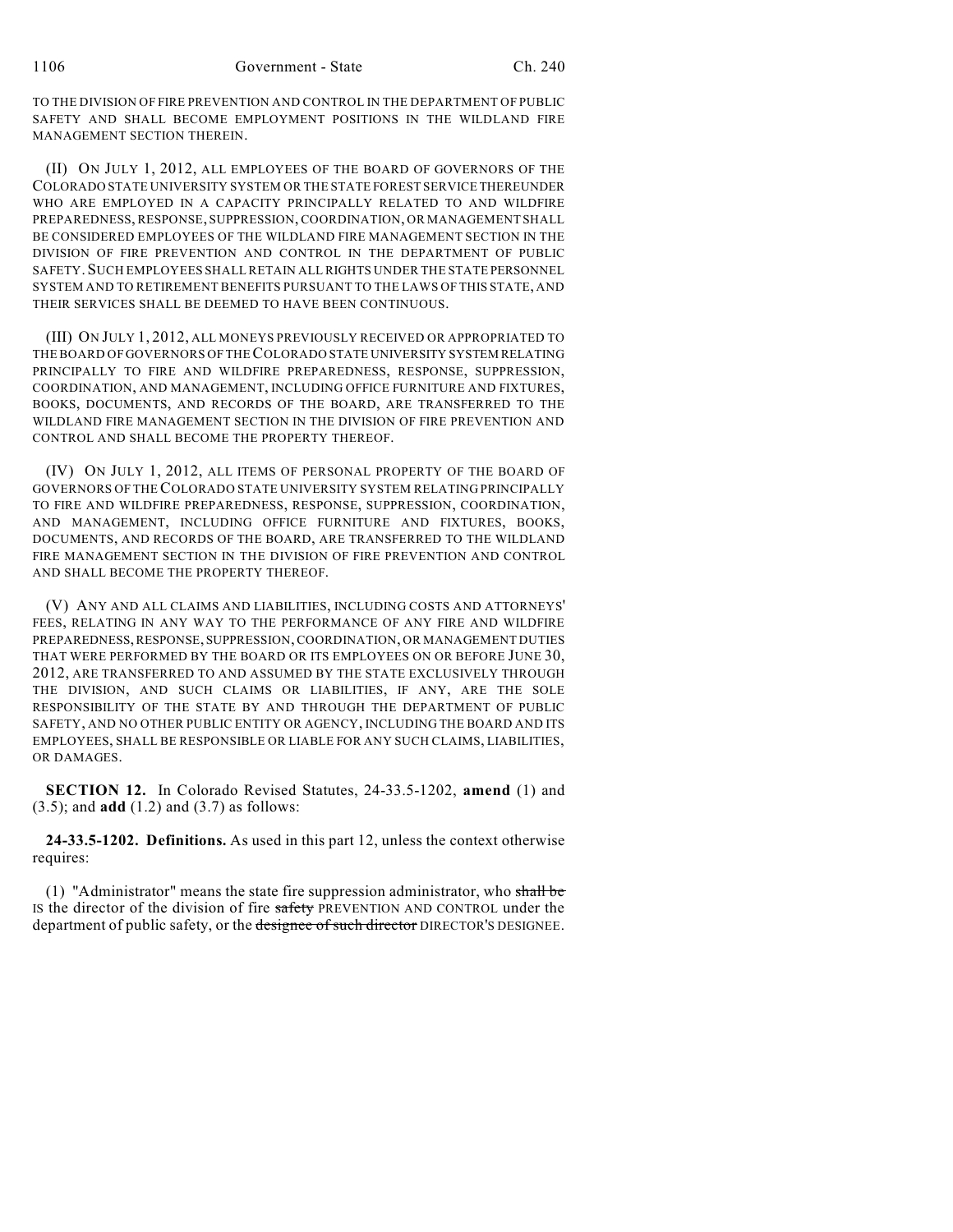TO THE DIVISION OF FIRE PREVENTION AND CONTROL IN THE DEPARTMENT OF PUBLIC SAFETY AND SHALL BECOME EMPLOYMENT POSITIONS IN THE WILDLAND FIRE MANAGEMENT SECTION THEREIN.

(II) ON JULY 1, 2012, ALL EMPLOYEES OF THE BOARD OF GOVERNORS OF THE COLORADO STATE UNIVERSITY SYSTEM OR THE STATE FOREST SERVICE THEREUNDER WHO ARE EMPLOYED IN A CAPACITY PRINCIPALLY RELATED TO AND WILDFIRE PREPAREDNESS, RESPONSE, SUPPRESSION, COORDINATION, OR MANAGEMENT SHALL BE CONSIDERED EMPLOYEES OF THE WILDLAND FIRE MANAGEMENT SECTION IN THE DIVISION OF FIRE PREVENTION AND CONTROL IN THE DEPARTMENT OF PUBLIC SAFETY. SUCH EMPLOYEES SHALL RETAIN ALL RIGHTS UNDER THE STATE PERSONNEL SYSTEM AND TO RETIREMENT BENEFITS PURSUANT TO THE LAWS OF THIS STATE, AND THEIR SERVICES SHALL BE DEEMED TO HAVE BEEN CONTINUOUS.

(III) ON JULY 1, 2012, ALL MONEYS PREVIOUSLY RECEIVED OR APPROPRIATED TO THE BOARD OF GOVERNORS OF THE COLORADO STATE UNIVERSITY SYSTEM RELATING PRINCIPALLY TO FIRE AND WILDFIRE PREPAREDNESS, RESPONSE, SUPPRESSION, COORDINATION, AND MANAGEMENT, INCLUDING OFFICE FURNITURE AND FIXTURES, BOOKS, DOCUMENTS, AND RECORDS OF THE BOARD, ARE TRANSFERRED TO THE WILDLAND FIRE MANAGEMENT SECTION IN THE DIVISION OF FIRE PREVENTION AND CONTROL AND SHALL BECOME THE PROPERTY THEREOF.

(IV) ON JULY 1, 2012, ALL ITEMS OF PERSONAL PROPERTY OF THE BOARD OF GOVERNORS OF THE COLORADO STATE UNIVERSITY SYSTEM RELATING PRINCIPALLY TO FIRE AND WILDFIRE PREPAREDNESS, RESPONSE, SUPPRESSION, COORDINATION, AND MANAGEMENT, INCLUDING OFFICE FURNITURE AND FIXTURES, BOOKS, DOCUMENTS, AND RECORDS OF THE BOARD, ARE TRANSFERRED TO THE WILDLAND FIRE MANAGEMENT SECTION IN THE DIVISION OF FIRE PREVENTION AND CONTROL AND SHALL BECOME THE PROPERTY THEREOF.

(V) ANY AND ALL CLAIMS AND LIABILITIES, INCLUDING COSTS AND ATTORNEYS' FEES, RELATING IN ANY WAY TO THE PERFORMANCE OF ANY FIRE AND WILDFIRE PREPAREDNESS, RESPONSE, SUPPRESSION, COORDINATION, OR MANAGEMENT DUTIES THAT WERE PERFORMED BY THE BOARD OR ITS EMPLOYEES ON OR BEFORE JUNE 30, 2012, ARE TRANSFERRED TO AND ASSUMED BY THE STATE EXCLUSIVELY THROUGH THE DIVISION, AND SUCH CLAIMS OR LIABILITIES, IF ANY, ARE THE SOLE RESPONSIBILITY OF THE STATE BY AND THROUGH THE DEPARTMENT OF PUBLIC SAFETY, AND NO OTHER PUBLIC ENTITY OR AGENCY, INCLUDING THE BOARD AND ITS EMPLOYEES, SHALL BE RESPONSIBLE OR LIABLE FOR ANY SUCH CLAIMS, LIABILITIES, OR DAMAGES.

**SECTION 12.** In Colorado Revised Statutes, 24-33.5-1202, **amend** (1) and (3.5); and **add** (1.2) and (3.7) as follows:

**24-33.5-1202. Definitions.** As used in this part 12, unless the context otherwise requires:

(1) "Administrator" means the state fire suppression administrator, who ~~shall be~~ IS the director of the division of fire ~~safety~~ PREVENTION AND CONTROL under the department of public safety, or the ~~designee of such director~~ DIRECTOR'S DESIGNEE.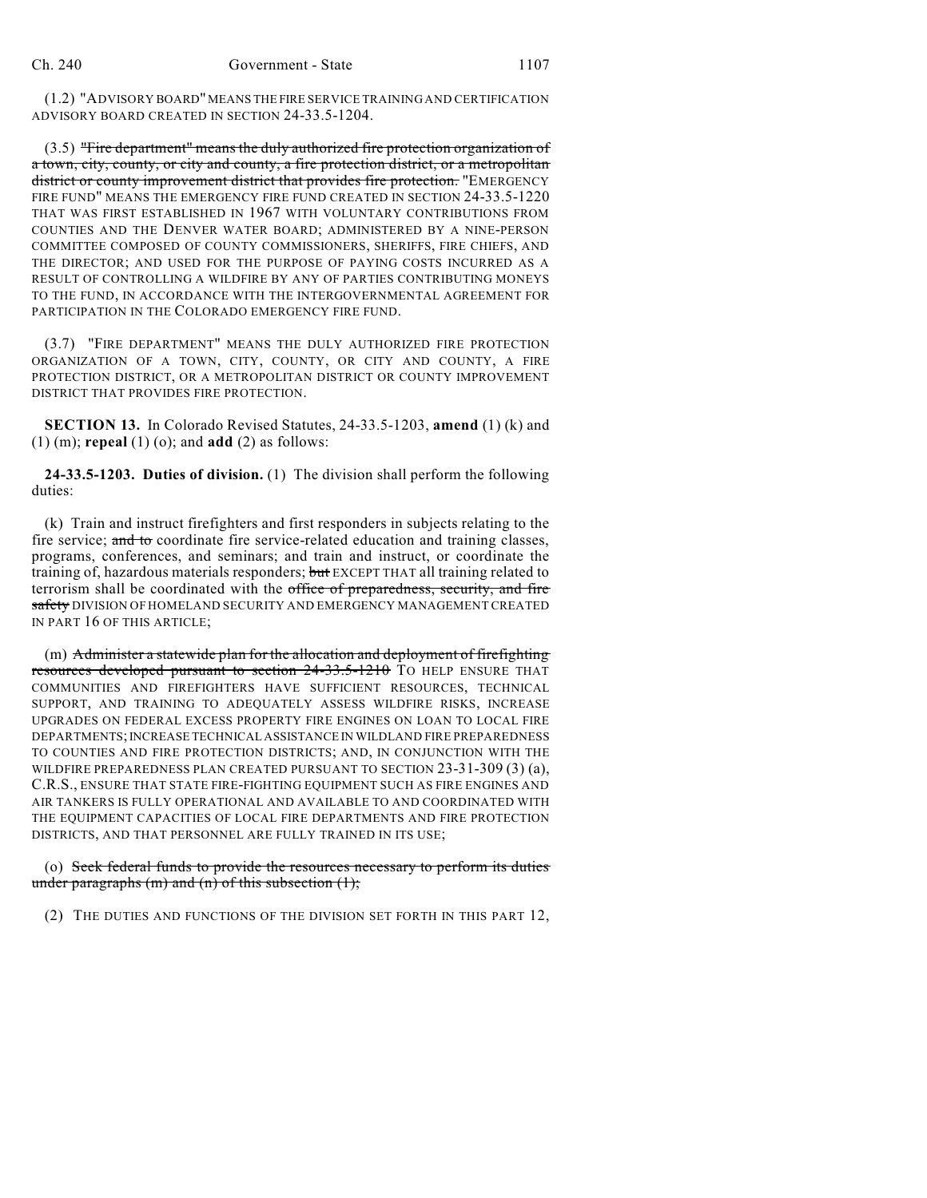(1.2) "ADVISORY BOARD" MEANS THE FIRE SERVICE TRAINING AND CERTIFICATION ADVISORY BOARD CREATED IN SECTION 24-33.5-1204.

(3.5) ~~"Fire department" means the duly authorized fire protection organization of a town, city, county, or city and county, a fire protection district, or a metropolitan district or county improvement district that provides fire protection.~~ "EMERGENCY FIRE FUND" MEANS THE EMERGENCY FIRE FUND CREATED IN SECTION 24-33.5-1220 THAT WAS FIRST ESTABLISHED IN 1967 WITH VOLUNTARY CONTRIBUTIONS FROM COUNTIES AND THE DENVER WATER BOARD; ADMINISTERED BY A NINE-PERSON COMMITTEE COMPOSED OF COUNTY COMMISSIONERS, SHERIFFS, FIRE CHIEFS, AND THE DIRECTOR; AND USED FOR THE PURPOSE OF PAYING COSTS INCURRED AS A RESULT OF CONTROLLING A WILDFIRE BY ANY OF PARTIES CONTRIBUTING MONEYS TO THE FUND, IN ACCORDANCE WITH THE INTERGOVERNMENTAL AGREEMENT FOR PARTICIPATION IN THE COLORADO EMERGENCY FIRE FUND.

(3.7) "FIRE DEPARTMENT" MEANS THE DULY AUTHORIZED FIRE PROTECTION ORGANIZATION OF A TOWN, CITY, COUNTY, OR CITY AND COUNTY, A FIRE PROTECTION DISTRICT, OR A METROPOLITAN DISTRICT OR COUNTY IMPROVEMENT DISTRICT THAT PROVIDES FIRE PROTECTION.

**SECTION 13.** In Colorado Revised Statutes, 24-33.5-1203, **amend** (1) (k) and (1) (m); **repeal** (1) (o); and **add** (2) as follows:

**24-33.5-1203. Duties of division.** (1) The division shall perform the following duties:

(k) Train and instruct firefighters and first responders in subjects relating to the fire service; ~~and to~~ coordinate fire service-related education and training classes, programs, conferences, and seminars; and train and instruct, or coordinate the training of, hazardous materials responders; ~~but~~ EXCEPT THAT all training related to terrorism shall be coordinated with the ~~office of preparedness, security, and fire safety~~ DIVISION OF HOMELAND SECURITY AND EMERGENCY MANAGEMENT CREATED IN PART 16 OF THIS ARTICLE;

(m) ~~Administer a statewide plan for the allocation and deployment of firefighting resources developed pursuant to section 24-33.5-1210~~ TO HELP ENSURE THAT COMMUNITIES AND FIREFIGHTERS HAVE SUFFICIENT RESOURCES, TECHNICAL SUPPORT, AND TRAINING TO ADEQUATELY ASSESS WILDFIRE RISKS, INCREASE UPGRADES ON FEDERAL EXCESS PROPERTY FIRE ENGINES ON LOAN TO LOCAL FIRE DEPARTMENTS; INCREASE TECHNICAL ASSISTANCE IN WILDLAND FIRE PREPAREDNESS TO COUNTIES AND FIRE PROTECTION DISTRICTS; AND, IN CONJUNCTION WITH THE WILDFIRE PREPAREDNESS PLAN CREATED PURSUANT TO SECTION 23-31-309 (3) (a), C.R.S., ENSURE THAT STATE FIRE-FIGHTING EQUIPMENT SUCH AS FIRE ENGINES AND AIR TANKERS IS FULLY OPERATIONAL AND AVAILABLE TO AND COORDINATED WITH THE EQUIPMENT CAPACITIES OF LOCAL FIRE DEPARTMENTS AND FIRE PROTECTION DISTRICTS, AND THAT PERSONNEL ARE FULLY TRAINED IN ITS USE;

(o) ~~Seek federal funds to provide the resources necessary to perform its duties under paragraphs (m) and (n) of this subsection (1);~~

(2) THE DUTIES AND FUNCTIONS OF THE DIVISION SET FORTH IN THIS PART 12,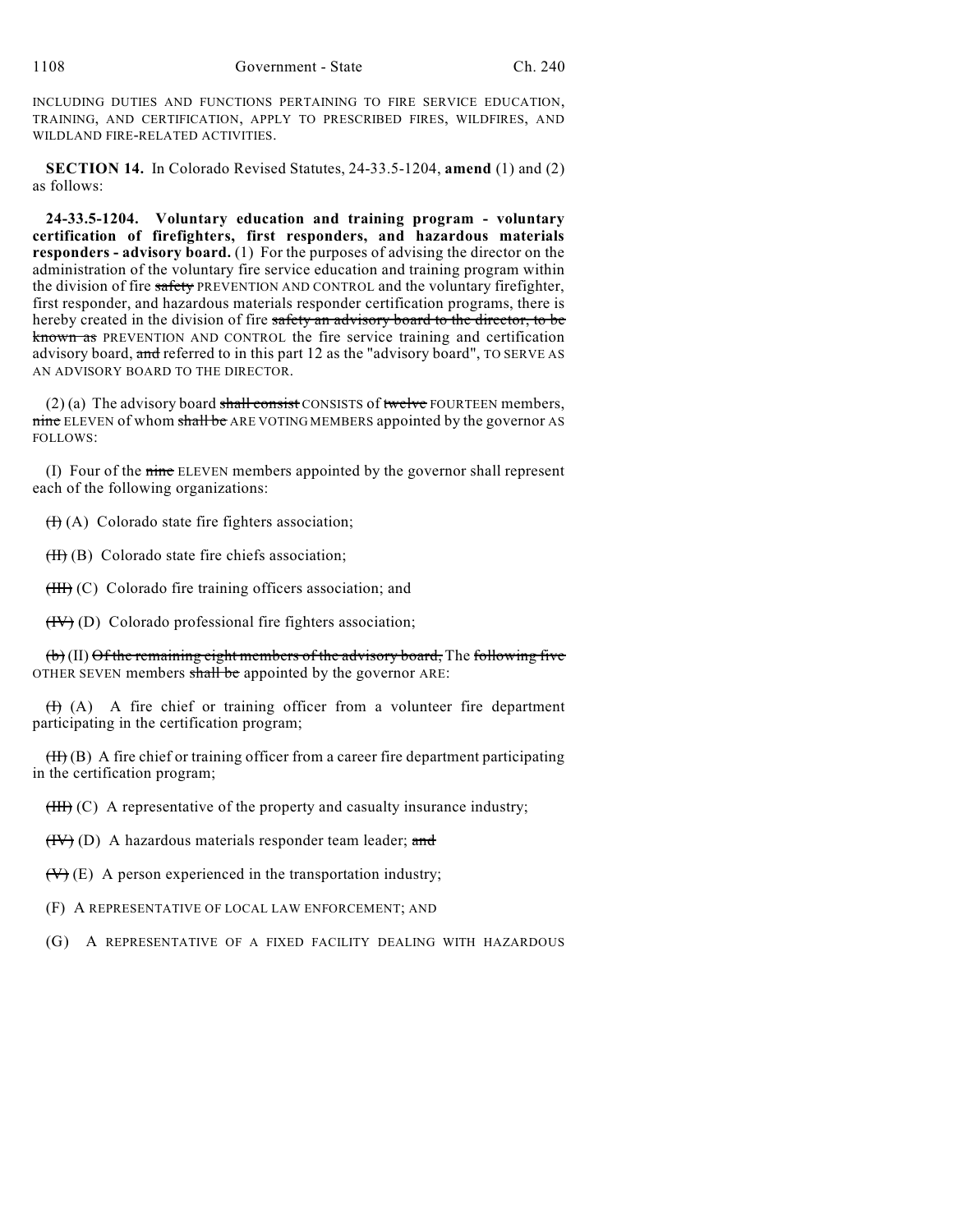INCLUDING DUTIES AND FUNCTIONS PERTAINING TO FIRE SERVICE EDUCATION, TRAINING, AND CERTIFICATION, APPLY TO PRESCRIBED FIRES, WILDFIRES, AND WILDLAND FIRE-RELATED ACTIVITIES.

**SECTION 14.** In Colorado Revised Statutes, 24-33.5-1204, **amend** (1) and (2) as follows:

**24-33.5-1204. Voluntary education and training program - voluntary certification of firefighters, first responders, and hazardous materials responders - advisory board.** (1) For the purposes of advising the director on the administration of the voluntary fire service education and training program within the division of fire ~~safety~~ PREVENTION AND CONTROL and the voluntary firefighter, first responder, and hazardous materials responder certification programs, there is hereby created in the division of fire ~~safety an advisory board to the director, to be known as~~ PREVENTION AND CONTROL the fire service training and certification advisory board, ~~and~~ referred to in this part 12 as the "advisory board", TO SERVE AS AN ADVISORY BOARD TO THE DIRECTOR.

(2) (a) The advisory board ~~shall consist~~ CONSISTS of ~~twelve~~ FOURTEEN members, ~~nine~~ ELEVEN of whom ~~shall be~~ ARE VOTING MEMBERS appointed by the governor AS FOLLOWS:

(I) Four of the ~~nine~~ ELEVEN members appointed by the governor shall represent each of the following organizations:

~~(I)~~ (A) Colorado state fire fighters association;

~~(II)~~ (B) Colorado state fire chiefs association;

~~(III)~~ (C) Colorado fire training officers association; and

~~(IV)~~ (D) Colorado professional fire fighters association;

~~(b)~~ (II) ~~Of the remaining eight members of the advisory board,~~ The ~~following five~~ OTHER SEVEN members ~~shall be~~ appointed by the governor ARE:

~~(I)~~ (A) A fire chief or training officer from a volunteer fire department participating in the certification program;

~~(II)~~ (B) A fire chief or training officer from a career fire department participating in the certification program;

~~(III)~~ (C) A representative of the property and casualty insurance industry;

~~(IV)~~ (D) A hazardous materials responder team leader; ~~and~~

~~(V)~~ (E) A person experienced in the transportation industry;

(F) A REPRESENTATIVE OF LOCAL LAW ENFORCEMENT; AND

(G) A REPRESENTATIVE OF A FIXED FACILITY DEALING WITH HAZARDOUS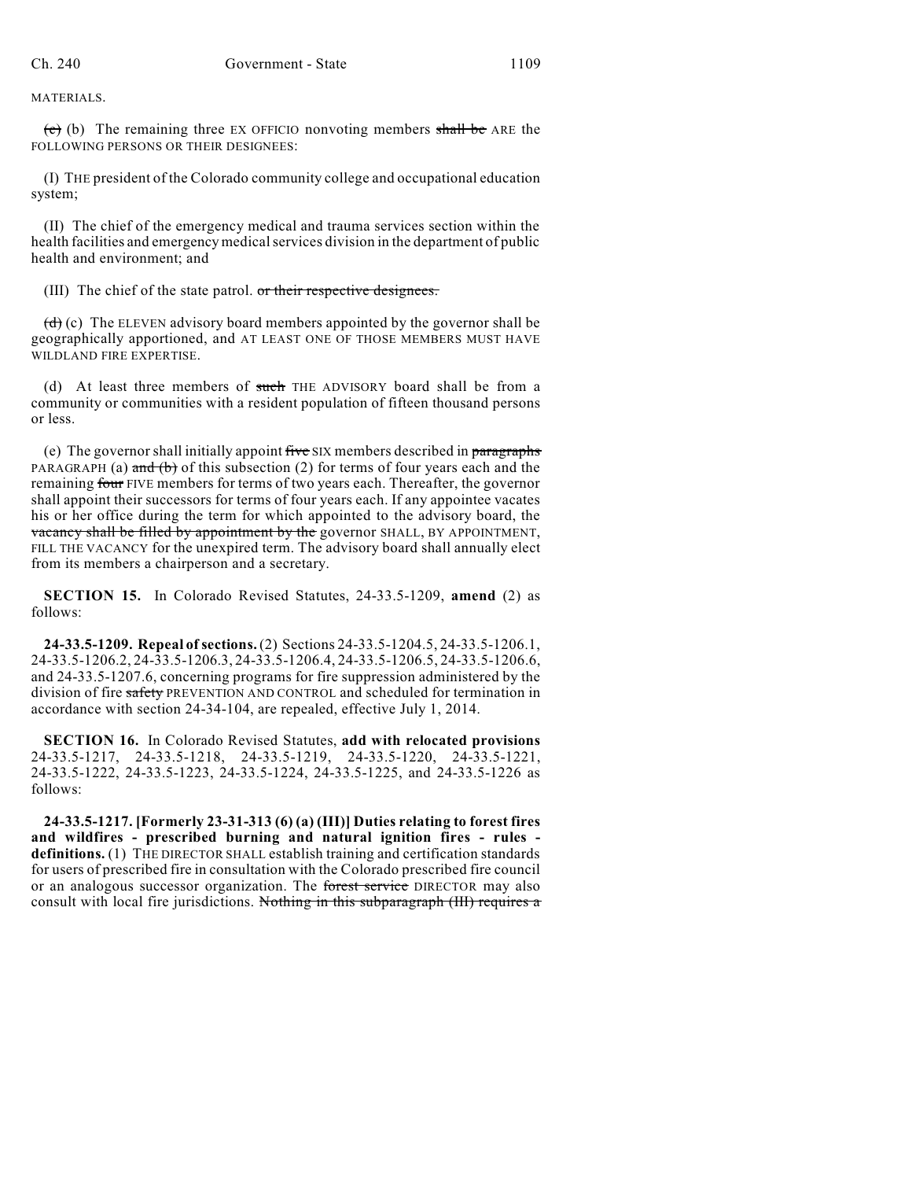MATERIALS.

~~(c)~~ (b) The remaining three EX OFFICIO nonvoting members ~~shall be~~ ARE the FOLLOWING PERSONS OR THEIR DESIGNEES:

(I) THE president of the Colorado community college and occupational education system;

(II) The chief of the emergency medical and trauma services section within the health facilities and emergency medical services division in the department of public health and environment; and

(III) The chief of the state patrol. ~~or their respective designees.~~

~~(d)~~ (c) The ELEVEN advisory board members appointed by the governor shall be geographically apportioned, and AT LEAST ONE OF THOSE MEMBERS MUST HAVE WILDLAND FIRE EXPERTISE.

(d) At least three members of ~~such~~ THE ADVISORY board shall be from a community or communities with a resident population of fifteen thousand persons or less.

(e) The governor shall initially appoint ~~five~~ SIX members described in ~~paragraphs~~ PARAGRAPH (a) ~~and (b)~~ of this subsection (2) for terms of four years each and the remaining ~~four~~ FIVE members for terms of two years each. Thereafter, the governor shall appoint their successors for terms of four years each. If any appointee vacates his or her office during the term for which appointed to the advisory board, the ~~vacancy shall be filled by appointment by the~~ governor SHALL, BY APPOINTMENT, FILL THE VACANCY for the unexpired term. The advisory board shall annually elect from its members a chairperson and a secretary.

**SECTION 15.** In Colorado Revised Statutes, 24-33.5-1209, **amend** (2) as follows:

**24-33.5-1209. Repeal of sections.** (2) Sections 24-33.5-1204.5, 24-33.5-1206.1, 24-33.5-1206.2, 24-33.5-1206.3, 24-33.5-1206.4, 24-33.5-1206.5, 24-33.5-1206.6, and 24-33.5-1207.6, concerning programs for fire suppression administered by the division of fire ~~safety~~ PREVENTION AND CONTROL and scheduled for termination in accordance with section 24-34-104, are repealed, effective July 1, 2014.

**SECTION 16.** In Colorado Revised Statutes, **add with relocated provisions** 24-33.5-1217, 24-33.5-1218, 24-33.5-1219, 24-33.5-1220, 24-33.5-1221, 24-33.5-1222, 24-33.5-1223, 24-33.5-1224, 24-33.5-1225, and 24-33.5-1226 as follows:

**24-33.5-1217. [Formerly 23-31-313 (6) (a) (III)] Duties relating to forest fires and wildfires - prescribed burning and natural ignition fires - rules - definitions.** (1) THE DIRECTOR SHALL establish training and certification standards for users of prescribed fire in consultation with the Colorado prescribed fire council or an analogous successor organization. The ~~forest service~~ DIRECTOR may also consult with local fire jurisdictions. ~~Nothing in this subparagraph (III) requires a~~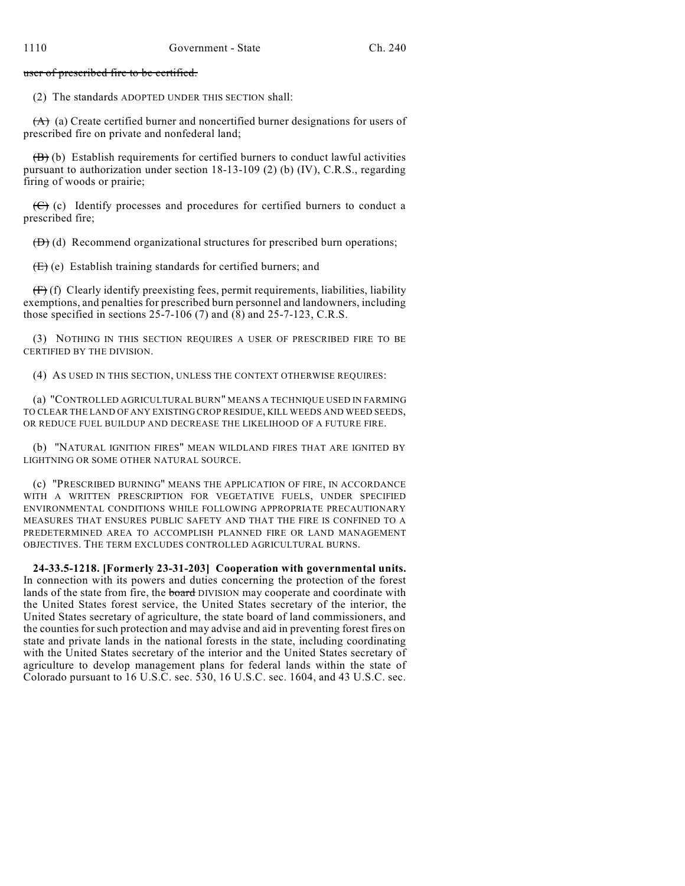~~user of prescribed fire to be certified.~~

(2) The standards ADOPTED UNDER THIS SECTION shall:

~~(A)~~ (a) Create certified burner and noncertified burner designations for users of prescribed fire on private and nonfederal land;

~~(B)~~ (b) Establish requirements for certified burners to conduct lawful activities pursuant to authorization under section 18-13-109 (2) (b) (IV), C.R.S., regarding firing of woods or prairie;

~~(C)~~ (c) Identify processes and procedures for certified burners to conduct a prescribed fire;

~~(D)~~ (d) Recommend organizational structures for prescribed burn operations;

~~(E)~~ (e) Establish training standards for certified burners; and

~~(F)~~ (f) Clearly identify preexisting fees, permit requirements, liabilities, liability exemptions, and penalties for prescribed burn personnel and landowners, including those specified in sections 25-7-106 (7) and (8) and 25-7-123, C.R.S.

(3) NOTHING IN THIS SECTION REQUIRES A USER OF PRESCRIBED FIRE TO BE CERTIFIED BY THE DIVISION.

(4) AS USED IN THIS SECTION, UNLESS THE CONTEXT OTHERWISE REQUIRES:

(a) "CONTROLLED AGRICULTURAL BURN" MEANS A TECHNIQUE USED IN FARMING TO CLEAR THE LAND OF ANY EXISTING CROP RESIDUE, KILL WEEDS AND WEED SEEDS, OR REDUCE FUEL BUILDUP AND DECREASE THE LIKELIHOOD OF A FUTURE FIRE.

(b) "NATURAL IGNITION FIRES" MEAN WILDLAND FIRES THAT ARE IGNITED BY LIGHTNING OR SOME OTHER NATURAL SOURCE.

(c) "PRESCRIBED BURNING" MEANS THE APPLICATION OF FIRE, IN ACCORDANCE WITH A WRITTEN PRESCRIPTION FOR VEGETATIVE FUELS, UNDER SPECIFIED ENVIRONMENTAL CONDITIONS WHILE FOLLOWING APPROPRIATE PRECAUTIONARY MEASURES THAT ENSURES PUBLIC SAFETY AND THAT THE FIRE IS CONFINED TO A PREDETERMINED AREA TO ACCOMPLISH PLANNED FIRE OR LAND MANAGEMENT OBJECTIVES. THE TERM EXCLUDES CONTROLLED AGRICULTURAL BURNS.

**24-33.5-1218. [Formerly 23-31-203] Cooperation with governmental units.** In connection with its powers and duties concerning the protection of the forest lands of the state from fire, the ~~board~~ DIVISION may cooperate and coordinate with the United States forest service, the United States secretary of the interior, the United States secretary of agriculture, the state board of land commissioners, and the counties for such protection and may advise and aid in preventing forest fires on state and private lands in the national forests in the state, including coordinating with the United States secretary of the interior and the United States secretary of agriculture to develop management plans for federal lands within the state of Colorado pursuant to 16 U.S.C. sec. 530, 16 U.S.C. sec. 1604, and 43 U.S.C. sec.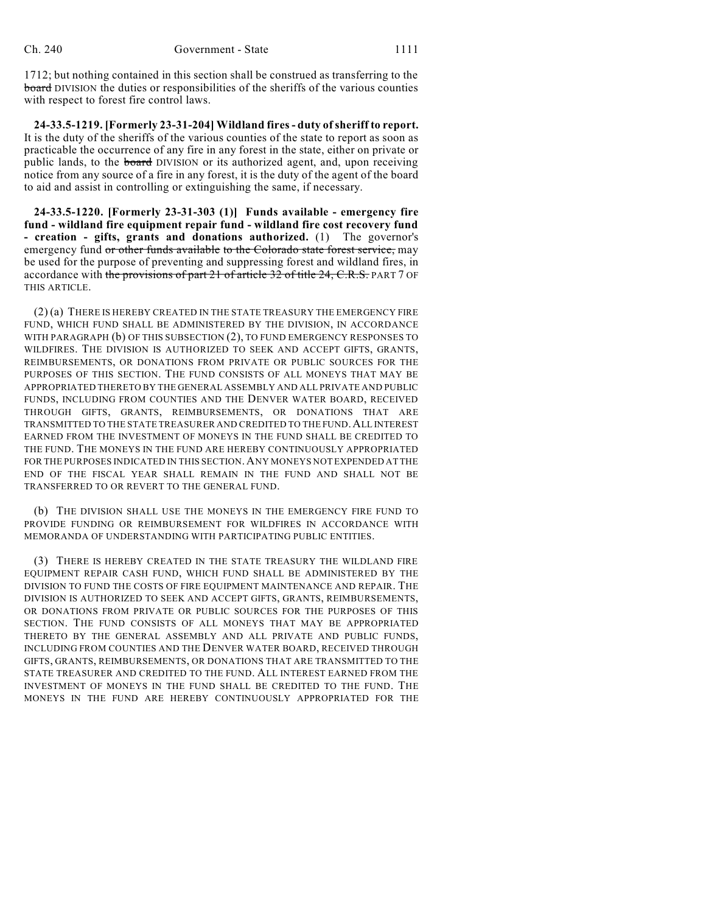1712; but nothing contained in this section shall be construed as transferring to the ~~board~~ DIVISION the duties or responsibilities of the sheriffs of the various counties with respect to forest fire control laws.

**24-33.5-1219. [Formerly 23-31-204] Wildland fires - duty of sheriff to report.** It is the duty of the sheriffs of the various counties of the state to report as soon as practicable the occurrence of any fire in any forest in the state, either on private or public lands, to the ~~board~~ DIVISION or its authorized agent, and, upon receiving notice from any source of a fire in any forest, it is the duty of the agent of the board to aid and assist in controlling or extinguishing the same, if necessary.

**24-33.5-1220. [Formerly 23-31-303 (1)] Funds available - emergency fire fund - wildland fire equipment repair fund - wildland fire cost recovery fund - creation - gifts, grants and donations authorized.** (1) The governor's emergency fund ~~or other funds available to the Colorado state forest service,~~ may be used for the purpose of preventing and suppressing forest and wildland fires, in accordance with ~~the provisions of part 21 of article 32 of title 24, C.R.S.~~ PART 7 OF THIS ARTICLE.

(2) (a) THERE IS HEREBY CREATED IN THE STATE TREASURY THE EMERGENCY FIRE FUND, WHICH FUND SHALL BE ADMINISTERED BY THE DIVISION, IN ACCORDANCE WITH PARAGRAPH (b) OF THIS SUBSECTION (2), TO FUND EMERGENCY RESPONSES TO WILDFIRES. THE DIVISION IS AUTHORIZED TO SEEK AND ACCEPT GIFTS, GRANTS, REIMBURSEMENTS, OR DONATIONS FROM PRIVATE OR PUBLIC SOURCES FOR THE PURPOSES OF THIS SECTION. THE FUND CONSISTS OF ALL MONEYS THAT MAY BE APPROPRIATED THERETO BY THE GENERAL ASSEMBLY AND ALL PRIVATE AND PUBLIC FUNDS, INCLUDING FROM COUNTIES AND THE DENVER WATER BOARD, RECEIVED THROUGH GIFTS, GRANTS, REIMBURSEMENTS, OR DONATIONS THAT ARE TRANSMITTED TO THE STATE TREASURER AND CREDITED TO THE FUND. ALL INTEREST EARNED FROM THE INVESTMENT OF MONEYS IN THE FUND SHALL BE CREDITED TO THE FUND. THE MONEYS IN THE FUND ARE HEREBY CONTINUOUSLY APPROPRIATED FOR THE PURPOSES INDICATED IN THIS SECTION. ANY MONEYS NOT EXPENDED AT THE END OF THE FISCAL YEAR SHALL REMAIN IN THE FUND AND SHALL NOT BE TRANSFERRED TO OR REVERT TO THE GENERAL FUND.

(b) THE DIVISION SHALL USE THE MONEYS IN THE EMERGENCY FIRE FUND TO PROVIDE FUNDING OR REIMBURSEMENT FOR WILDFIRES IN ACCORDANCE WITH MEMORANDA OF UNDERSTANDING WITH PARTICIPATING PUBLIC ENTITIES.

(3) THERE IS HEREBY CREATED IN THE STATE TREASURY THE WILDLAND FIRE EQUIPMENT REPAIR CASH FUND, WHICH FUND SHALL BE ADMINISTERED BY THE DIVISION TO FUND THE COSTS OF FIRE EQUIPMENT MAINTENANCE AND REPAIR. THE DIVISION IS AUTHORIZED TO SEEK AND ACCEPT GIFTS, GRANTS, REIMBURSEMENTS, OR DONATIONS FROM PRIVATE OR PUBLIC SOURCES FOR THE PURPOSES OF THIS SECTION. THE FUND CONSISTS OF ALL MONEYS THAT MAY BE APPROPRIATED THERETO BY THE GENERAL ASSEMBLY AND ALL PRIVATE AND PUBLIC FUNDS, INCLUDING FROM COUNTIES AND THE DENVER WATER BOARD, RECEIVED THROUGH GIFTS, GRANTS, REIMBURSEMENTS, OR DONATIONS THAT ARE TRANSMITTED TO THE STATE TREASURER AND CREDITED TO THE FUND. ALL INTEREST EARNED FROM THE INVESTMENT OF MONEYS IN THE FUND SHALL BE CREDITED TO THE FUND. THE MONEYS IN THE FUND ARE HEREBY CONTINUOUSLY APPROPRIATED FOR THE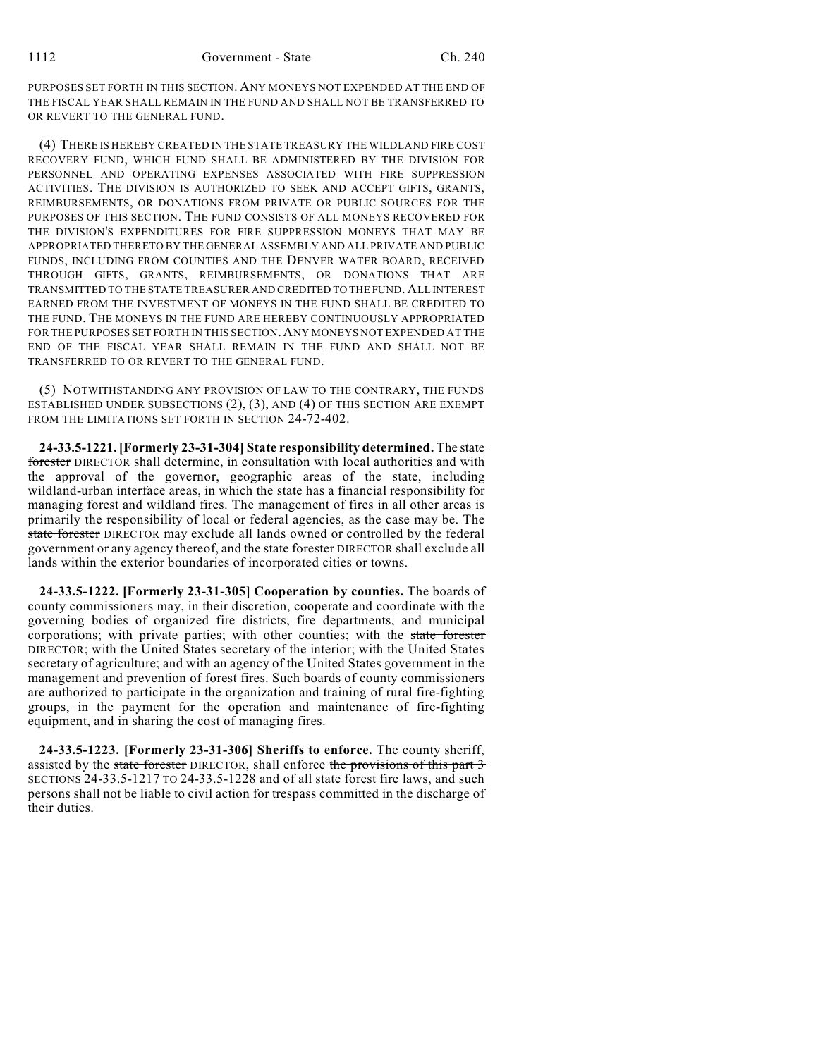PURPOSES SET FORTH IN THIS SECTION. ANY MONEYS NOT EXPENDED AT THE END OF THE FISCAL YEAR SHALL REMAIN IN THE FUND AND SHALL NOT BE TRANSFERRED TO OR REVERT TO THE GENERAL FUND.

(4) THERE IS HEREBY CREATED IN THE STATE TREASURY THE WILDLAND FIRE COST RECOVERY FUND, WHICH FUND SHALL BE ADMINISTERED BY THE DIVISION FOR PERSONNEL AND OPERATING EXPENSES ASSOCIATED WITH FIRE SUPPRESSION ACTIVITIES. THE DIVISION IS AUTHORIZED TO SEEK AND ACCEPT GIFTS, GRANTS, REIMBURSEMENTS, OR DONATIONS FROM PRIVATE OR PUBLIC SOURCES FOR THE PURPOSES OF THIS SECTION. THE FUND CONSISTS OF ALL MONEYS RECOVERED FOR THE DIVISION'S EXPENDITURES FOR FIRE SUPPRESSION MONEYS THAT MAY BE APPROPRIATED THERETO BY THE GENERAL ASSEMBLY AND ALL PRIVATE AND PUBLIC FUNDS, INCLUDING FROM COUNTIES AND THE DENVER WATER BOARD, RECEIVED THROUGH GIFTS, GRANTS, REIMBURSEMENTS, OR DONATIONS THAT ARE TRANSMITTED TO THE STATE TREASURER AND CREDITED TO THE FUND. ALL INTEREST EARNED FROM THE INVESTMENT OF MONEYS IN THE FUND SHALL BE CREDITED TO THE FUND. THE MONEYS IN THE FUND ARE HEREBY CONTINUOUSLY APPROPRIATED FOR THE PURPOSES SET FORTH IN THIS SECTION. ANY MONEYS NOT EXPENDED AT THE END OF THE FISCAL YEAR SHALL REMAIN IN THE FUND AND SHALL NOT BE TRANSFERRED TO OR REVERT TO THE GENERAL FUND.

(5) NOTWITHSTANDING ANY PROVISION OF LAW TO THE CONTRARY, THE FUNDS ESTABLISHED UNDER SUBSECTIONS (2), (3), AND (4) OF THIS SECTION ARE EXEMPT FROM THE LIMITATIONS SET FORTH IN SECTION 24-72-402.

**24-33.5-1221. [Formerly 23-31-304] State responsibility determined.** The ~~state forester~~ DIRECTOR shall determine, in consultation with local authorities and with the approval of the governor, geographic areas of the state, including wildland-urban interface areas, in which the state has a financial responsibility for managing forest and wildland fires. The management of fires in all other areas is primarily the responsibility of local or federal agencies, as the case may be. The ~~state forester~~ DIRECTOR may exclude all lands owned or controlled by the federal government or any agency thereof, and the ~~state forester~~ DIRECTOR shall exclude all lands within the exterior boundaries of incorporated cities or towns.

**24-33.5-1222. [Formerly 23-31-305] Cooperation by counties.** The boards of county commissioners may, in their discretion, cooperate and coordinate with the governing bodies of organized fire districts, fire departments, and municipal corporations; with private parties; with other counties; with the ~~state forester~~ DIRECTOR; with the United States secretary of the interior; with the United States secretary of agriculture; and with an agency of the United States government in the management and prevention of forest fires. Such boards of county commissioners are authorized to participate in the organization and training of rural fire-fighting groups, in the payment for the operation and maintenance of fire-fighting equipment, and in sharing the cost of managing fires.

**24-33.5-1223. [Formerly 23-31-306] Sheriffs to enforce.** The county sheriff, assisted by the ~~state forester~~ DIRECTOR, shall enforce ~~the provisions of this part 3~~ SECTIONS 24-33.5-1217 TO 24-33.5-1228 and of all state forest fire laws, and such persons shall not be liable to civil action for trespass committed in the discharge of their duties.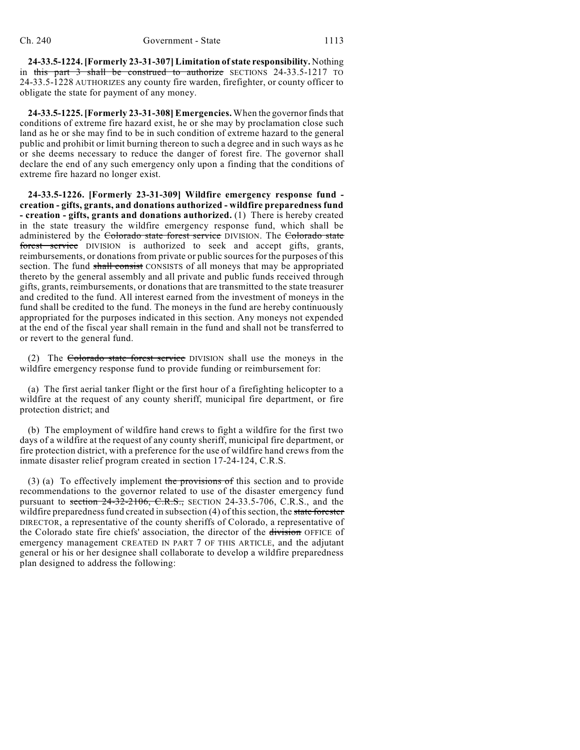**24-33.5-1224. [Formerly 23-31-307] Limitation of state responsibility.** Nothing in ~~this part 3 shall be construed to authorize~~ SECTIONS 24-33.5-1217 TO 24-33.5-1228 AUTHORIZES any county fire warden, firefighter, or county officer to obligate the state for payment of any money.

**24-33.5-1225. [Formerly 23-31-308] Emergencies.** When the governor finds that conditions of extreme fire hazard exist, he or she may by proclamation close such land as he or she may find to be in such condition of extreme hazard to the general public and prohibit or limit burning thereon to such a degree and in such ways as he or she deems necessary to reduce the danger of forest fire. The governor shall declare the end of any such emergency only upon a finding that the conditions of extreme fire hazard no longer exist.

**24-33.5-1226. [Formerly 23-31-309] Wildfire emergency response fund - creation - gifts, grants, and donations authorized - wildfire preparedness fund - creation - gifts, grants and donations authorized.** (1) There is hereby created in the state treasury the wildfire emergency response fund, which shall be administered by the ~~Colorado state forest service~~ DIVISION. The ~~Colorado state forest service~~ DIVISION is authorized to seek and accept gifts, grants, reimbursements, or donations from private or public sources for the purposes of this section. The fund ~~shall consist~~ CONSISTS of all moneys that may be appropriated thereto by the general assembly and all private and public funds received through gifts, grants, reimbursements, or donations that are transmitted to the state treasurer and credited to the fund. All interest earned from the investment of moneys in the fund shall be credited to the fund. The moneys in the fund are hereby continuously appropriated for the purposes indicated in this section. Any moneys not expended at the end of the fiscal year shall remain in the fund and shall not be transferred to or revert to the general fund.

(2) The ~~Colorado state forest service~~ DIVISION shall use the moneys in the wildfire emergency response fund to provide funding or reimbursement for:

(a) The first aerial tanker flight or the first hour of a firefighting helicopter to a wildfire at the request of any county sheriff, municipal fire department, or fire protection district; and

(b) The employment of wildfire hand crews to fight a wildfire for the first two days of a wildfire at the request of any county sheriff, municipal fire department, or fire protection district, with a preference for the use of wildfire hand crews from the inmate disaster relief program created in section 17-24-124, C.R.S.

(3) (a) To effectively implement ~~the provisions of~~ this section and to provide recommendations to the governor related to use of the disaster emergency fund pursuant to ~~section 24-32-2106, C.R.S.,~~ SECTION 24-33.5-706, C.R.S., and the wildfire preparedness fund created in subsection (4) of this section, the ~~state forester~~ DIRECTOR, a representative of the county sheriffs of Colorado, a representative of the Colorado state fire chiefs' association, the director of the ~~division~~ OFFICE of emergency management CREATED IN PART 7 OF THIS ARTICLE, and the adjutant general or his or her designee shall collaborate to develop a wildfire preparedness plan designed to address the following: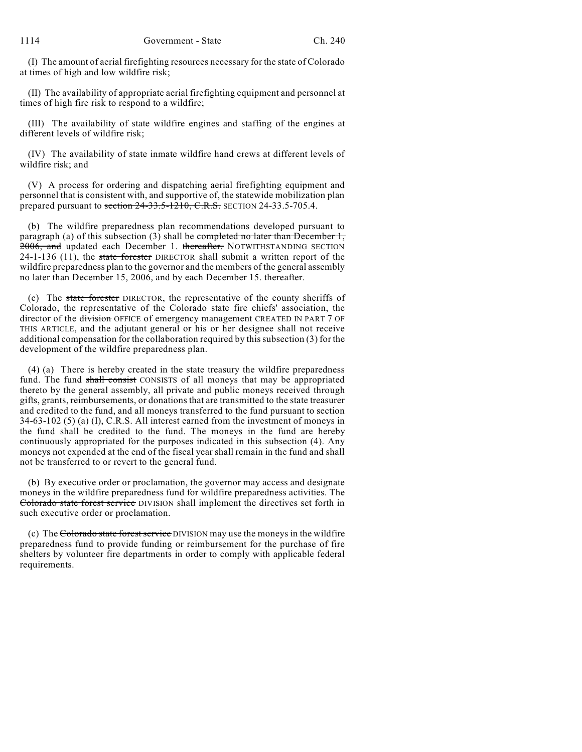(I) The amount of aerial firefighting resources necessary for the state of Colorado at times of high and low wildfire risk;

(II) The availability of appropriate aerial firefighting equipment and personnel at times of high fire risk to respond to a wildfire;

(III) The availability of state wildfire engines and staffing of the engines at different levels of wildfire risk;

(IV) The availability of state inmate wildfire hand crews at different levels of wildfire risk; and

(V) A process for ordering and dispatching aerial firefighting equipment and personnel that is consistent with, and supportive of, the statewide mobilization plan prepared pursuant to ~~section 24-33.5-1210, C.R.S.~~ SECTION 24-33.5-705.4.

(b) The wildfire preparedness plan recommendations developed pursuant to paragraph (a) of this subsection (3) shall be ~~completed no later than December 1, 2006, and~~ updated each December 1. ~~thereafter.~~ NOTWITHSTANDING SECTION 24-1-136 (11), the ~~state forester~~ DIRECTOR shall submit a written report of the wildfire preparedness plan to the governor and the members of the general assembly no later than ~~December 15, 2006, and by~~ each December 15. ~~thereafter.~~

(c) The ~~state forester~~ DIRECTOR, the representative of the county sheriffs of Colorado, the representative of the Colorado state fire chiefs' association, the director of the ~~division~~ OFFICE of emergency management CREATED IN PART 7 OF THIS ARTICLE, and the adjutant general or his or her designee shall not receive additional compensation for the collaboration required by this subsection (3) for the development of the wildfire preparedness plan.

(4) (a) There is hereby created in the state treasury the wildfire preparedness fund. The fund ~~shall consist~~ CONSISTS of all moneys that may be appropriated thereto by the general assembly, all private and public moneys received through gifts, grants, reimbursements, or donations that are transmitted to the state treasurer and credited to the fund, and all moneys transferred to the fund pursuant to section 34-63-102 (5) (a) (I), C.R.S. All interest earned from the investment of moneys in the fund shall be credited to the fund. The moneys in the fund are hereby continuously appropriated for the purposes indicated in this subsection (4). Any moneys not expended at the end of the fiscal year shall remain in the fund and shall not be transferred to or revert to the general fund.

(b) By executive order or proclamation, the governor may access and designate moneys in the wildfire preparedness fund for wildfire preparedness activities. The ~~Colorado state forest service~~ DIVISION shall implement the directives set forth in such executive order or proclamation.

(c) The ~~Colorado state forest service~~ DIVISION may use the moneys in the wildfire preparedness fund to provide funding or reimbursement for the purchase of fire shelters by volunteer fire departments in order to comply with applicable federal requirements.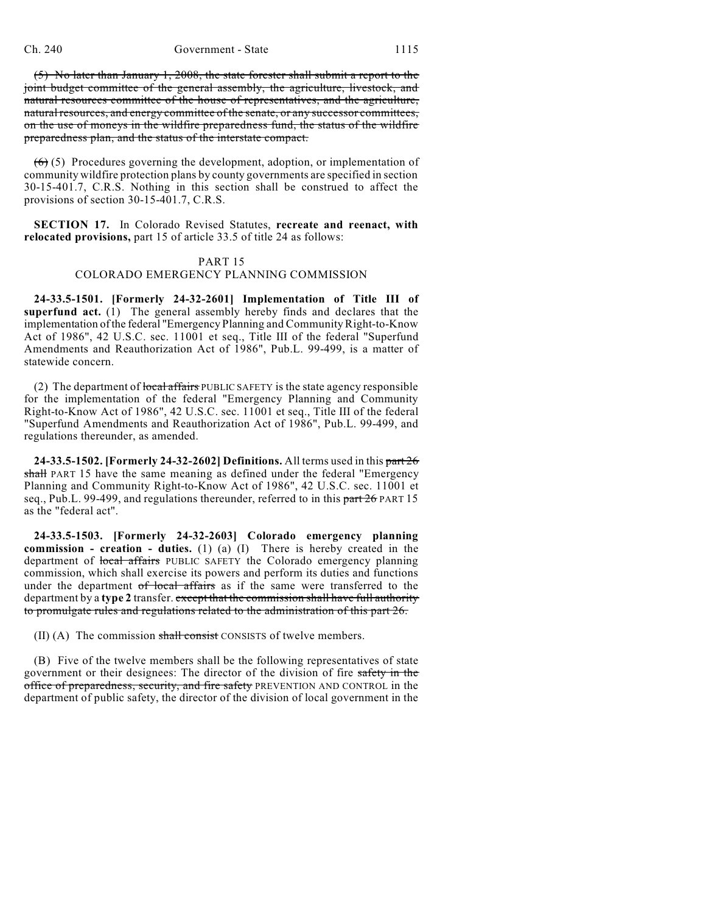~~(5) No later than January 1, 2008, the state forester shall submit a report to the joint budget committee of the general assembly, the agriculture, livestock, and natural resources committee of the house of representatives, and the agriculture, natural resources, and energy committee of the senate, or any successor committees, on the use of moneys in the wildfire preparedness fund, the status of the wildfire preparedness plan, and the status of the interstate compact.~~

~~(6)~~ (5) Procedures governing the development, adoption, or implementation of community wildfire protection plans by county governments are specified in section 30-15-401.7, C.R.S. Nothing in this section shall be construed to affect the provisions of section 30-15-401.7, C.R.S.

**SECTION 17.** In Colorado Revised Statutes, **recreate and reenact, with relocated provisions,** part 15 of article 33.5 of title 24 as follows:

PART 15
COLORADO EMERGENCY PLANNING COMMISSION

**24-33.5-1501. [Formerly 24-32-2601] Implementation of Title III of superfund act.** (1) The general assembly hereby finds and declares that the implementation of the federal "Emergency Planning and Community Right-to-Know Act of 1986", 42 U.S.C. sec. 11001 et seq., Title III of the federal "Superfund Amendments and Reauthorization Act of 1986", Pub.L. 99-499, is a matter of statewide concern.

(2) The department of ~~local affairs~~ PUBLIC SAFETY is the state agency responsible for the implementation of the federal "Emergency Planning and Community Right-to-Know Act of 1986", 42 U.S.C. sec. 11001 et seq., Title III of the federal "Superfund Amendments and Reauthorization Act of 1986", Pub.L. 99-499, and regulations thereunder, as amended.

**24-33.5-1502. [Formerly 24-32-2602] Definitions.** All terms used in this ~~part 26 shall~~ PART 15 have the same meaning as defined under the federal "Emergency Planning and Community Right-to-Know Act of 1986", 42 U.S.C. sec. 11001 et seq., Pub.L. 99-499, and regulations thereunder, referred to in this ~~part 26~~ PART 15 as the "federal act".

**24-33.5-1503. [Formerly 24-32-2603] Colorado emergency planning commission - creation - duties.** (1) (a) (I) There is hereby created in the department of ~~local affairs~~ PUBLIC SAFETY the Colorado emergency planning commission, which shall exercise its powers and perform its duties and functions under the department ~~of local affairs~~ as if the same were transferred to the department by a **type 2** transfer. ~~except that the commission shall have full authority to promulgate rules and regulations related to the administration of this part 26.~~

(II) (A) The commission ~~shall consist~~ CONSISTS of twelve members.

(B) Five of the twelve members shall be the following representatives of state government or their designees: The director of the division of fire ~~safety in the office of preparedness, security, and fire safety~~ PREVENTION AND CONTROL in the department of public safety, the director of the division of local government in the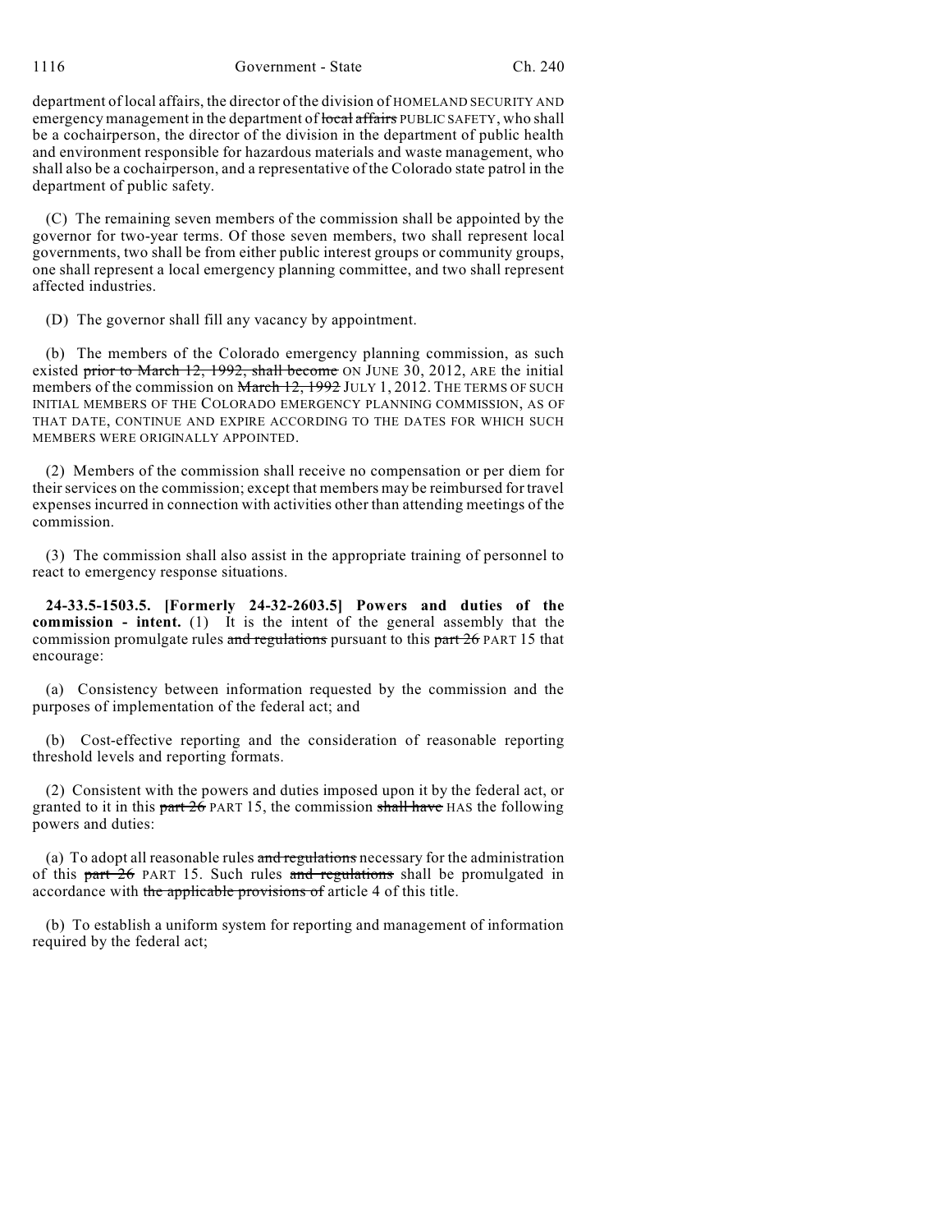department of local affairs, the director of the division of HOMELAND SECURITY AND emergency management in the department of ~~local affairs~~ PUBLIC SAFETY, who shall be a cochairperson, the director of the division in the department of public health and environment responsible for hazardous materials and waste management, who shall also be a cochairperson, and a representative of the Colorado state patrol in the department of public safety.

(C) The remaining seven members of the commission shall be appointed by the governor for two-year terms. Of those seven members, two shall represent local governments, two shall be from either public interest groups or community groups, one shall represent a local emergency planning committee, and two shall represent affected industries.

(D) The governor shall fill any vacancy by appointment.

(b) The members of the Colorado emergency planning commission, as such existed ~~prior to March 12, 1992, shall become~~ ON JUNE 30, 2012, ARE the initial members of the commission on ~~March 12, 1992~~ JULY 1, 2012. THE TERMS OF SUCH INITIAL MEMBERS OF THE COLORADO EMERGENCY PLANNING COMMISSION, AS OF THAT DATE, CONTINUE AND EXPIRE ACCORDING TO THE DATES FOR WHICH SUCH MEMBERS WERE ORIGINALLY APPOINTED.

(2) Members of the commission shall receive no compensation or per diem for their services on the commission; except that members may be reimbursed for travel expenses incurred in connection with activities other than attending meetings of the commission.

(3) The commission shall also assist in the appropriate training of personnel to react to emergency response situations.

**24-33.5-1503.5. [Formerly 24-32-2603.5] Powers and duties of the commission - intent.** (1) It is the intent of the general assembly that the commission promulgate rules ~~and regulations~~ pursuant to this ~~part 26~~ PART 15 that encourage:

(a) Consistency between information requested by the commission and the purposes of implementation of the federal act; and

(b) Cost-effective reporting and the consideration of reasonable reporting threshold levels and reporting formats.

(2) Consistent with the powers and duties imposed upon it by the federal act, or granted to it in this ~~part 26~~ PART 15, the commission ~~shall have~~ HAS the following powers and duties:

(a) To adopt all reasonable rules ~~and regulations~~ necessary for the administration of this ~~part 26~~ PART 15. Such rules ~~and regulations~~ shall be promulgated in accordance with ~~the applicable provisions of~~ article 4 of this title.

(b) To establish a uniform system for reporting and management of information required by the federal act;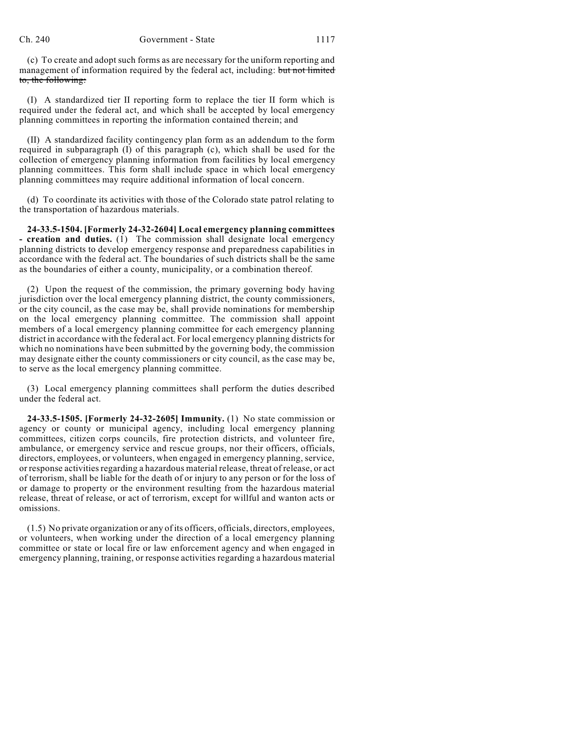(c) To create and adopt such forms as are necessary for the uniform reporting and management of information required by the federal act, including: ~~but not limited to, the following:~~

(I) A standardized tier II reporting form to replace the tier II form which is required under the federal act, and which shall be accepted by local emergency planning committees in reporting the information contained therein; and

(II) A standardized facility contingency plan form as an addendum to the form required in subparagraph (I) of this paragraph (c), which shall be used for the collection of emergency planning information from facilities by local emergency planning committees. This form shall include space in which local emergency planning committees may require additional information of local concern.

(d) To coordinate its activities with those of the Colorado state patrol relating to the transportation of hazardous materials.

**24-33.5-1504. [Formerly 24-32-2604] Local emergency planning committees - creation and duties.** (1) The commission shall designate local emergency planning districts to develop emergency response and preparedness capabilities in accordance with the federal act. The boundaries of such districts shall be the same as the boundaries of either a county, municipality, or a combination thereof.

(2) Upon the request of the commission, the primary governing body having jurisdiction over the local emergency planning district, the county commissioners, or the city council, as the case may be, shall provide nominations for membership on the local emergency planning committee. The commission shall appoint members of a local emergency planning committee for each emergency planning district in accordance with the federal act. For local emergency planning districts for which no nominations have been submitted by the governing body, the commission may designate either the county commissioners or city council, as the case may be, to serve as the local emergency planning committee.

(3) Local emergency planning committees shall perform the duties described under the federal act.

**24-33.5-1505. [Formerly 24-32-2605] Immunity.** (1) No state commission or agency or county or municipal agency, including local emergency planning committees, citizen corps councils, fire protection districts, and volunteer fire, ambulance, or emergency service and rescue groups, nor their officers, officials, directors, employees, or volunteers, when engaged in emergency planning, service, or response activities regarding a hazardous material release, threat of release, or act of terrorism, shall be liable for the death of or injury to any person or for the loss of or damage to property or the environment resulting from the hazardous material release, threat of release, or act of terrorism, except for willful and wanton acts or omissions.

(1.5) No private organization or any of its officers, officials, directors, employees, or volunteers, when working under the direction of a local emergency planning committee or state or local fire or law enforcement agency and when engaged in emergency planning, training, or response activities regarding a hazardous material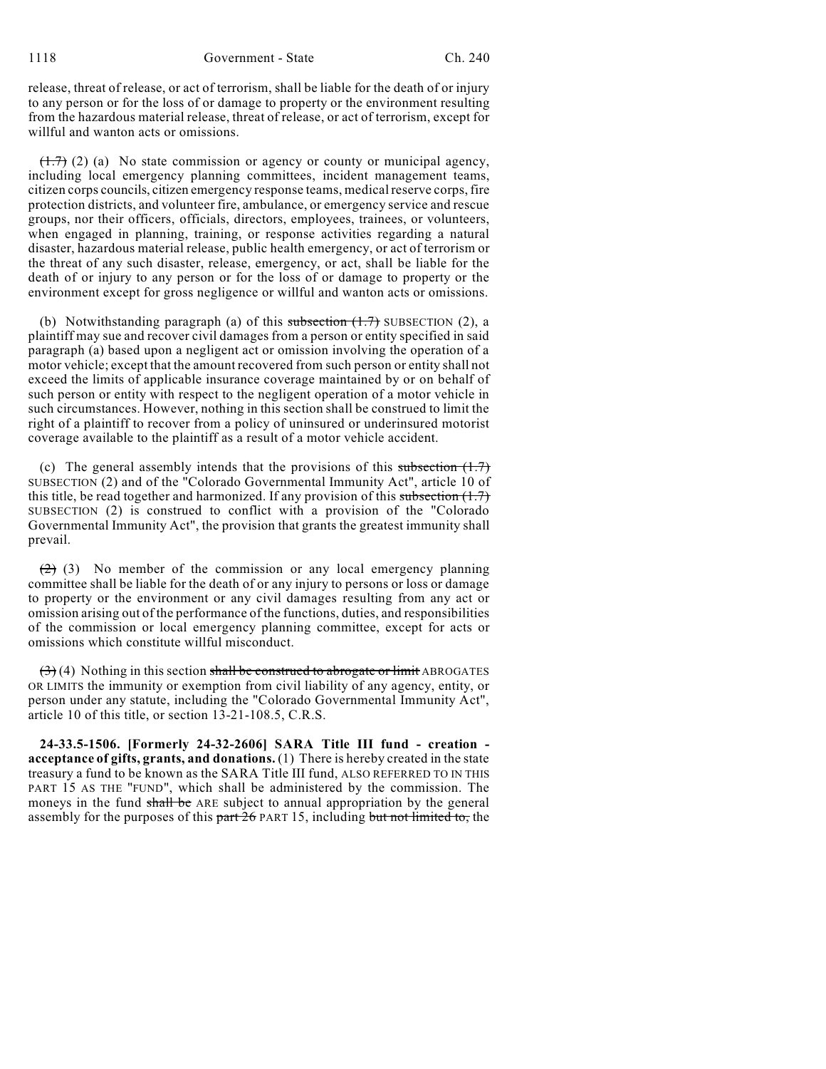release, threat of release, or act of terrorism, shall be liable for the death of or injury to any person or for the loss of or damage to property or the environment resulting from the hazardous material release, threat of release, or act of terrorism, except for willful and wanton acts or omissions.

~~(1.7)~~ (2) (a) No state commission or agency or county or municipal agency, including local emergency planning committees, incident management teams, citizen corps councils, citizen emergency response teams, medical reserve corps, fire protection districts, and volunteer fire, ambulance, or emergency service and rescue groups, nor their officers, officials, directors, employees, trainees, or volunteers, when engaged in planning, training, or response activities regarding a natural disaster, hazardous material release, public health emergency, or act of terrorism or the threat of any such disaster, release, emergency, or act, shall be liable for the death of or injury to any person or for the loss of or damage to property or the environment except for gross negligence or willful and wanton acts or omissions.

(b) Notwithstanding paragraph (a) of this ~~subsection (1.7)~~ SUBSECTION (2), a plaintiff may sue and recover civil damages from a person or entity specified in said paragraph (a) based upon a negligent act or omission involving the operation of a motor vehicle; except that the amount recovered from such person or entity shall not exceed the limits of applicable insurance coverage maintained by or on behalf of such person or entity with respect to the negligent operation of a motor vehicle in such circumstances. However, nothing in this section shall be construed to limit the right of a plaintiff to recover from a policy of uninsured or underinsured motorist coverage available to the plaintiff as a result of a motor vehicle accident.

(c) The general assembly intends that the provisions of this ~~subsection (1.7)~~ SUBSECTION (2) and of the "Colorado Governmental Immunity Act", article 10 of this title, be read together and harmonized. If any provision of this ~~subsection (1.7)~~ SUBSECTION (2) is construed to conflict with a provision of the "Colorado Governmental Immunity Act", the provision that grants the greatest immunity shall prevail.

~~(2)~~ (3) No member of the commission or any local emergency planning committee shall be liable for the death of or any injury to persons or loss or damage to property or the environment or any civil damages resulting from any act or omission arising out of the performance of the functions, duties, and responsibilities of the commission or local emergency planning committee, except for acts or omissions which constitute willful misconduct.

~~(3)~~ (4) Nothing in this section ~~shall be construed to abrogate or limit~~ ABROGATES OR LIMITS the immunity or exemption from civil liability of any agency, entity, or person under any statute, including the "Colorado Governmental Immunity Act", article 10 of this title, or section 13-21-108.5, C.R.S.

**24-33.5-1506. [Formerly 24-32-2606] SARA Title III fund - creation - acceptance of gifts, grants, and donations.** (1) There is hereby created in the state treasury a fund to be known as the SARA Title III fund, ALSO REFERRED TO IN THIS PART 15 AS THE "FUND", which shall be administered by the commission. The moneys in the fund ~~shall be~~ ARE subject to annual appropriation by the general assembly for the purposes of this ~~part 26~~ PART 15, including ~~but not limited to,~~ the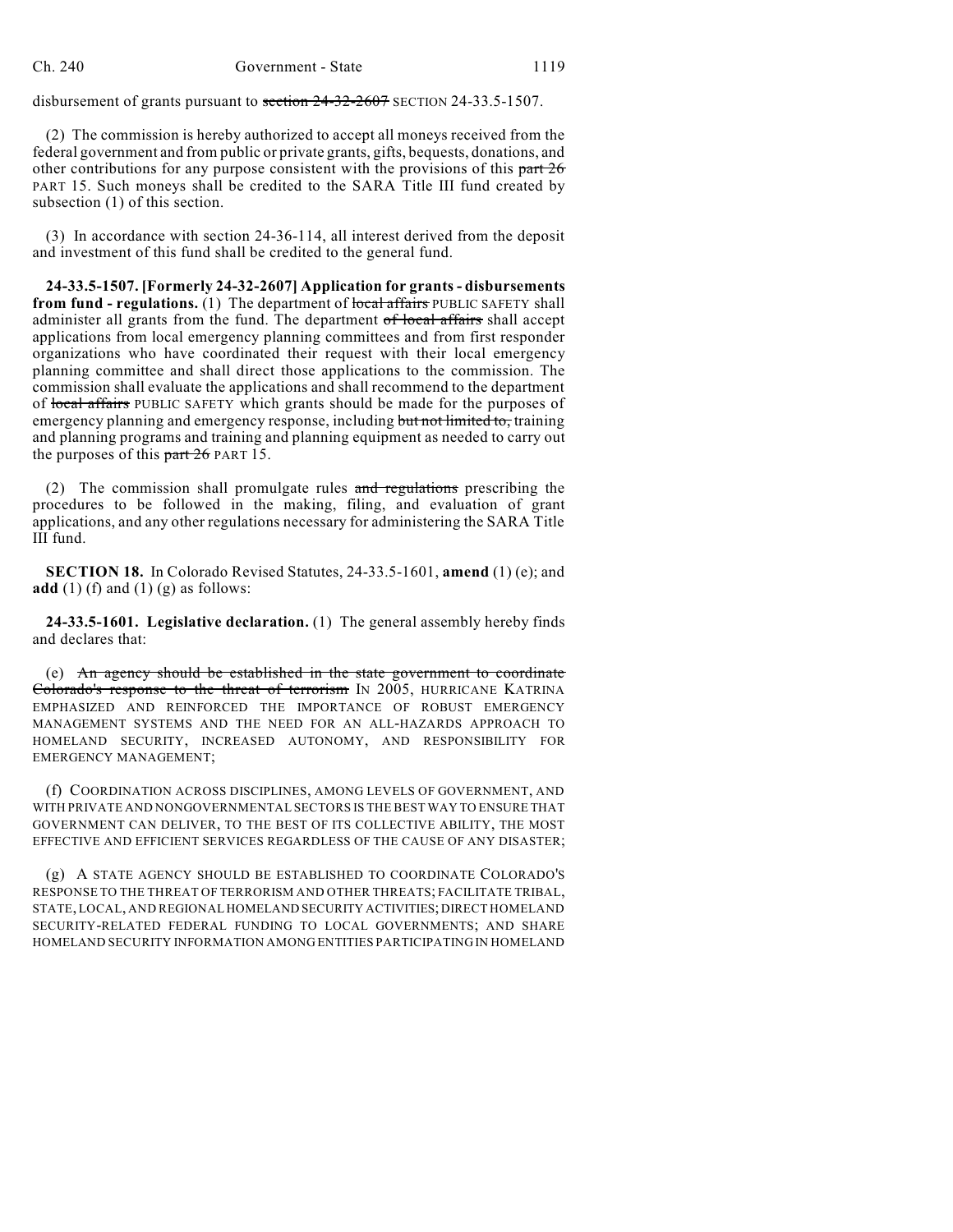disbursement of grants pursuant to ~~section 24-32-2607~~ SECTION 24-33.5-1507.

(2) The commission is hereby authorized to accept all moneys received from the federal government and from public or private grants, gifts, bequests, donations, and other contributions for any purpose consistent with the provisions of this ~~part 26~~ PART 15. Such moneys shall be credited to the SARA Title III fund created by subsection (1) of this section.

(3) In accordance with section 24-36-114, all interest derived from the deposit and investment of this fund shall be credited to the general fund.

**24-33.5-1507. [Formerly 24-32-2607] Application for grants - disbursements from fund - regulations.** (1) The department of ~~local affairs~~ PUBLIC SAFETY shall administer all grants from the fund. The department ~~of local affairs~~ shall accept applications from local emergency planning committees and from first responder organizations who have coordinated their request with their local emergency planning committee and shall direct those applications to the commission. The commission shall evaluate the applications and shall recommend to the department of ~~local affairs~~ PUBLIC SAFETY which grants should be made for the purposes of emergency planning and emergency response, including ~~but not limited to,~~ training and planning programs and training and planning equipment as needed to carry out the purposes of this ~~part 26~~ PART 15.

(2) The commission shall promulgate rules ~~and regulations~~ prescribing the procedures to be followed in the making, filing, and evaluation of grant applications, and any other regulations necessary for administering the SARA Title III fund.

**SECTION 18.** In Colorado Revised Statutes, 24-33.5-1601, **amend** (1) (e); and **add** (1) (f) and (1) (g) as follows:

**24-33.5-1601. Legislative declaration.** (1) The general assembly hereby finds and declares that:

(e) ~~An agency should be established in the state government to coordinate Colorado's response to the threat of terrorism~~ IN 2005, HURRICANE KATRINA EMPHASIZED AND REINFORCED THE IMPORTANCE OF ROBUST EMERGENCY MANAGEMENT SYSTEMS AND THE NEED FOR AN ALL-HAZARDS APPROACH TO HOMELAND SECURITY, INCREASED AUTONOMY, AND RESPONSIBILITY FOR EMERGENCY MANAGEMENT;

(f) COORDINATION ACROSS DISCIPLINES, AMONG LEVELS OF GOVERNMENT, AND WITH PRIVATE AND NONGOVERNMENTAL SECTORS IS THE BEST WAY TO ENSURE THAT GOVERNMENT CAN DELIVER, TO THE BEST OF ITS COLLECTIVE ABILITY, THE MOST EFFECTIVE AND EFFICIENT SERVICES REGARDLESS OF THE CAUSE OF ANY DISASTER;

(g) A STATE AGENCY SHOULD BE ESTABLISHED TO COORDINATE COLORADO'S RESPONSE TO THE THREAT OF TERRORISM AND OTHER THREATS; FACILITATE TRIBAL, STATE, LOCAL, AND REGIONAL HOMELAND SECURITY ACTIVITIES; DIRECT HOMELAND SECURITY-RELATED FEDERAL FUNDING TO LOCAL GOVERNMENTS; AND SHARE HOMELAND SECURITY INFORMATION AMONG ENTITIES PARTICIPATING IN HOMELAND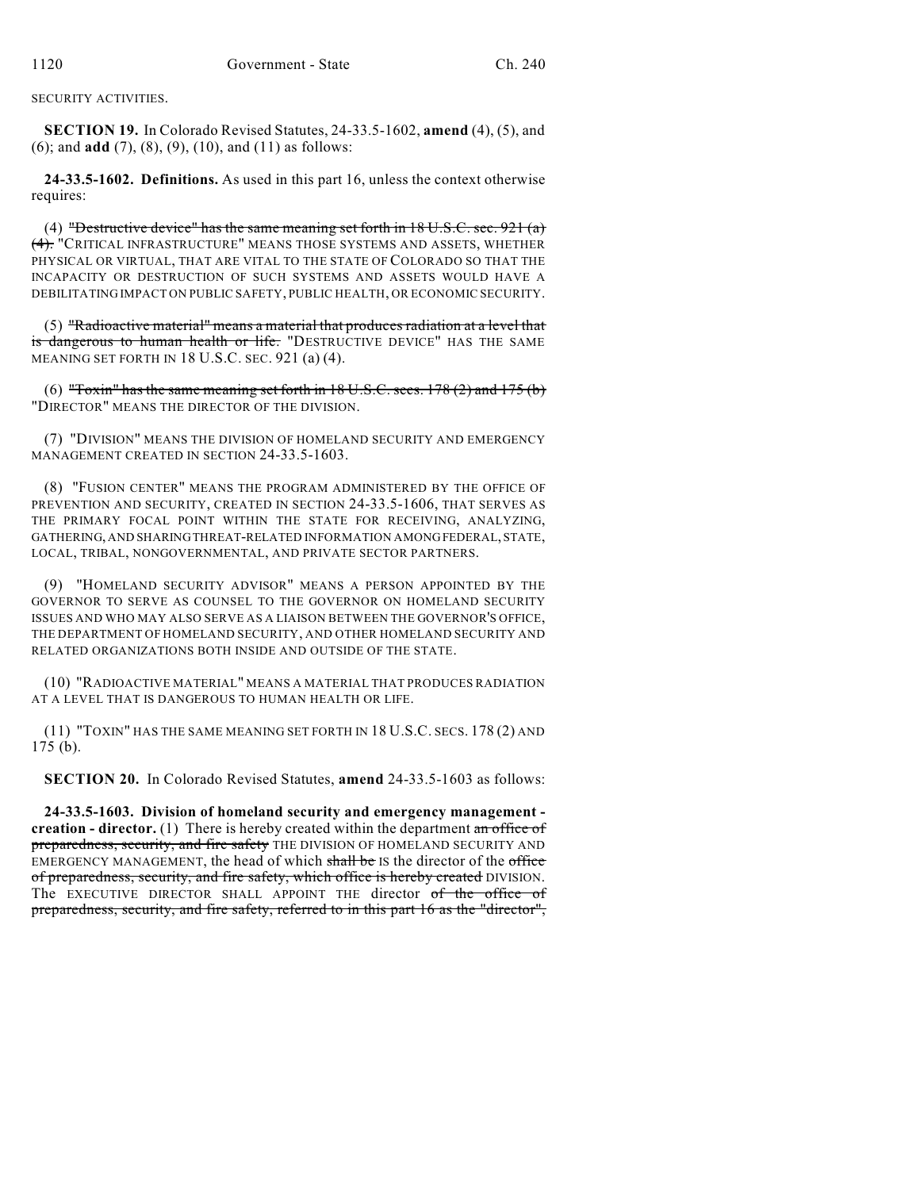SECURITY ACTIVITIES.

**SECTION 19.** In Colorado Revised Statutes, 24-33.5-1602, **amend** (4), (5), and (6); and **add** (7), (8), (9), (10), and (11) as follows:

**24-33.5-1602. Definitions.** As used in this part 16, unless the context otherwise requires:

(4) ~~"Destructive device" has the same meaning set forth in 18 U.S.C. sec. 921 (a) (4).~~ "CRITICAL INFRASTRUCTURE" MEANS THOSE SYSTEMS AND ASSETS, WHETHER PHYSICAL OR VIRTUAL, THAT ARE VITAL TO THE STATE OF COLORADO SO THAT THE INCAPACITY OR DESTRUCTION OF SUCH SYSTEMS AND ASSETS WOULD HAVE A DEBILITATING IMPACT ON PUBLIC SAFETY, PUBLIC HEALTH, OR ECONOMIC SECURITY.

(5) ~~"Radioactive material" means a material that produces radiation at a level that is dangerous to human health or life.~~ "DESTRUCTIVE DEVICE" HAS THE SAME MEANING SET FORTH IN 18 U.S.C. SEC. 921 (a) (4).

(6) ~~"Toxin" has the same meaning set forth in 18 U.S.C. secs. 178 (2) and 175 (b)~~ "DIRECTOR" MEANS THE DIRECTOR OF THE DIVISION.

(7) "DIVISION" MEANS THE DIVISION OF HOMELAND SECURITY AND EMERGENCY MANAGEMENT CREATED IN SECTION 24-33.5-1603.

(8) "FUSION CENTER" MEANS THE PROGRAM ADMINISTERED BY THE OFFICE OF PREVENTION AND SECURITY, CREATED IN SECTION 24-33.5-1606, THAT SERVES AS THE PRIMARY FOCAL POINT WITHIN THE STATE FOR RECEIVING, ANALYZING, GATHERING, AND SHARING THREAT-RELATED INFORMATION AMONG FEDERAL, STATE, LOCAL, TRIBAL, NONGOVERNMENTAL, AND PRIVATE SECTOR PARTNERS.

(9) "HOMELAND SECURITY ADVISOR" MEANS A PERSON APPOINTED BY THE GOVERNOR TO SERVE AS COUNSEL TO THE GOVERNOR ON HOMELAND SECURITY ISSUES AND WHO MAY ALSO SERVE AS A LIAISON BETWEEN THE GOVERNOR'S OFFICE, THE DEPARTMENT OF HOMELAND SECURITY, AND OTHER HOMELAND SECURITY AND RELATED ORGANIZATIONS BOTH INSIDE AND OUTSIDE OF THE STATE.

(10) "RADIOACTIVE MATERIAL" MEANS A MATERIAL THAT PRODUCES RADIATION AT A LEVEL THAT IS DANGEROUS TO HUMAN HEALTH OR LIFE.

(11) "TOXIN" HAS THE SAME MEANING SET FORTH IN 18 U.S.C. SECS. 178 (2) AND 175 (b).

**SECTION 20.** In Colorado Revised Statutes, **amend** 24-33.5-1603 as follows:

**24-33.5-1603. Division of homeland security and emergency management - creation - director.** (1) There is hereby created within the department ~~an office of preparedness, security, and fire safety~~ THE DIVISION OF HOMELAND SECURITY AND EMERGENCY MANAGEMENT, the head of which ~~shall be~~ IS the director of the ~~office of preparedness, security, and fire safety, which office is hereby created~~ DIVISION. The EXECUTIVE DIRECTOR SHALL APPOINT THE director ~~of the office of preparedness, security, and fire safety, referred to in this part 16 as the "director",~~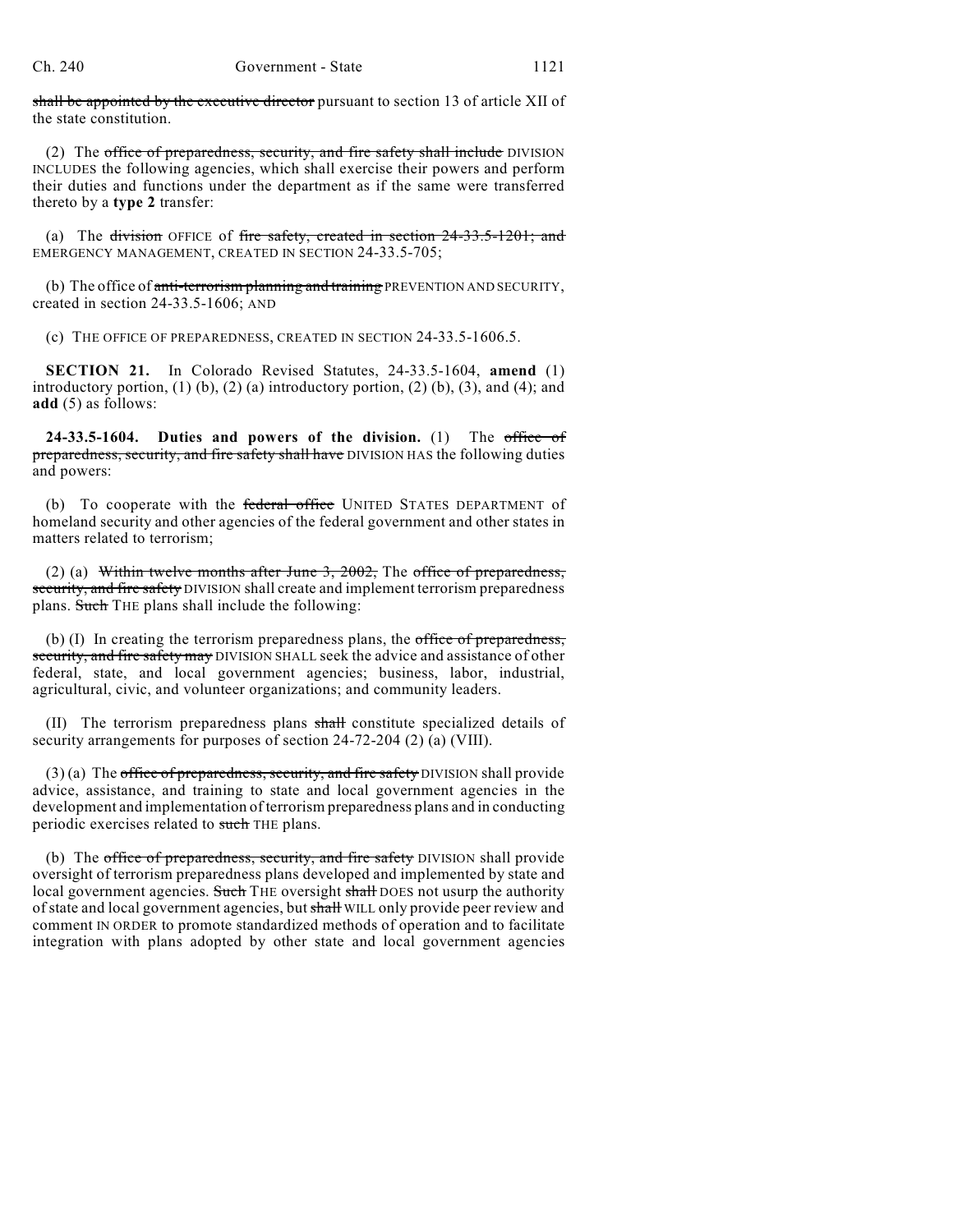~~shall be appointed by the executive director~~ pursuant to section 13 of article XII of the state constitution.

(2) The ~~office of preparedness, security, and fire safety shall include~~ DIVISION INCLUDES the following agencies, which shall exercise their powers and perform their duties and functions under the department as if the same were transferred thereto by a **type 2** transfer:

(a) The ~~division~~ OFFICE of ~~fire safety, created in section 24-33.5-1201; and~~ EMERGENCY MANAGEMENT, CREATED IN SECTION 24-33.5-705;

(b) The office of ~~anti-terrorism planning and training~~ PREVENTION AND SECURITY, created in section 24-33.5-1606; AND

(c) THE OFFICE OF PREPAREDNESS, CREATED IN SECTION 24-33.5-1606.5.

**SECTION 21.** In Colorado Revised Statutes, 24-33.5-1604, **amend** (1) introductory portion, (1) (b), (2) (a) introductory portion, (2) (b), (3), and (4); and **add** (5) as follows:

**24-33.5-1604. Duties and powers of the division.** (1) The ~~office of preparedness, security, and fire safety shall have~~ DIVISION HAS the following duties and powers:

(b) To cooperate with the ~~federal office~~ UNITED STATES DEPARTMENT of homeland security and other agencies of the federal government and other states in matters related to terrorism;

(2) (a) ~~Within twelve months after June 3, 2002,~~ The ~~office of preparedness, security, and fire safety~~ DIVISION shall create and implement terrorism preparedness plans. ~~Such~~ THE plans shall include the following:

(b) (I) In creating the terrorism preparedness plans, the ~~office of preparedness, security, and fire safety may~~ DIVISION SHALL seek the advice and assistance of other federal, state, and local government agencies; business, labor, industrial, agricultural, civic, and volunteer organizations; and community leaders.

(II) The terrorism preparedness plans ~~shall~~ constitute specialized details of security arrangements for purposes of section 24-72-204 (2) (a) (VIII).

(3) (a) The ~~office of preparedness, security, and fire safety~~ DIVISION shall provide advice, assistance, and training to state and local government agencies in the development and implementation of terrorism preparedness plans and in conducting periodic exercises related to ~~such~~ THE plans.

(b) The ~~office of preparedness, security, and fire safety~~ DIVISION shall provide oversight of terrorism preparedness plans developed and implemented by state and local government agencies. ~~Such~~ THE oversight ~~shall~~ DOES not usurp the authority of state and local government agencies, but ~~shall~~ WILL only provide peer review and comment IN ORDER to promote standardized methods of operation and to facilitate integration with plans adopted by other state and local government agencies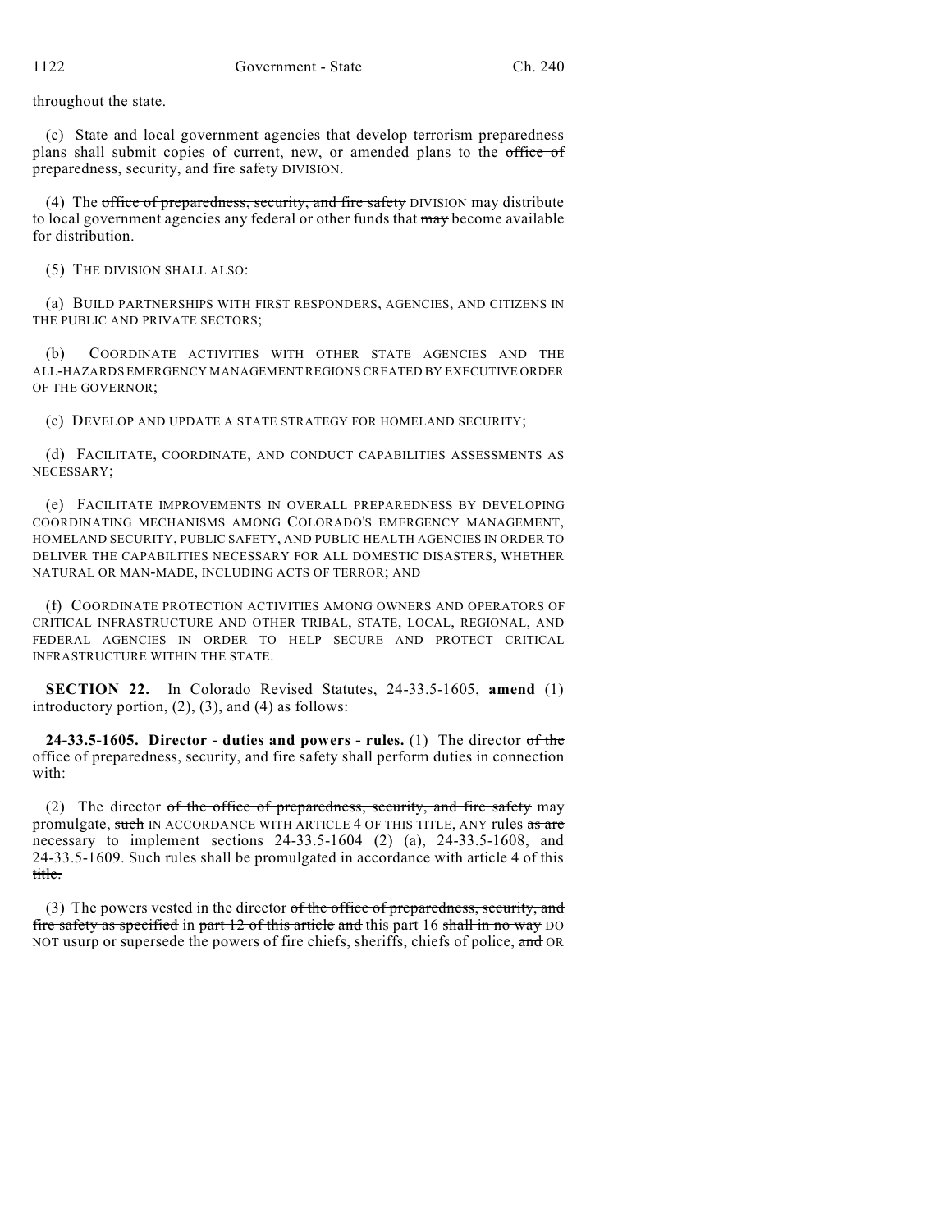throughout the state.

(c) State and local government agencies that develop terrorism preparedness plans shall submit copies of current, new, or amended plans to the ~~office of preparedness, security, and fire safety~~ DIVISION.

(4) The ~~office of preparedness, security, and fire safety~~ DIVISION may distribute to local government agencies any federal or other funds that ~~may~~ become available for distribution.

(5) THE DIVISION SHALL ALSO:

(a) BUILD PARTNERSHIPS WITH FIRST RESPONDERS, AGENCIES, AND CITIZENS IN THE PUBLIC AND PRIVATE SECTORS;

(b) COORDINATE ACTIVITIES WITH OTHER STATE AGENCIES AND THE ALL-HAZARDS EMERGENCY MANAGEMENT REGIONS CREATED BY EXECUTIVE ORDER OF THE GOVERNOR;

(c) DEVELOP AND UPDATE A STATE STRATEGY FOR HOMELAND SECURITY;

(d) FACILITATE, COORDINATE, AND CONDUCT CAPABILITIES ASSESSMENTS AS NECESSARY;

(e) FACILITATE IMPROVEMENTS IN OVERALL PREPAREDNESS BY DEVELOPING COORDINATING MECHANISMS AMONG COLORADO'S EMERGENCY MANAGEMENT, HOMELAND SECURITY, PUBLIC SAFETY, AND PUBLIC HEALTH AGENCIES IN ORDER TO DELIVER THE CAPABILITIES NECESSARY FOR ALL DOMESTIC DISASTERS, WHETHER NATURAL OR MAN-MADE, INCLUDING ACTS OF TERROR; AND

(f) COORDINATE PROTECTION ACTIVITIES AMONG OWNERS AND OPERATORS OF CRITICAL INFRASTRUCTURE AND OTHER TRIBAL, STATE, LOCAL, REGIONAL, AND FEDERAL AGENCIES IN ORDER TO HELP SECURE AND PROTECT CRITICAL INFRASTRUCTURE WITHIN THE STATE.

**SECTION 22.** In Colorado Revised Statutes, 24-33.5-1605, **amend** (1) introductory portion, (2), (3), and (4) as follows:

**24-33.5-1605. Director - duties and powers - rules.** (1) The director ~~of the office of preparedness, security, and fire safety~~ shall perform duties in connection with:

(2) The director ~~of the office of preparedness, security, and fire safety~~ may promulgate, ~~such~~ IN ACCORDANCE WITH ARTICLE 4 OF THIS TITLE, ANY rules ~~as are~~ necessary to implement sections 24-33.5-1604 (2) (a), 24-33.5-1608, and 24-33.5-1609. ~~Such rules shall be promulgated in accordance with article 4 of this title.~~

(3) The powers vested in the director ~~of the office of preparedness, security, and fire safety as specified~~ in ~~part 12 of this article and~~ this part 16 ~~shall in no way~~ DO NOT usurp or supersede the powers of fire chiefs, sheriffs, chiefs of police, ~~and~~ OR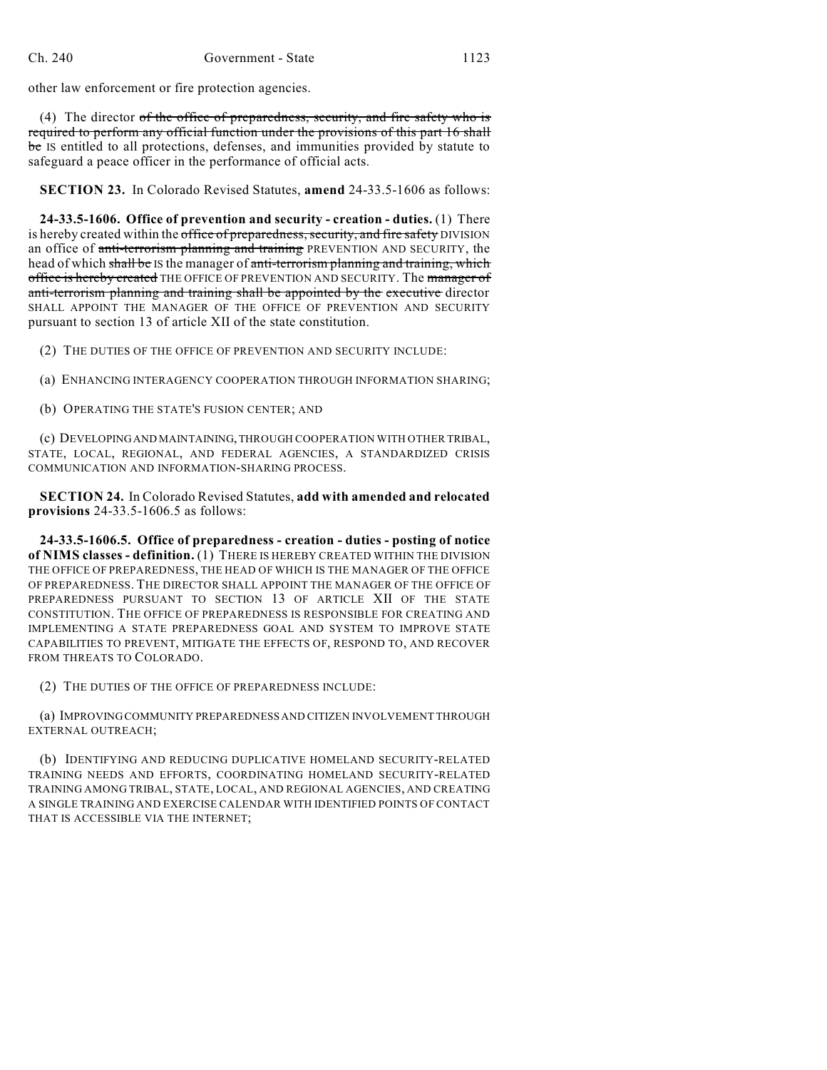other law enforcement or fire protection agencies.

(4) The director ~~of the office of preparedness, security, and fire safety who is required to perform any official function under the provisions of this part 16 shall be~~ IS entitled to all protections, defenses, and immunities provided by statute to safeguard a peace officer in the performance of official acts.

**SECTION 23.** In Colorado Revised Statutes, **amend** 24-33.5-1606 as follows:

**24-33.5-1606. Office of prevention and security - creation - duties.** (1) There is hereby created within the ~~office of preparedness, security, and fire safety~~ DIVISION an office of ~~anti-terrorism planning and training~~ PREVENTION AND SECURITY, the head of which ~~shall be~~ IS the manager of ~~anti-terrorism planning and training, which office is hereby created~~ THE OFFICE OF PREVENTION AND SECURITY. The ~~manager of anti-terrorism planning and training shall be appointed by the executive~~ director SHALL APPOINT THE MANAGER OF THE OFFICE OF PREVENTION AND SECURITY pursuant to section 13 of article XII of the state constitution.

(2) THE DUTIES OF THE OFFICE OF PREVENTION AND SECURITY INCLUDE:

(a) ENHANCING INTERAGENCY COOPERATION THROUGH INFORMATION SHARING;

(b) OPERATING THE STATE'S FUSION CENTER; AND

(c) DEVELOPING AND MAINTAINING, THROUGH COOPERATION WITH OTHER TRIBAL, STATE, LOCAL, REGIONAL, AND FEDERAL AGENCIES, A STANDARDIZED CRISIS COMMUNICATION AND INFORMATION-SHARING PROCESS.

**SECTION 24.** In Colorado Revised Statutes, **add with amended and relocated provisions** 24-33.5-1606.5 as follows:

**24-33.5-1606.5. Office of preparedness - creation - duties - posting of notice of NIMS classes - definition.** (1) THERE IS HEREBY CREATED WITHIN THE DIVISION THE OFFICE OF PREPAREDNESS, THE HEAD OF WHICH IS THE MANAGER OF THE OFFICE OF PREPAREDNESS. THE DIRECTOR SHALL APPOINT THE MANAGER OF THE OFFICE OF PREPAREDNESS PURSUANT TO SECTION 13 OF ARTICLE XII OF THE STATE CONSTITUTION. THE OFFICE OF PREPAREDNESS IS RESPONSIBLE FOR CREATING AND IMPLEMENTING A STATE PREPAREDNESS GOAL AND SYSTEM TO IMPROVE STATE CAPABILITIES TO PREVENT, MITIGATE THE EFFECTS OF, RESPOND TO, AND RECOVER FROM THREATS TO COLORADO.

(2) THE DUTIES OF THE OFFICE OF PREPAREDNESS INCLUDE:

(a) IMPROVING COMMUNITY PREPAREDNESS AND CITIZEN INVOLVEMENT THROUGH EXTERNAL OUTREACH;

(b) IDENTIFYING AND REDUCING DUPLICATIVE HOMELAND SECURITY-RELATED TRAINING NEEDS AND EFFORTS, COORDINATING HOMELAND SECURITY-RELATED TRAINING AMONG TRIBAL, STATE, LOCAL, AND REGIONAL AGENCIES, AND CREATING A SINGLE TRAINING AND EXERCISE CALENDAR WITH IDENTIFIED POINTS OF CONTACT THAT IS ACCESSIBLE VIA THE INTERNET;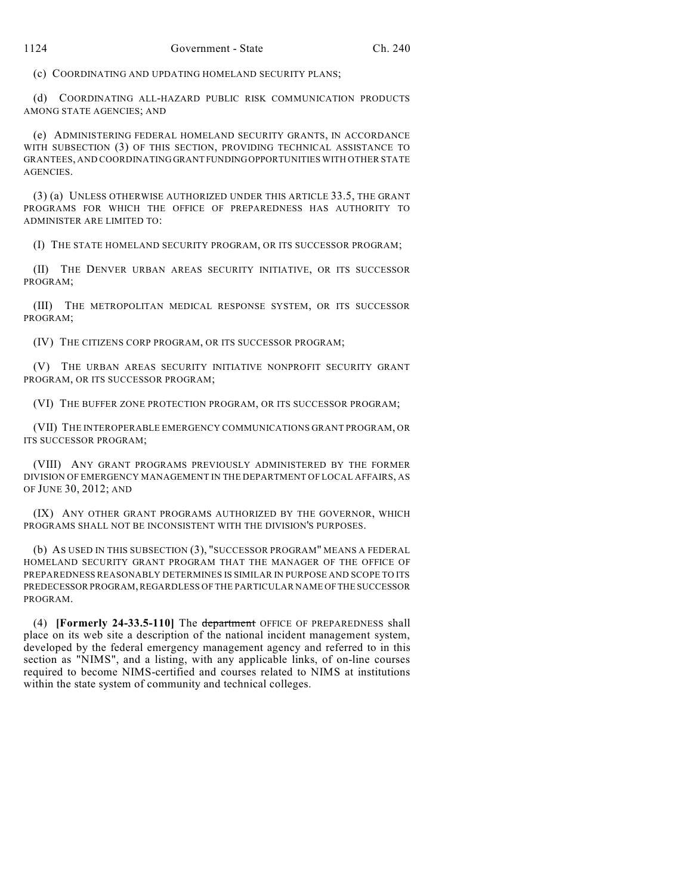(c) COORDINATING AND UPDATING HOMELAND SECURITY PLANS;

(d) COORDINATING ALL-HAZARD PUBLIC RISK COMMUNICATION PRODUCTS AMONG STATE AGENCIES; AND

(e) ADMINISTERING FEDERAL HOMELAND SECURITY GRANTS, IN ACCORDANCE WITH SUBSECTION (3) OF THIS SECTION, PROVIDING TECHNICAL ASSISTANCE TO GRANTEES, AND COORDINATING GRANT FUNDING OPPORTUNITIES WITH OTHER STATE AGENCIES.

(3) (a) UNLESS OTHERWISE AUTHORIZED UNDER THIS ARTICLE 33.5, THE GRANT PROGRAMS FOR WHICH THE OFFICE OF PREPAREDNESS HAS AUTHORITY TO ADMINISTER ARE LIMITED TO:

(I) THE STATE HOMELAND SECURITY PROGRAM, OR ITS SUCCESSOR PROGRAM;

(II) THE DENVER URBAN AREAS SECURITY INITIATIVE, OR ITS SUCCESSOR PROGRAM;

(III) THE METROPOLITAN MEDICAL RESPONSE SYSTEM, OR ITS SUCCESSOR PROGRAM;

(IV) THE CITIZENS CORP PROGRAM, OR ITS SUCCESSOR PROGRAM;

(V) THE URBAN AREAS SECURITY INITIATIVE NONPROFIT SECURITY GRANT PROGRAM, OR ITS SUCCESSOR PROGRAM;

(VI) THE BUFFER ZONE PROTECTION PROGRAM, OR ITS SUCCESSOR PROGRAM;

(VII) THE INTEROPERABLE EMERGENCY COMMUNICATIONS GRANT PROGRAM, OR ITS SUCCESSOR PROGRAM;

(VIII) ANY GRANT PROGRAMS PREVIOUSLY ADMINISTERED BY THE FORMER DIVISION OF EMERGENCY MANAGEMENT IN THE DEPARTMENT OF LOCAL AFFAIRS, AS OF JUNE 30, 2012; AND

(IX) ANY OTHER GRANT PROGRAMS AUTHORIZED BY THE GOVERNOR, WHICH PROGRAMS SHALL NOT BE INCONSISTENT WITH THE DIVISION'S PURPOSES.

(b) AS USED IN THIS SUBSECTION (3), "SUCCESSOR PROGRAM" MEANS A FEDERAL HOMELAND SECURITY GRANT PROGRAM THAT THE MANAGER OF THE OFFICE OF PREPAREDNESS REASONABLY DETERMINES IS SIMILAR IN PURPOSE AND SCOPE TO ITS PREDECESSOR PROGRAM, REGARDLESS OF THE PARTICULAR NAME OF THE SUCCESSOR PROGRAM.

(4) **[Formerly 24-33.5-110]** The ~~department~~ OFFICE OF PREPAREDNESS shall place on its web site a description of the national incident management system, developed by the federal emergency management agency and referred to in this section as "NIMS", and a listing, with any applicable links, of on-line courses required to become NIMS-certified and courses related to NIMS at institutions within the state system of community and technical colleges.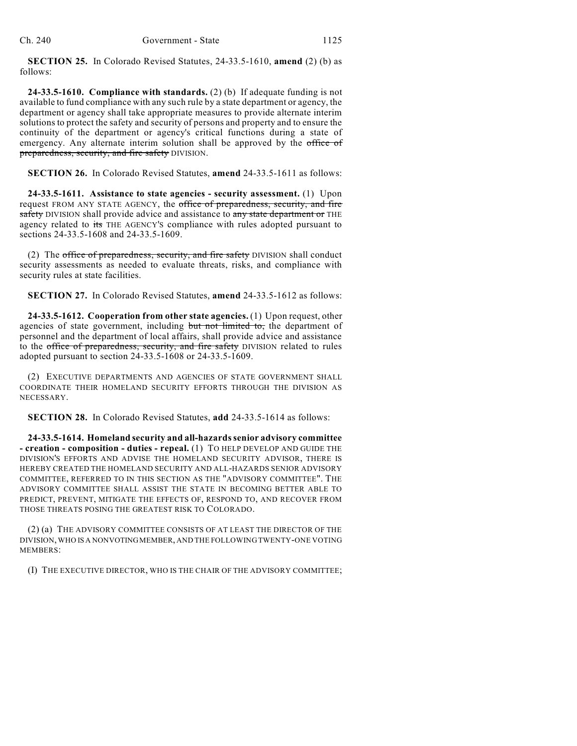**SECTION 25.** In Colorado Revised Statutes, 24-33.5-1610, **amend** (2) (b) as follows:

**24-33.5-1610. Compliance with standards.** (2) (b) If adequate funding is not available to fund compliance with any such rule by a state department or agency, the department or agency shall take appropriate measures to provide alternate interim solutions to protect the safety and security of persons and property and to ensure the continuity of the department or agency's critical functions during a state of emergency. Any alternate interim solution shall be approved by the ~~office of preparedness, security, and fire safety~~ DIVISION.

**SECTION 26.** In Colorado Revised Statutes, **amend** 24-33.5-1611 as follows:

**24-33.5-1611. Assistance to state agencies - security assessment.** (1) Upon request FROM ANY STATE AGENCY, the ~~office of preparedness, security, and fire safety~~ DIVISION shall provide advice and assistance to ~~any state department or~~ THE agency related to ~~its~~ THE AGENCY'S compliance with rules adopted pursuant to sections 24-33.5-1608 and 24-33.5-1609.

(2) The ~~office of preparedness, security, and fire safety~~ DIVISION shall conduct security assessments as needed to evaluate threats, risks, and compliance with security rules at state facilities.

**SECTION 27.** In Colorado Revised Statutes, **amend** 24-33.5-1612 as follows:

**24-33.5-1612. Cooperation from other state agencies.** (1) Upon request, other agencies of state government, including ~~but not limited to,~~ the department of personnel and the department of local affairs, shall provide advice and assistance to the ~~office of preparedness, security, and fire safety~~ DIVISION related to rules adopted pursuant to section 24-33.5-1608 or 24-33.5-1609.

(2) EXECUTIVE DEPARTMENTS AND AGENCIES OF STATE GOVERNMENT SHALL COORDINATE THEIR HOMELAND SECURITY EFFORTS THROUGH THE DIVISION AS NECESSARY.

**SECTION 28.** In Colorado Revised Statutes, **add** 24-33.5-1614 as follows:

**24-33.5-1614. Homeland security and all-hazards senior advisory committee - creation - composition - duties - repeal.** (1) TO HELP DEVELOP AND GUIDE THE DIVISION'S EFFORTS AND ADVISE THE HOMELAND SECURITY ADVISOR, THERE IS HEREBY CREATED THE HOMELAND SECURITY AND ALL-HAZARDS SENIOR ADVISORY COMMITTEE, REFERRED TO IN THIS SECTION AS THE "ADVISORY COMMITTEE". THE ADVISORY COMMITTEE SHALL ASSIST THE STATE IN BECOMING BETTER ABLE TO PREDICT, PREVENT, MITIGATE THE EFFECTS OF, RESPOND TO, AND RECOVER FROM THOSE THREATS POSING THE GREATEST RISK TO COLORADO.

(2) (a) THE ADVISORY COMMITTEE CONSISTS OF AT LEAST THE DIRECTOR OF THE DIVISION, WHO IS A NONVOTING MEMBER, AND THE FOLLOWING TWENTY-ONE VOTING MEMBERS:

(I) THE EXECUTIVE DIRECTOR, WHO IS THE CHAIR OF THE ADVISORY COMMITTEE;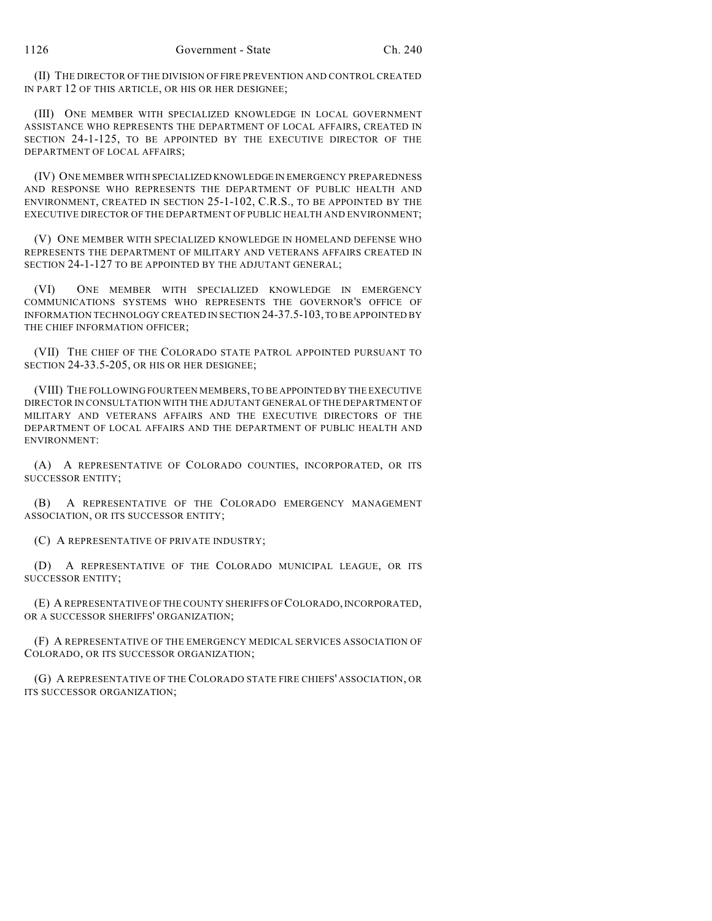(II) THE DIRECTOR OF THE DIVISION OF FIRE PREVENTION AND CONTROL CREATED IN PART 12 OF THIS ARTICLE, OR HIS OR HER DESIGNEE;

(III) ONE MEMBER WITH SPECIALIZED KNOWLEDGE IN LOCAL GOVERNMENT ASSISTANCE WHO REPRESENTS THE DEPARTMENT OF LOCAL AFFAIRS, CREATED IN SECTION 24-1-125, TO BE APPOINTED BY THE EXECUTIVE DIRECTOR OF THE DEPARTMENT OF LOCAL AFFAIRS;

(IV) ONE MEMBER WITH SPECIALIZED KNOWLEDGE IN EMERGENCY PREPAREDNESS AND RESPONSE WHO REPRESENTS THE DEPARTMENT OF PUBLIC HEALTH AND ENVIRONMENT, CREATED IN SECTION 25-1-102, C.R.S., TO BE APPOINTED BY THE EXECUTIVE DIRECTOR OF THE DEPARTMENT OF PUBLIC HEALTH AND ENVIRONMENT;

(V) ONE MEMBER WITH SPECIALIZED KNOWLEDGE IN HOMELAND DEFENSE WHO REPRESENTS THE DEPARTMENT OF MILITARY AND VETERANS AFFAIRS CREATED IN SECTION 24-1-127 TO BE APPOINTED BY THE ADJUTANT GENERAL;

(VI) ONE MEMBER WITH SPECIALIZED KNOWLEDGE IN EMERGENCY COMMUNICATIONS SYSTEMS WHO REPRESENTS THE GOVERNOR'S OFFICE OF INFORMATION TECHNOLOGY CREATED IN SECTION 24-37.5-103, TO BE APPOINTED BY THE CHIEF INFORMATION OFFICER;

(VII) THE CHIEF OF THE COLORADO STATE PATROL APPOINTED PURSUANT TO SECTION 24-33.5-205, OR HIS OR HER DESIGNEE;

(VIII) THE FOLLOWING FOURTEEN MEMBERS, TO BE APPOINTED BY THE EXECUTIVE DIRECTOR IN CONSULTATION WITH THE ADJUTANT GENERAL OF THE DEPARTMENT OF MILITARY AND VETERANS AFFAIRS AND THE EXECUTIVE DIRECTORS OF THE DEPARTMENT OF LOCAL AFFAIRS AND THE DEPARTMENT OF PUBLIC HEALTH AND ENVIRONMENT:

(A) A REPRESENTATIVE OF COLORADO COUNTIES, INCORPORATED, OR ITS SUCCESSOR ENTITY;

(B) A REPRESENTATIVE OF THE COLORADO EMERGENCY MANAGEMENT ASSOCIATION, OR ITS SUCCESSOR ENTITY;

(C) A REPRESENTATIVE OF PRIVATE INDUSTRY;

(D) A REPRESENTATIVE OF THE COLORADO MUNICIPAL LEAGUE, OR ITS SUCCESSOR ENTITY;

(E) A REPRESENTATIVE OF THE COUNTY SHERIFFS OF COLORADO, INCORPORATED, OR A SUCCESSOR SHERIFFS' ORGANIZATION;

(F) A REPRESENTATIVE OF THE EMERGENCY MEDICAL SERVICES ASSOCIATION OF COLORADO, OR ITS SUCCESSOR ORGANIZATION;

(G) A REPRESENTATIVE OF THE COLORADO STATE FIRE CHIEFS' ASSOCIATION, OR ITS SUCCESSOR ORGANIZATION;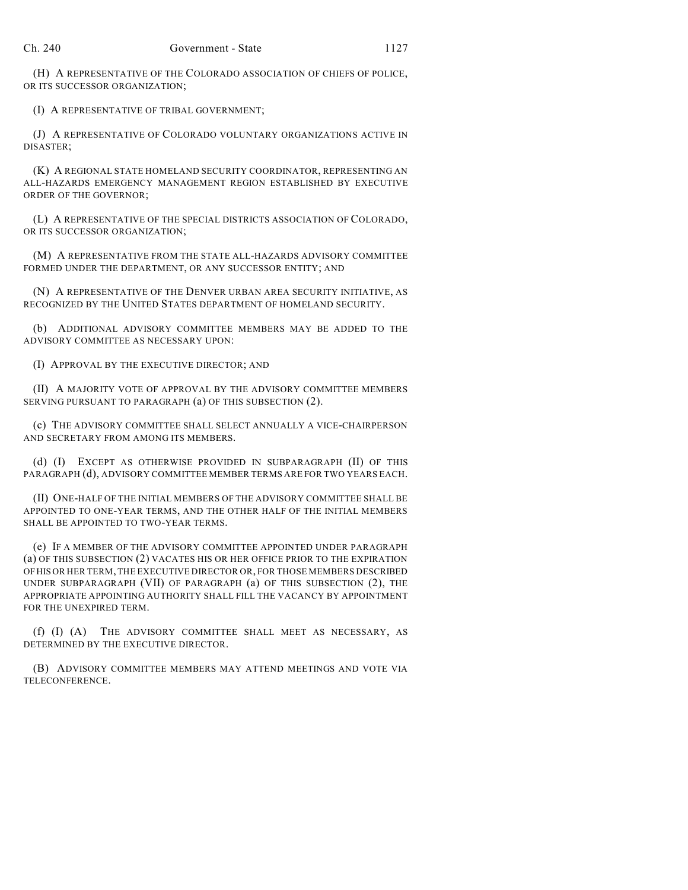(H) A REPRESENTATIVE OF THE COLORADO ASSOCIATION OF CHIEFS OF POLICE, OR ITS SUCCESSOR ORGANIZATION;

(I) A REPRESENTATIVE OF TRIBAL GOVERNMENT;

(J) A REPRESENTATIVE OF COLORADO VOLUNTARY ORGANIZATIONS ACTIVE IN DISASTER;

(K) A REGIONAL STATE HOMELAND SECURITY COORDINATOR, REPRESENTING AN ALL-HAZARDS EMERGENCY MANAGEMENT REGION ESTABLISHED BY EXECUTIVE ORDER OF THE GOVERNOR;

(L) A REPRESENTATIVE OF THE SPECIAL DISTRICTS ASSOCIATION OF COLORADO, OR ITS SUCCESSOR ORGANIZATION;

(M) A REPRESENTATIVE FROM THE STATE ALL-HAZARDS ADVISORY COMMITTEE FORMED UNDER THE DEPARTMENT, OR ANY SUCCESSOR ENTITY; AND

(N) A REPRESENTATIVE OF THE DENVER URBAN AREA SECURITY INITIATIVE, AS RECOGNIZED BY THE UNITED STATES DEPARTMENT OF HOMELAND SECURITY.

(b) ADDITIONAL ADVISORY COMMITTEE MEMBERS MAY BE ADDED TO THE ADVISORY COMMITTEE AS NECESSARY UPON:

(I) APPROVAL BY THE EXECUTIVE DIRECTOR; AND

(II) A MAJORITY VOTE OF APPROVAL BY THE ADVISORY COMMITTEE MEMBERS SERVING PURSUANT TO PARAGRAPH (a) OF THIS SUBSECTION (2).

(c) THE ADVISORY COMMITTEE SHALL SELECT ANNUALLY A VICE-CHAIRPERSON AND SECRETARY FROM AMONG ITS MEMBERS.

(d) (I) EXCEPT AS OTHERWISE PROVIDED IN SUBPARAGRAPH (II) OF THIS PARAGRAPH (d), ADVISORY COMMITTEE MEMBER TERMS ARE FOR TWO YEARS EACH.

(II) ONE-HALF OF THE INITIAL MEMBERS OF THE ADVISORY COMMITTEE SHALL BE APPOINTED TO ONE-YEAR TERMS, AND THE OTHER HALF OF THE INITIAL MEMBERS SHALL BE APPOINTED TO TWO-YEAR TERMS.

(e) IF A MEMBER OF THE ADVISORY COMMITTEE APPOINTED UNDER PARAGRAPH (a) OF THIS SUBSECTION (2) VACATES HIS OR HER OFFICE PRIOR TO THE EXPIRATION OF HIS OR HER TERM, THE EXECUTIVE DIRECTOR OR, FOR THOSE MEMBERS DESCRIBED UNDER SUBPARAGRAPH (VII) OF PARAGRAPH (a) OF THIS SUBSECTION (2), THE APPROPRIATE APPOINTING AUTHORITY SHALL FILL THE VACANCY BY APPOINTMENT FOR THE UNEXPIRED TERM.

(f) (I) (A) THE ADVISORY COMMITTEE SHALL MEET AS NECESSARY, AS DETERMINED BY THE EXECUTIVE DIRECTOR.

(B) ADVISORY COMMITTEE MEMBERS MAY ATTEND MEETINGS AND VOTE VIA TELECONFERENCE.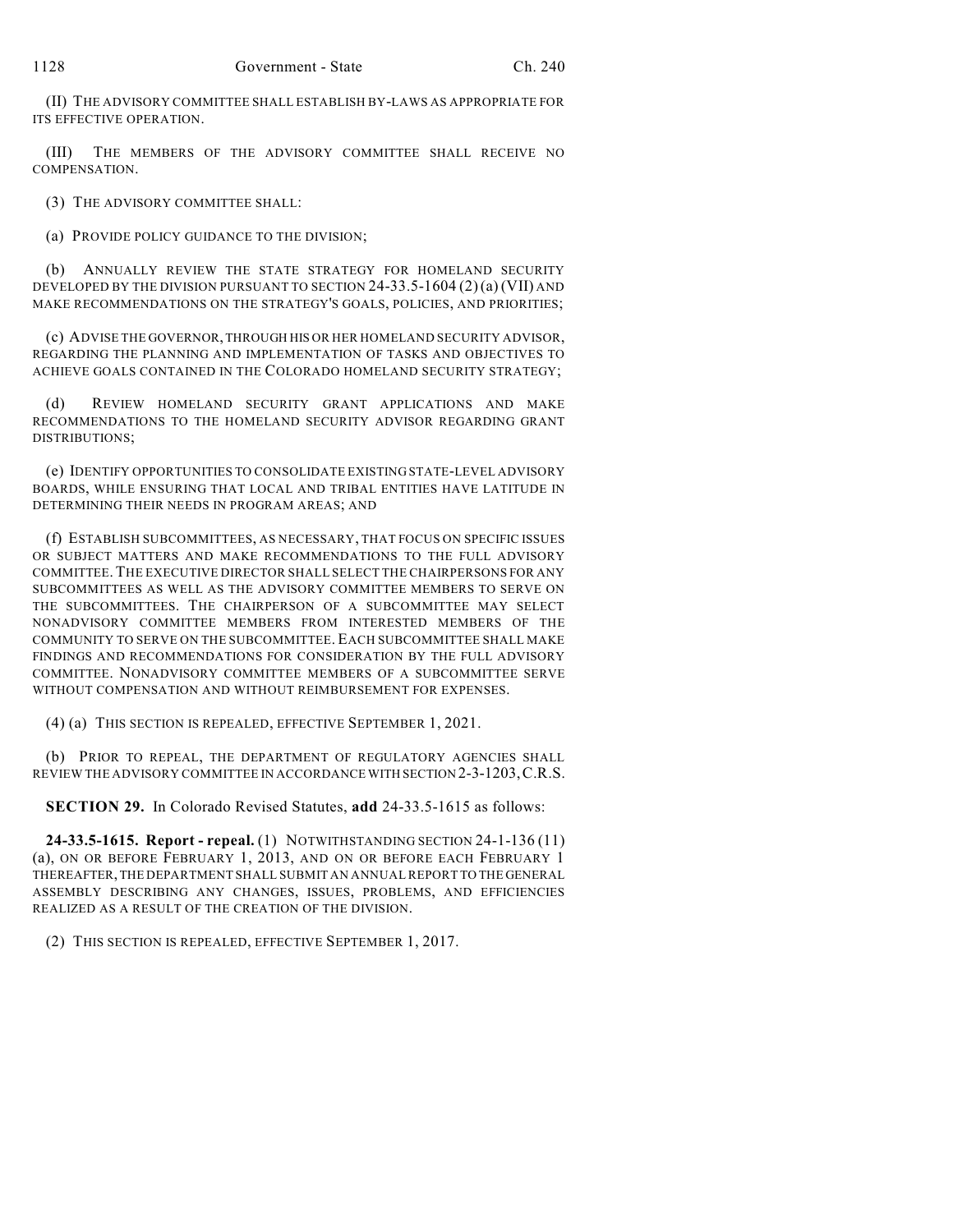(II) THE ADVISORY COMMITTEE SHALL ESTABLISH BY-LAWS AS APPROPRIATE FOR ITS EFFECTIVE OPERATION.

(III) THE MEMBERS OF THE ADVISORY COMMITTEE SHALL RECEIVE NO COMPENSATION.

(3) THE ADVISORY COMMITTEE SHALL:

(a) PROVIDE POLICY GUIDANCE TO THE DIVISION;

(b) ANNUALLY REVIEW THE STATE STRATEGY FOR HOMELAND SECURITY DEVELOPED BY THE DIVISION PURSUANT TO SECTION 24-33.5-1604 (2) (a) (VII) AND MAKE RECOMMENDATIONS ON THE STRATEGY'S GOALS, POLICIES, AND PRIORITIES;

(c) ADVISE THE GOVERNOR, THROUGH HIS OR HER HOMELAND SECURITY ADVISOR, REGARDING THE PLANNING AND IMPLEMENTATION OF TASKS AND OBJECTIVES TO ACHIEVE GOALS CONTAINED IN THE COLORADO HOMELAND SECURITY STRATEGY;

(d) REVIEW HOMELAND SECURITY GRANT APPLICATIONS AND MAKE RECOMMENDATIONS TO THE HOMELAND SECURITY ADVISOR REGARDING GRANT DISTRIBUTIONS;

(e) IDENTIFY OPPORTUNITIES TO CONSOLIDATE EXISTING STATE-LEVEL ADVISORY BOARDS, WHILE ENSURING THAT LOCAL AND TRIBAL ENTITIES HAVE LATITUDE IN DETERMINING THEIR NEEDS IN PROGRAM AREAS; AND

(f) ESTABLISH SUBCOMMITTEES, AS NECESSARY, THAT FOCUS ON SPECIFIC ISSUES OR SUBJECT MATTERS AND MAKE RECOMMENDATIONS TO THE FULL ADVISORY COMMITTEE. THE EXECUTIVE DIRECTOR SHALL SELECT THE CHAIRPERSONS FOR ANY SUBCOMMITTEES AS WELL AS THE ADVISORY COMMITTEE MEMBERS TO SERVE ON THE SUBCOMMITTEES. THE CHAIRPERSON OF A SUBCOMMITTEE MAY SELECT NONADVISORY COMMITTEE MEMBERS FROM INTERESTED MEMBERS OF THE COMMUNITY TO SERVE ON THE SUBCOMMITTEE. EACH SUBCOMMITTEE SHALL MAKE FINDINGS AND RECOMMENDATIONS FOR CONSIDERATION BY THE FULL ADVISORY COMMITTEE. NONADVISORY COMMITTEE MEMBERS OF A SUBCOMMITTEE SERVE WITHOUT COMPENSATION AND WITHOUT REIMBURSEMENT FOR EXPENSES.

(4) (a) THIS SECTION IS REPEALED, EFFECTIVE SEPTEMBER 1, 2021.

(b) PRIOR TO REPEAL, THE DEPARTMENT OF REGULATORY AGENCIES SHALL REVIEW THE ADVISORY COMMITTEE IN ACCORDANCE WITH SECTION 2-3-1203, C.R.S.

**SECTION 29.** In Colorado Revised Statutes, **add** 24-33.5-1615 as follows:

**24-33.5-1615. Report - repeal.** (1) NOTWITHSTANDING SECTION 24-1-136 (11) (a), ON OR BEFORE FEBRUARY 1, 2013, AND ON OR BEFORE EACH FEBRUARY 1 THEREAFTER, THE DEPARTMENT SHALL SUBMIT AN ANNUAL REPORT TO THE GENERAL ASSEMBLY DESCRIBING ANY CHANGES, ISSUES, PROBLEMS, AND EFFICIENCIES REALIZED AS A RESULT OF THE CREATION OF THE DIVISION.

(2) THIS SECTION IS REPEALED, EFFECTIVE SEPTEMBER 1, 2017.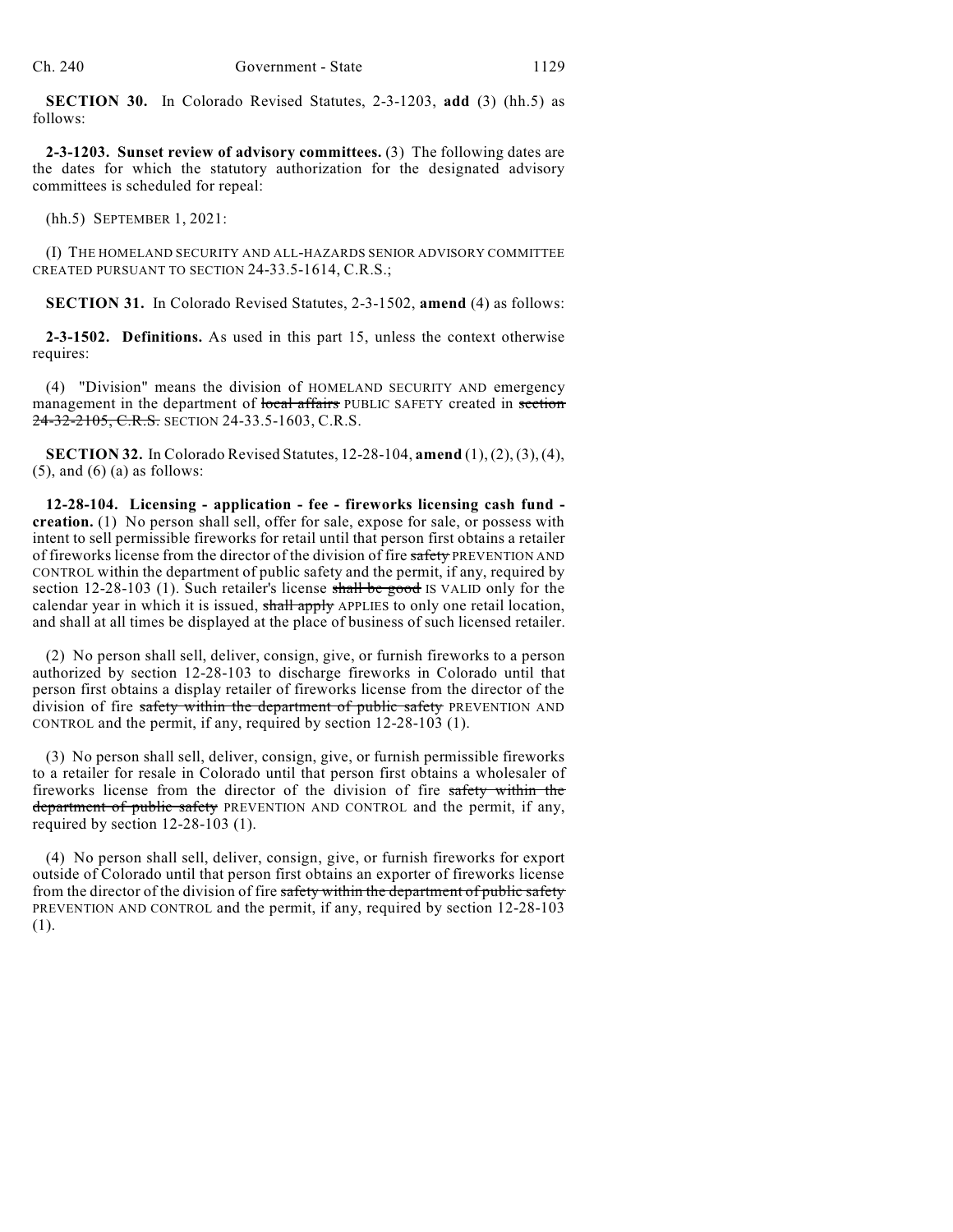**SECTION 30.** In Colorado Revised Statutes, 2-3-1203, **add** (3) (hh.5) as follows:

**2-3-1203. Sunset review of advisory committees.** (3) The following dates are the dates for which the statutory authorization for the designated advisory committees is scheduled for repeal:

(hh.5) SEPTEMBER 1, 2021:

(I) THE HOMELAND SECURITY AND ALL-HAZARDS SENIOR ADVISORY COMMITTEE CREATED PURSUANT TO SECTION 24-33.5-1614, C.R.S.;

**SECTION 31.** In Colorado Revised Statutes, 2-3-1502, **amend** (4) as follows:

**2-3-1502. Definitions.** As used in this part 15, unless the context otherwise requires:

(4) "Division" means the division of HOMELAND SECURITY AND emergency management in the department of ~~local affairs~~ PUBLIC SAFETY created in ~~section 24-32-2105, C.R.S.~~ SECTION 24-33.5-1603, C.R.S.

**SECTION 32.** In Colorado Revised Statutes, 12-28-104, **amend** (1), (2), (3), (4), (5), and (6) (a) as follows:

**12-28-104. Licensing - application - fee - fireworks licensing cash fund - creation.** (1) No person shall sell, offer for sale, expose for sale, or possess with intent to sell permissible fireworks for retail until that person first obtains a retailer of fireworks license from the director of the division of fire ~~safety~~ PREVENTION AND CONTROL within the department of public safety and the permit, if any, required by section 12-28-103 (1). Such retailer's license ~~shall be good~~ IS VALID only for the calendar year in which it is issued, ~~shall apply~~ APPLIES to only one retail location, and shall at all times be displayed at the place of business of such licensed retailer.

(2) No person shall sell, deliver, consign, give, or furnish fireworks to a person authorized by section 12-28-103 to discharge fireworks in Colorado until that person first obtains a display retailer of fireworks license from the director of the division of fire ~~safety within the department of public safety~~ PREVENTION AND CONTROL and the permit, if any, required by section 12-28-103 (1).

(3) No person shall sell, deliver, consign, give, or furnish permissible fireworks to a retailer for resale in Colorado until that person first obtains a wholesaler of fireworks license from the director of the division of fire ~~safety within the department of public safety~~ PREVENTION AND CONTROL and the permit, if any, required by section 12-28-103 (1).

(4) No person shall sell, deliver, consign, give, or furnish fireworks for export outside of Colorado until that person first obtains an exporter of fireworks license from the director of the division of fire ~~safety within the department of public safety~~ PREVENTION AND CONTROL and the permit, if any, required by section 12-28-103 (1).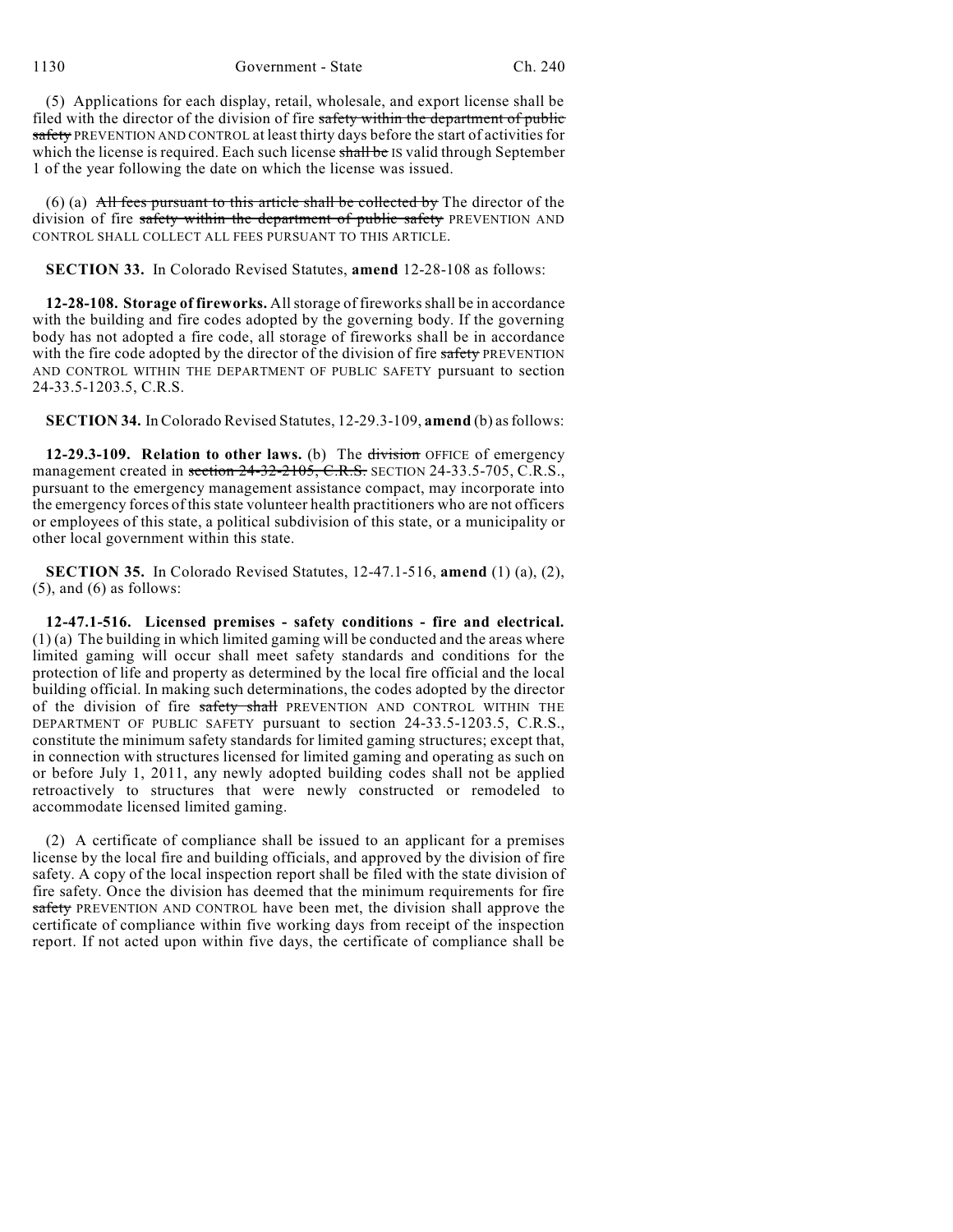(5) Applications for each display, retail, wholesale, and export license shall be filed with the director of the division of fire ~~safety within the department of public safety~~ PREVENTION AND CONTROL at least thirty days before the start of activities for which the license is required. Each such license ~~shall be~~ IS valid through September 1 of the year following the date on which the license was issued.

(6) (a) ~~All fees pursuant to this article shall be collected by~~ The director of the division of fire ~~safety within the department of public safety~~ PREVENTION AND CONTROL SHALL COLLECT ALL FEES PURSUANT TO THIS ARTICLE.

**SECTION 33.** In Colorado Revised Statutes, **amend** 12-28-108 as follows:

**12-28-108. Storage of fireworks.** All storage of fireworks shall be in accordance with the building and fire codes adopted by the governing body. If the governing body has not adopted a fire code, all storage of fireworks shall be in accordance with the fire code adopted by the director of the division of fire ~~safety~~ PREVENTION AND CONTROL WITHIN THE DEPARTMENT OF PUBLIC SAFETY pursuant to section 24-33.5-1203.5, C.R.S.

**SECTION 34.** In Colorado Revised Statutes, 12-29.3-109, **amend** (b) as follows:

**12-29.3-109. Relation to other laws.** (b) The ~~division~~ OFFICE of emergency management created in ~~section 24-32-2105, C.R.S.~~ SECTION 24-33.5-705, C.R.S., pursuant to the emergency management assistance compact, may incorporate into the emergency forces of this state volunteer health practitioners who are not officers or employees of this state, a political subdivision of this state, or a municipality or other local government within this state.

**SECTION 35.** In Colorado Revised Statutes, 12-47.1-516, **amend** (1) (a), (2), (5), and (6) as follows:

**12-47.1-516. Licensed premises - safety conditions - fire and electrical.** (1) (a) The building in which limited gaming will be conducted and the areas where limited gaming will occur shall meet safety standards and conditions for the protection of life and property as determined by the local fire official and the local building official. In making such determinations, the codes adopted by the director of the division of fire ~~safety shall~~ PREVENTION AND CONTROL WITHIN THE DEPARTMENT OF PUBLIC SAFETY pursuant to section 24-33.5-1203.5, C.R.S., constitute the minimum safety standards for limited gaming structures; except that, in connection with structures licensed for limited gaming and operating as such on or before July 1, 2011, any newly adopted building codes shall not be applied retroactively to structures that were newly constructed or remodeled to accommodate licensed limited gaming.

(2) A certificate of compliance shall be issued to an applicant for a premises license by the local fire and building officials, and approved by the division of fire safety. A copy of the local inspection report shall be filed with the state division of fire safety. Once the division has deemed that the minimum requirements for fire ~~safety~~ PREVENTION AND CONTROL have been met, the division shall approve the certificate of compliance within five working days from receipt of the inspection report. If not acted upon within five days, the certificate of compliance shall be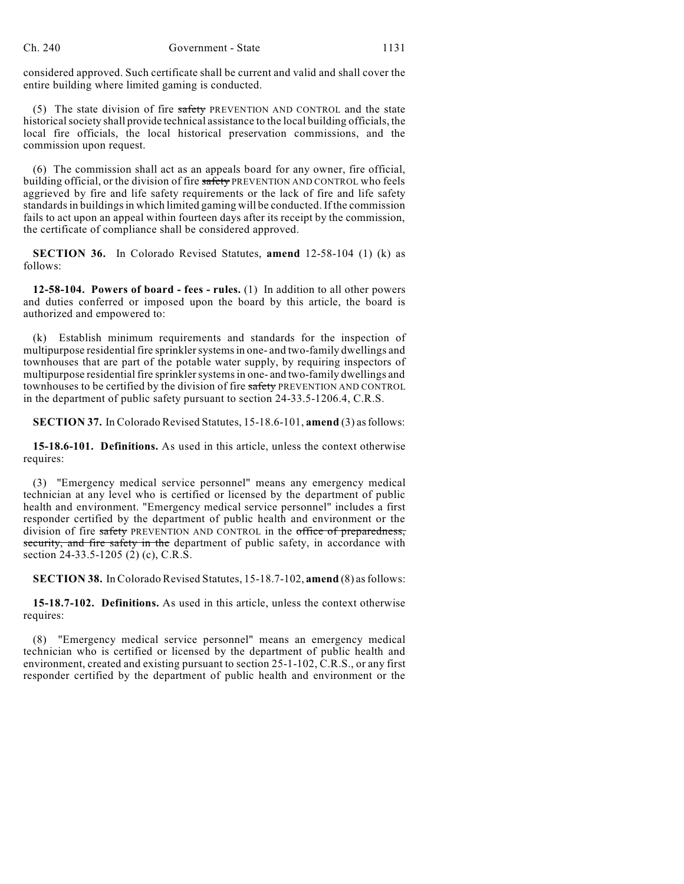considered approved. Such certificate shall be current and valid and shall cover the entire building where limited gaming is conducted.

(5) The state division of fire ~~safety~~ PREVENTION AND CONTROL and the state historical society shall provide technical assistance to the local building officials, the local fire officials, the local historical preservation commissions, and the commission upon request.

(6) The commission shall act as an appeals board for any owner, fire official, building official, or the division of fire ~~safety~~ PREVENTION AND CONTROL who feels aggrieved by fire and life safety requirements or the lack of fire and life safety standards in buildings in which limited gaming will be conducted. If the commission fails to act upon an appeal within fourteen days after its receipt by the commission, the certificate of compliance shall be considered approved.

**SECTION 36.** In Colorado Revised Statutes, **amend** 12-58-104 (1) (k) as follows:

**12-58-104. Powers of board - fees - rules.** (1) In addition to all other powers and duties conferred or imposed upon the board by this article, the board is authorized and empowered to:

(k) Establish minimum requirements and standards for the inspection of multipurpose residential fire sprinkler systems in one- and two-family dwellings and townhouses that are part of the potable water supply, by requiring inspectors of multipurpose residential fire sprinkler systems in one- and two-family dwellings and townhouses to be certified by the division of fire ~~safety~~ PREVENTION AND CONTROL in the department of public safety pursuant to section 24-33.5-1206.4, C.R.S.

**SECTION 37.** In Colorado Revised Statutes, 15-18.6-101, **amend** (3) as follows:

**15-18.6-101. Definitions.** As used in this article, unless the context otherwise requires:

(3) "Emergency medical service personnel" means any emergency medical technician at any level who is certified or licensed by the department of public health and environment. "Emergency medical service personnel" includes a first responder certified by the department of public health and environment or the division of fire ~~safety~~ PREVENTION AND CONTROL in the ~~office of preparedness, security, and fire safety in the~~ department of public safety, in accordance with section 24-33.5-1205 (2) (c), C.R.S.

**SECTION 38.** In Colorado Revised Statutes, 15-18.7-102, **amend** (8) as follows:

**15-18.7-102. Definitions.** As used in this article, unless the context otherwise requires:

(8) "Emergency medical service personnel" means an emergency medical technician who is certified or licensed by the department of public health and environment, created and existing pursuant to section 25-1-102, C.R.S., or any first responder certified by the department of public health and environment or the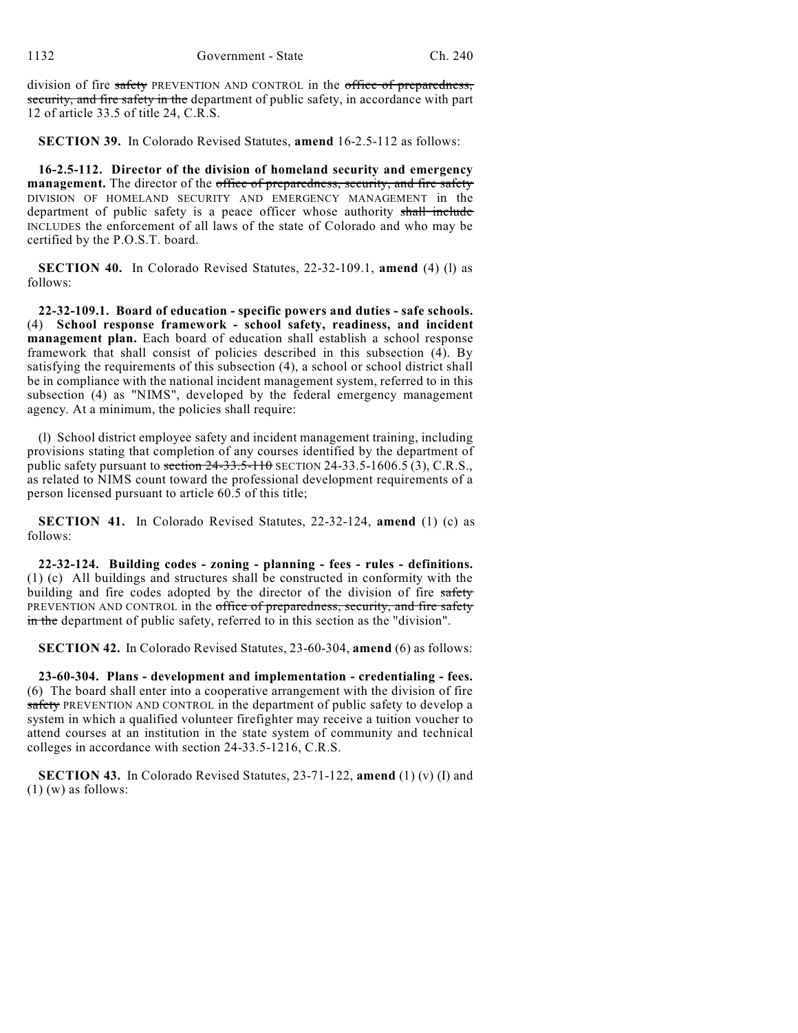division of fire ~~safety~~ PREVENTION AND CONTROL in the ~~office of preparedness, security, and fire safety in the~~ department of public safety, in accordance with part 12 of article 33.5 of title 24, C.R.S.

**SECTION 39.** In Colorado Revised Statutes, **amend** 16-2.5-112 as follows:

**16-2.5-112. Director of the division of homeland security and emergency management.** The director of the ~~office of preparedness, security, and fire safety~~ DIVISION OF HOMELAND SECURITY AND EMERGENCY MANAGEMENT in the department of public safety is a peace officer whose authority ~~shall include~~ INCLUDES the enforcement of all laws of the state of Colorado and who may be certified by the P.O.S.T. board.

**SECTION 40.** In Colorado Revised Statutes, 22-32-109.1, **amend** (4) (l) as follows:

**22-32-109.1. Board of education - specific powers and duties - safe schools.** (4) **School response framework - school safety, readiness, and incident management plan.** Each board of education shall establish a school response framework that shall consist of policies described in this subsection (4). By satisfying the requirements of this subsection (4), a school or school district shall be in compliance with the national incident management system, referred to in this subsection (4) as "NIMS", developed by the federal emergency management agency. At a minimum, the policies shall require:

(l) School district employee safety and incident management training, including provisions stating that completion of any courses identified by the department of public safety pursuant to ~~section 24-33.5-110~~ SECTION 24-33.5-1606.5 (3), C.R.S., as related to NIMS count toward the professional development requirements of a person licensed pursuant to article 60.5 of this title;

**SECTION 41.** In Colorado Revised Statutes, 22-32-124, **amend** (1) (c) as follows:

**22-32-124. Building codes - zoning - planning - fees - rules - definitions.** (1) (c) All buildings and structures shall be constructed in conformity with the building and fire codes adopted by the director of the division of fire ~~safety~~ PREVENTION AND CONTROL in the ~~office of preparedness, security, and fire safety in the~~ department of public safety, referred to in this section as the "division".

**SECTION 42.** In Colorado Revised Statutes, 23-60-304, **amend** (6) as follows:

**23-60-304. Plans - development and implementation - credentialing - fees.** (6) The board shall enter into a cooperative arrangement with the division of fire ~~safety~~ PREVENTION AND CONTROL in the department of public safety to develop a system in which a qualified volunteer firefighter may receive a tuition voucher to attend courses at an institution in the state system of community and technical colleges in accordance with section 24-33.5-1216, C.R.S.

**SECTION 43.** In Colorado Revised Statutes, 23-71-122, **amend** (1) (v) (I) and (1) (w) as follows: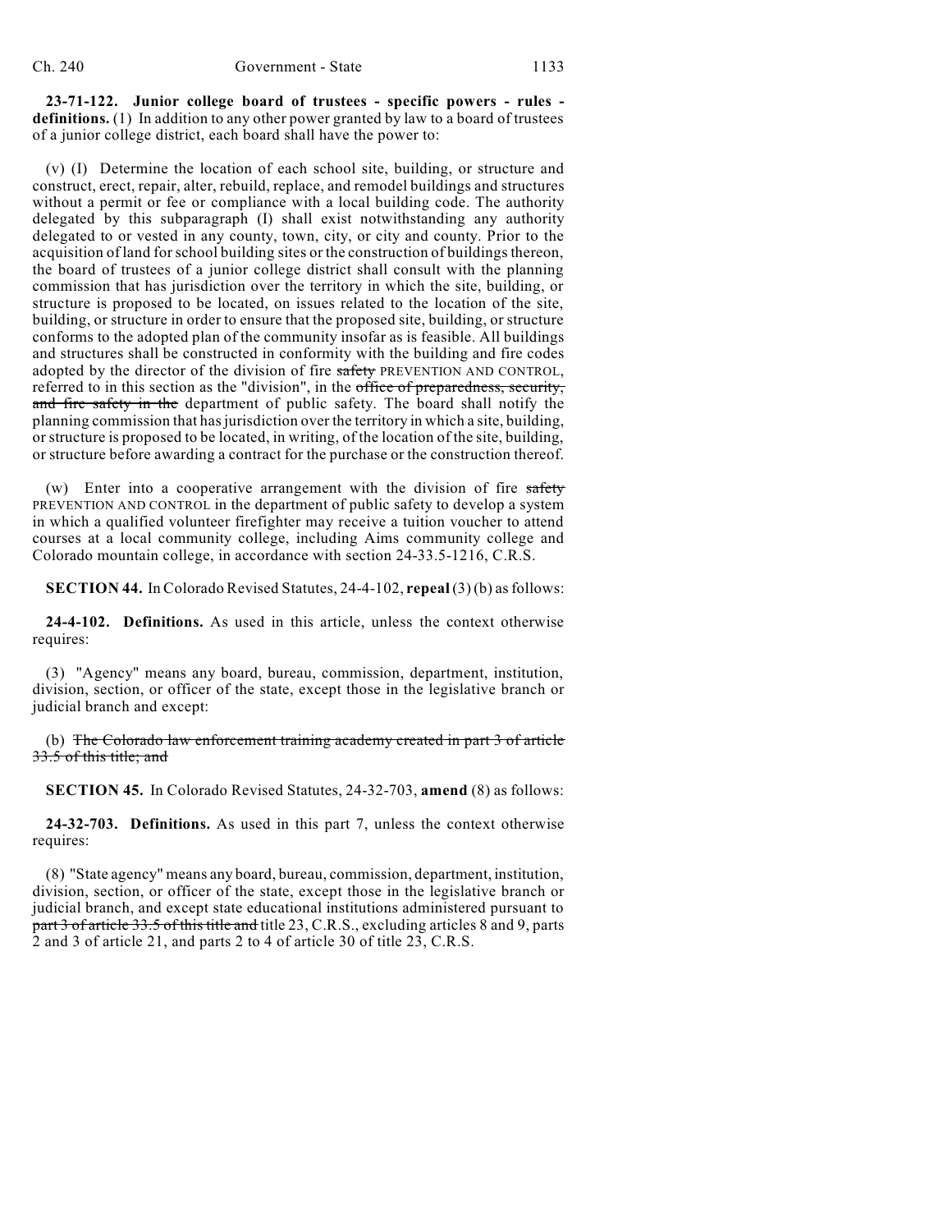**23-71-122. Junior college board of trustees - specific powers - rules - definitions.** (1) In addition to any other power granted by law to a board of trustees of a junior college district, each board shall have the power to:

(v) (I) Determine the location of each school site, building, or structure and construct, erect, repair, alter, rebuild, replace, and remodel buildings and structures without a permit or fee or compliance with a local building code. The authority delegated by this subparagraph (I) shall exist notwithstanding any authority delegated to or vested in any county, town, city, or city and county. Prior to the acquisition of land for school building sites or the construction of buildings thereon, the board of trustees of a junior college district shall consult with the planning commission that has jurisdiction over the territory in which the site, building, or structure is proposed to be located, on issues related to the location of the site, building, or structure in order to ensure that the proposed site, building, or structure conforms to the adopted plan of the community insofar as is feasible. All buildings and structures shall be constructed in conformity with the building and fire codes adopted by the director of the division of fire ~~safety~~ PREVENTION AND CONTROL, referred to in this section as the "division", in the ~~office of preparedness, security, and fire safety in the~~ department of public safety. The board shall notify the planning commission that has jurisdiction over the territory in which a site, building, or structure is proposed to be located, in writing, of the location of the site, building, or structure before awarding a contract for the purchase or the construction thereof.

(w) Enter into a cooperative arrangement with the division of fire ~~safety~~ PREVENTION AND CONTROL in the department of public safety to develop a system in which a qualified volunteer firefighter may receive a tuition voucher to attend courses at a local community college, including Aims community college and Colorado mountain college, in accordance with section 24-33.5-1216, C.R.S.

**SECTION 44.** In Colorado Revised Statutes, 24-4-102, **repeal** (3) (b) as follows:

**24-4-102. Definitions.** As used in this article, unless the context otherwise requires:

(3) "Agency" means any board, bureau, commission, department, institution, division, section, or officer of the state, except those in the legislative branch or judicial branch and except:

(b) ~~The Colorado law enforcement training academy created in part 3 of article 33.5 of this title; and~~

**SECTION 45.** In Colorado Revised Statutes, 24-32-703, **amend** (8) as follows:

**24-32-703. Definitions.** As used in this part 7, unless the context otherwise requires:

(8) "State agency" means any board, bureau, commission, department, institution, division, section, or officer of the state, except those in the legislative branch or judicial branch, and except state educational institutions administered pursuant to ~~part 3 of article 33.5 of this title and~~ title 23, C.R.S., excluding articles 8 and 9, parts 2 and 3 of article 21, and parts 2 to 4 of article 30 of title 23, C.R.S.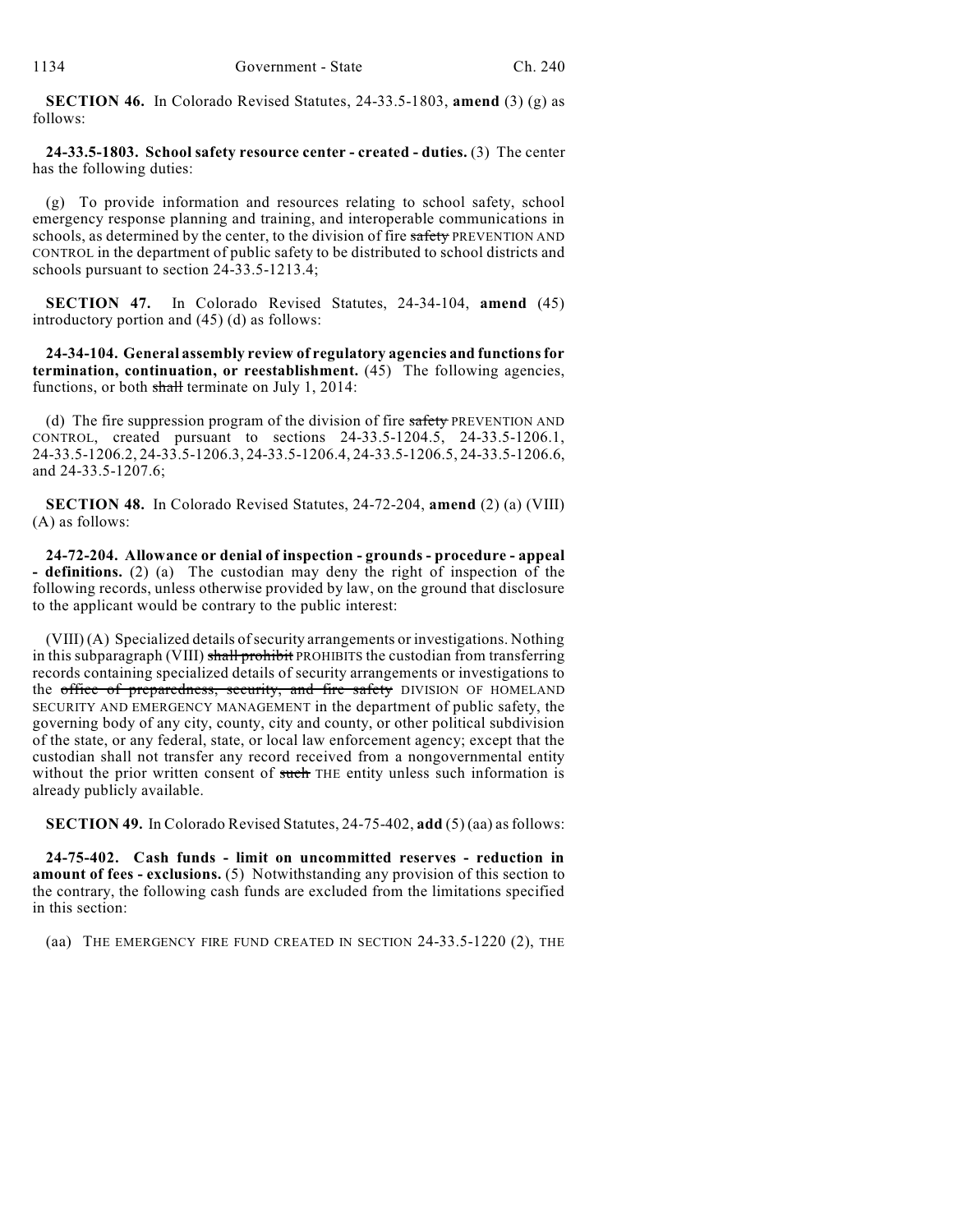**SECTION 46.** In Colorado Revised Statutes, 24-33.5-1803, **amend** (3) (g) as follows:

**24-33.5-1803. School safety resource center - created - duties.** (3) The center has the following duties:

(g) To provide information and resources relating to school safety, school emergency response planning and training, and interoperable communications in schools, as determined by the center, to the division of fire ~~safety~~ PREVENTION AND CONTROL in the department of public safety to be distributed to school districts and schools pursuant to section 24-33.5-1213.4;

**SECTION 47.** In Colorado Revised Statutes, 24-34-104, **amend** (45) introductory portion and (45) (d) as follows:

**24-34-104. General assembly review of regulatory agencies and functions for termination, continuation, or reestablishment.** (45) The following agencies, functions, or both ~~shall~~ terminate on July 1, 2014:

(d) The fire suppression program of the division of fire ~~safety~~ PREVENTION AND CONTROL, created pursuant to sections 24-33.5-1204.5, 24-33.5-1206.1, 24-33.5-1206.2, 24-33.5-1206.3, 24-33.5-1206.4, 24-33.5-1206.5, 24-33.5-1206.6, and 24-33.5-1207.6;

**SECTION 48.** In Colorado Revised Statutes, 24-72-204, **amend** (2) (a) (VIII) (A) as follows:

**24-72-204. Allowance or denial of inspection - grounds - procedure - appeal - definitions.** (2) (a) The custodian may deny the right of inspection of the following records, unless otherwise provided by law, on the ground that disclosure to the applicant would be contrary to the public interest:

(VIII) (A) Specialized details of security arrangements or investigations. Nothing in this subparagraph (VIII) ~~shall prohibit~~ PROHIBITS the custodian from transferring records containing specialized details of security arrangements or investigations to the ~~office of preparedness, security, and fire safety~~ DIVISION OF HOMELAND SECURITY AND EMERGENCY MANAGEMENT in the department of public safety, the governing body of any city, county, city and county, or other political subdivision of the state, or any federal, state, or local law enforcement agency; except that the custodian shall not transfer any record received from a nongovernmental entity without the prior written consent of ~~such~~ THE entity unless such information is already publicly available.

**SECTION 49.** In Colorado Revised Statutes, 24-75-402, **add** (5) (aa) as follows:

**24-75-402. Cash funds - limit on uncommitted reserves - reduction in amount of fees - exclusions.** (5) Notwithstanding any provision of this section to the contrary, the following cash funds are excluded from the limitations specified in this section:

(aa) THE EMERGENCY FIRE FUND CREATED IN SECTION 24-33.5-1220 (2), THE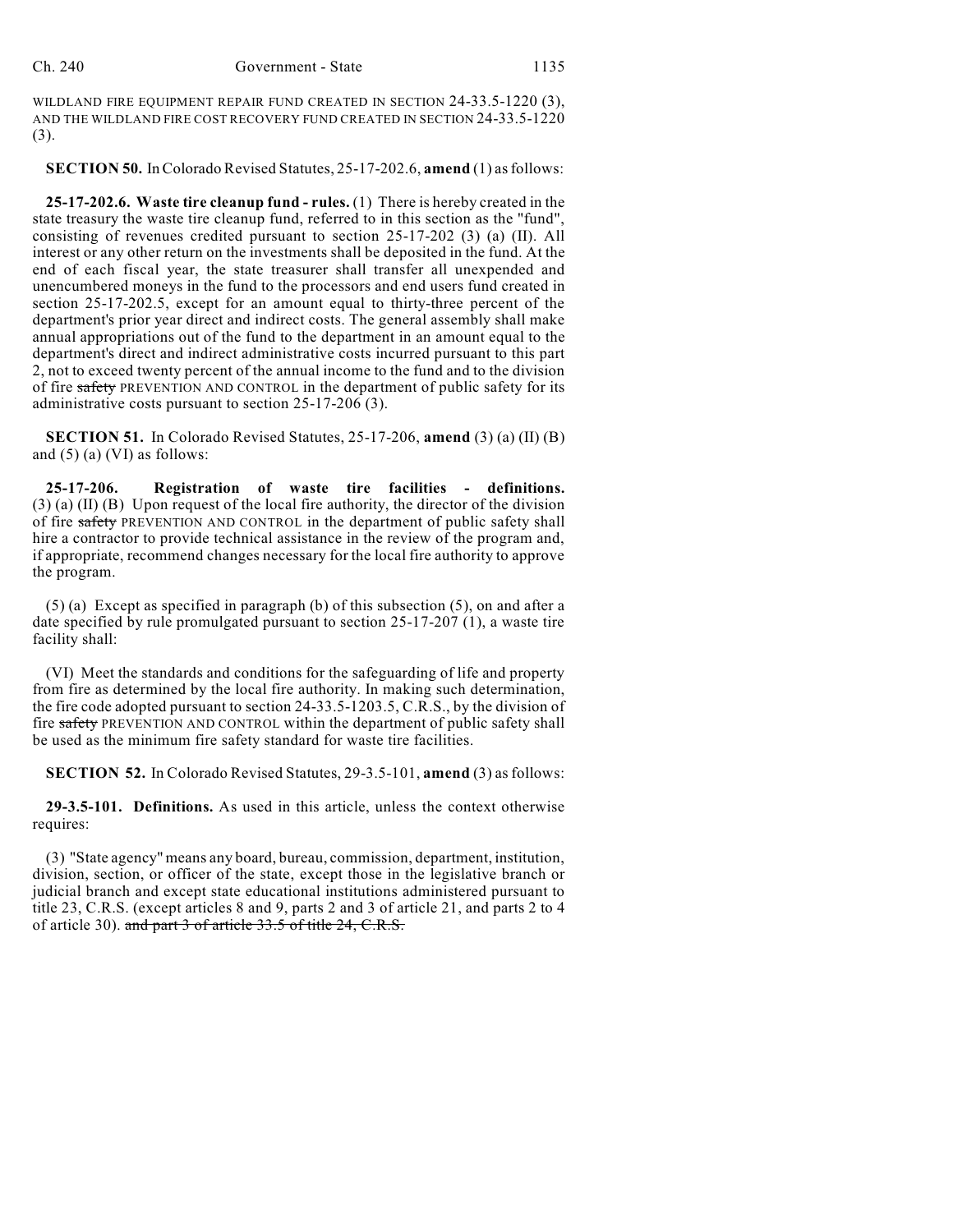WILDLAND FIRE EQUIPMENT REPAIR FUND CREATED IN SECTION 24-33.5-1220 (3), AND THE WILDLAND FIRE COST RECOVERY FUND CREATED IN SECTION 24-33.5-1220 (3).

**SECTION 50.** In Colorado Revised Statutes, 25-17-202.6, **amend** (1) as follows:

**25-17-202.6. Waste tire cleanup fund - rules.** (1) There is hereby created in the state treasury the waste tire cleanup fund, referred to in this section as the "fund", consisting of revenues credited pursuant to section 25-17-202 (3) (a) (II). All interest or any other return on the investments shall be deposited in the fund. At the end of each fiscal year, the state treasurer shall transfer all unexpended and unencumbered moneys in the fund to the processors and end users fund created in section 25-17-202.5, except for an amount equal to thirty-three percent of the department's prior year direct and indirect costs. The general assembly shall make annual appropriations out of the fund to the department in an amount equal to the department's direct and indirect administrative costs incurred pursuant to this part 2, not to exceed twenty percent of the annual income to the fund and to the division of fire ~~safety~~ PREVENTION AND CONTROL in the department of public safety for its administrative costs pursuant to section 25-17-206 (3).

**SECTION 51.** In Colorado Revised Statutes, 25-17-206, **amend** (3) (a) (II) (B) and (5) (a) (VI) as follows:

**25-17-206. Registration of waste tire facilities - definitions.** (3) (a) (II) (B) Upon request of the local fire authority, the director of the division of fire ~~safety~~ PREVENTION AND CONTROL in the department of public safety shall hire a contractor to provide technical assistance in the review of the program and, if appropriate, recommend changes necessary for the local fire authority to approve the program.

(5) (a) Except as specified in paragraph (b) of this subsection (5), on and after a date specified by rule promulgated pursuant to section 25-17-207 (1), a waste tire facility shall:

(VI) Meet the standards and conditions for the safeguarding of life and property from fire as determined by the local fire authority. In making such determination, the fire code adopted pursuant to section 24-33.5-1203.5, C.R.S., by the division of fire ~~safety~~ PREVENTION AND CONTROL within the department of public safety shall be used as the minimum fire safety standard for waste tire facilities.

**SECTION 52.** In Colorado Revised Statutes, 29-3.5-101, **amend** (3) as follows:

**29-3.5-101. Definitions.** As used in this article, unless the context otherwise requires:

(3) "State agency" means any board, bureau, commission, department, institution, division, section, or officer of the state, except those in the legislative branch or judicial branch and except state educational institutions administered pursuant to title 23, C.R.S. (except articles 8 and 9, parts 2 and 3 of article 21, and parts 2 to 4 of article 30). ~~and part 3 of article 33.5 of title 24, C.R.S.~~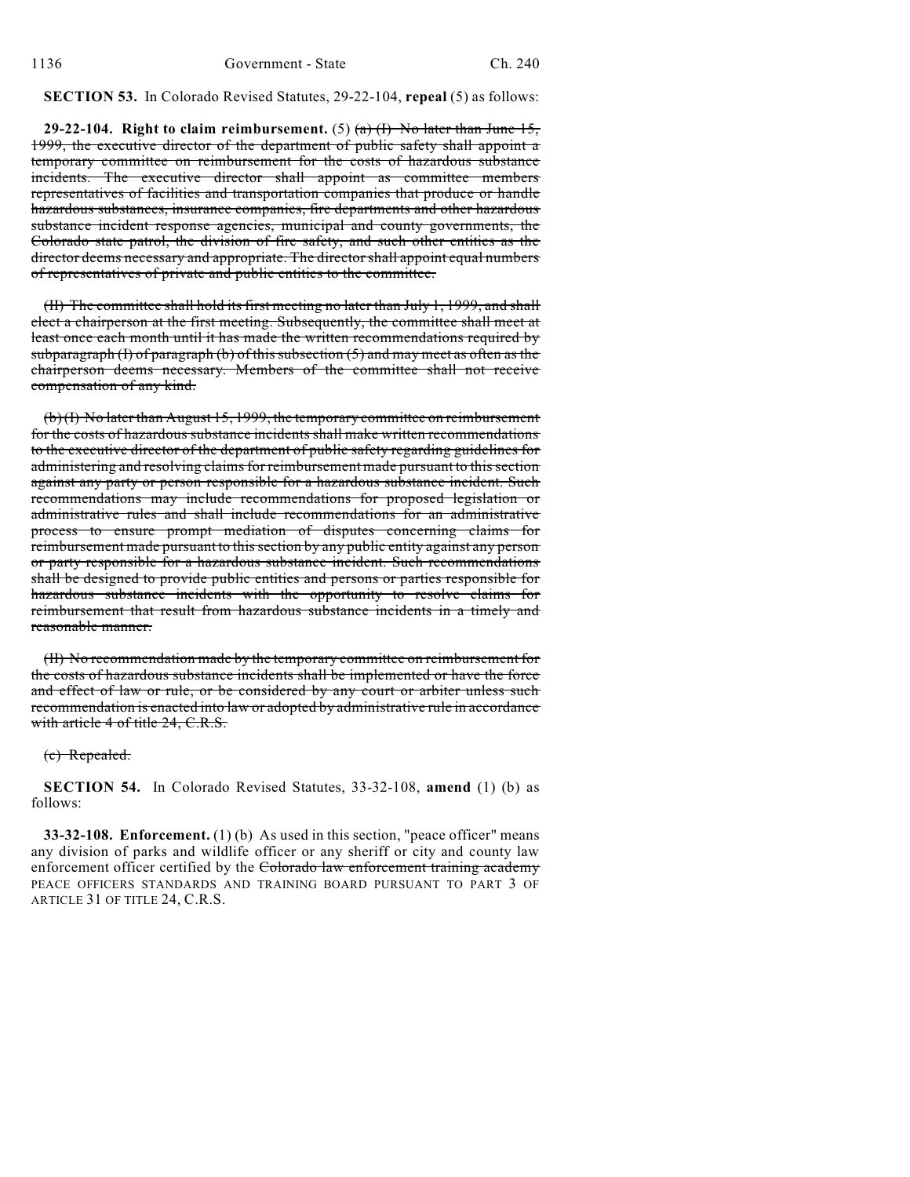**SECTION 53.** In Colorado Revised Statutes, 29-22-104, **repeal** (5) as follows:

**29-22-104. Right to claim reimbursement.** (5) ~~(a) (I) No later than June 15, 1999, the executive director of the department of public safety shall appoint a temporary committee on reimbursement for the costs of hazardous substance incidents. The executive director shall appoint as committee members representatives of facilities and transportation companies that produce or handle hazardous substances, insurance companies, fire departments and other hazardous substance incident response agencies, municipal and county governments, the Colorado state patrol, the division of fire safety, and such other entities as the director deems necessary and appropriate. The director shall appoint equal numbers of representatives of private and public entities to the committee.~~

~~(II) The committee shall hold its first meeting no later than July 1, 1999, and shall elect a chairperson at the first meeting. Subsequently, the committee shall meet at least once each month until it has made the written recommendations required by subparagraph (I) of paragraph (b) of this subsection (5) and may meet as often as the chairperson deems necessary. Members of the committee shall not receive compensation of any kind.~~

~~(b) (I) No later than August 15, 1999, the temporary committee on reimbursement for the costs of hazardous substance incidents shall make written recommendations to the executive director of the department of public safety regarding guidelines for administering and resolving claims for reimbursement made pursuant to this section against any party or person responsible for a hazardous substance incident. Such recommendations may include recommendations for proposed legislation or administrative rules and shall include recommendations for an administrative process to ensure prompt mediation of disputes concerning claims for reimbursement made pursuant to this section by any public entity against any person or party responsible for a hazardous substance incident. Such recommendations shall be designed to provide public entities and persons or parties responsible for hazardous substance incidents with the opportunity to resolve claims for reimbursement that result from hazardous substance incidents in a timely and reasonable manner.~~

~~(II) No recommendation made by the temporary committee on reimbursement for the costs of hazardous substance incidents shall be implemented or have the force and effect of law or rule, or be considered by any court or arbiter unless such recommendation is enacted into law or adopted by administrative rule in accordance with article 4 of title 24, C.R.S.~~

~~(c) Repealed.~~

**SECTION 54.** In Colorado Revised Statutes, 33-32-108, **amend** (1) (b) as follows:

**33-32-108. Enforcement.** (1) (b) As used in this section, "peace officer" means any division of parks and wildlife officer or any sheriff or city and county law enforcement officer certified by the ~~Colorado law enforcement training academy~~ PEACE OFFICERS STANDARDS AND TRAINING BOARD PURSUANT TO PART 3 OF ARTICLE 31 OF TITLE 24, C.R.S.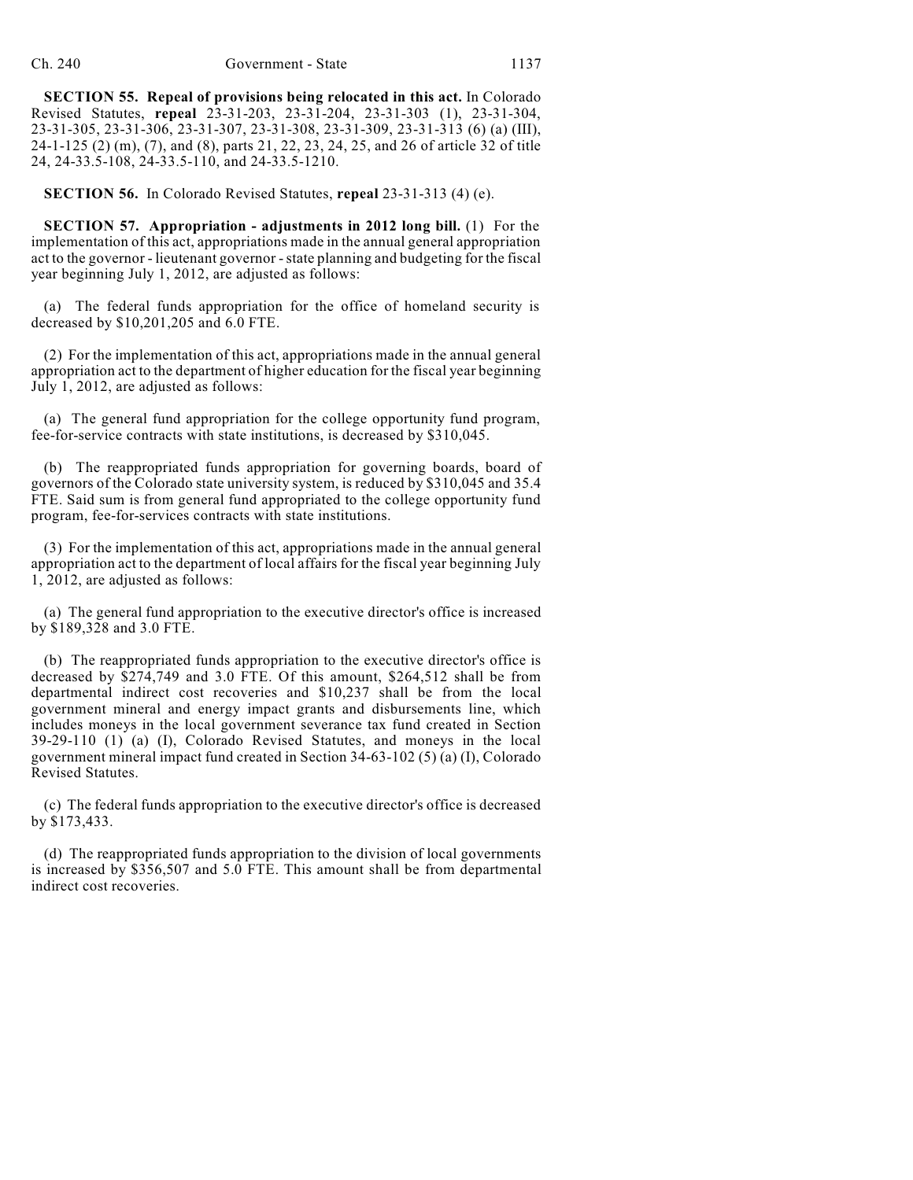**SECTION 55. Repeal of provisions being relocated in this act.** In Colorado Revised Statutes, **repeal** 23-31-203, 23-31-204, 23-31-303 (1), 23-31-304, 23-31-305, 23-31-306, 23-31-307, 23-31-308, 23-31-309, 23-31-313 (6) (a) (III), 24-1-125 (2) (m), (7), and (8), parts 21, 22, 23, 24, 25, and 26 of article 32 of title 24, 24-33.5-108, 24-33.5-110, and 24-33.5-1210.

**SECTION 56.** In Colorado Revised Statutes, **repeal** 23-31-313 (4) (e).

**SECTION 57. Appropriation - adjustments in 2012 long bill.** (1) For the implementation of this act, appropriations made in the annual general appropriation act to the governor - lieutenant governor - state planning and budgeting for the fiscal year beginning July 1, 2012, are adjusted as follows:

(a) The federal funds appropriation for the office of homeland security is decreased by $10,201,205 and 6.0 FTE.

(2) For the implementation of this act, appropriations made in the annual general appropriation act to the department of higher education for the fiscal year beginning July 1, 2012, are adjusted as follows:

(a) The general fund appropriation for the college opportunity fund program, fee-for-service contracts with state institutions, is decreased by $310,045.

(b) The reappropriated funds appropriation for governing boards, board of governors of the Colorado state university system, is reduced by $310,045 and 35.4 FTE. Said sum is from general fund appropriated to the college opportunity fund program, fee-for-services contracts with state institutions.

(3) For the implementation of this act, appropriations made in the annual general appropriation act to the department of local affairs for the fiscal year beginning July 1, 2012, are adjusted as follows:

(a) The general fund appropriation to the executive director's office is increased by $189,328 and 3.0 FTE.

(b) The reappropriated funds appropriation to the executive director's office is decreased by $274,749 and 3.0 FTE. Of this amount, $264,512 shall be from departmental indirect cost recoveries and $10,237 shall be from the local government mineral and energy impact grants and disbursements line, which includes moneys in the local government severance tax fund created in Section 39-29-110 (1) (a) (I), Colorado Revised Statutes, and moneys in the local government mineral impact fund created in Section 34-63-102 (5) (a) (I), Colorado Revised Statutes.

(c) The federal funds appropriation to the executive director's office is decreased by $173,433.

(d) The reappropriated funds appropriation to the division of local governments is increased by $356,507 and 5.0 FTE. This amount shall be from departmental indirect cost recoveries.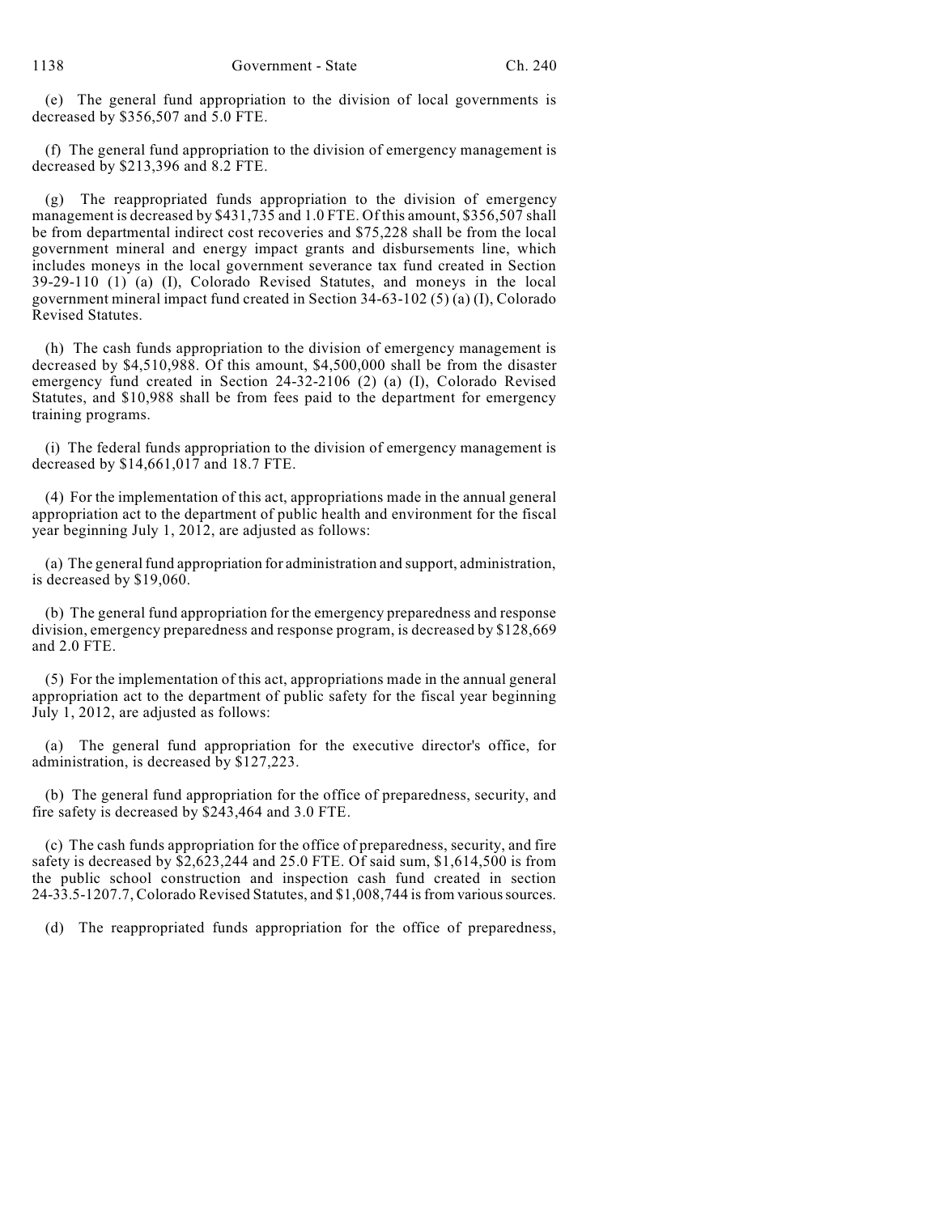(e) The general fund appropriation to the division of local governments is decreased by $356,507 and 5.0 FTE.

(f) The general fund appropriation to the division of emergency management is decreased by $213,396 and 8.2 FTE.

(g) The reappropriated funds appropriation to the division of emergency management is decreased by $431,735 and 1.0 FTE. Of this amount, $356,507 shall be from departmental indirect cost recoveries and $75,228 shall be from the local government mineral and energy impact grants and disbursements line, which includes moneys in the local government severance tax fund created in Section 39-29-110 (1) (a) (I), Colorado Revised Statutes, and moneys in the local government mineral impact fund created in Section 34-63-102 (5) (a) (I), Colorado Revised Statutes.

(h) The cash funds appropriation to the division of emergency management is decreased by $4,510,988. Of this amount, $4,500,000 shall be from the disaster emergency fund created in Section 24-32-2106 (2) (a) (I), Colorado Revised Statutes, and $10,988 shall be from fees paid to the department for emergency training programs.

(i) The federal funds appropriation to the division of emergency management is decreased by $14,661,017 and 18.7 FTE.

(4) For the implementation of this act, appropriations made in the annual general appropriation act to the department of public health and environment for the fiscal year beginning July 1, 2012, are adjusted as follows:

(a) The general fund appropriation for administration and support, administration, is decreased by $19,060.

(b) The general fund appropriation for the emergency preparedness and response division, emergency preparedness and response program, is decreased by $128,669 and 2.0 FTE.

(5) For the implementation of this act, appropriations made in the annual general appropriation act to the department of public safety for the fiscal year beginning July 1, 2012, are adjusted as follows:

(a) The general fund appropriation for the executive director's office, for administration, is decreased by $127,223.

(b) The general fund appropriation for the office of preparedness, security, and fire safety is decreased by $243,464 and 3.0 FTE.

(c) The cash funds appropriation for the office of preparedness, security, and fire safety is decreased by $2,623,244 and 25.0 FTE. Of said sum, $1,614,500 is from the public school construction and inspection cash fund created in section 24-33.5-1207.7, Colorado Revised Statutes, and $1,008,744 is from various sources.

(d) The reappropriated funds appropriation for the office of preparedness,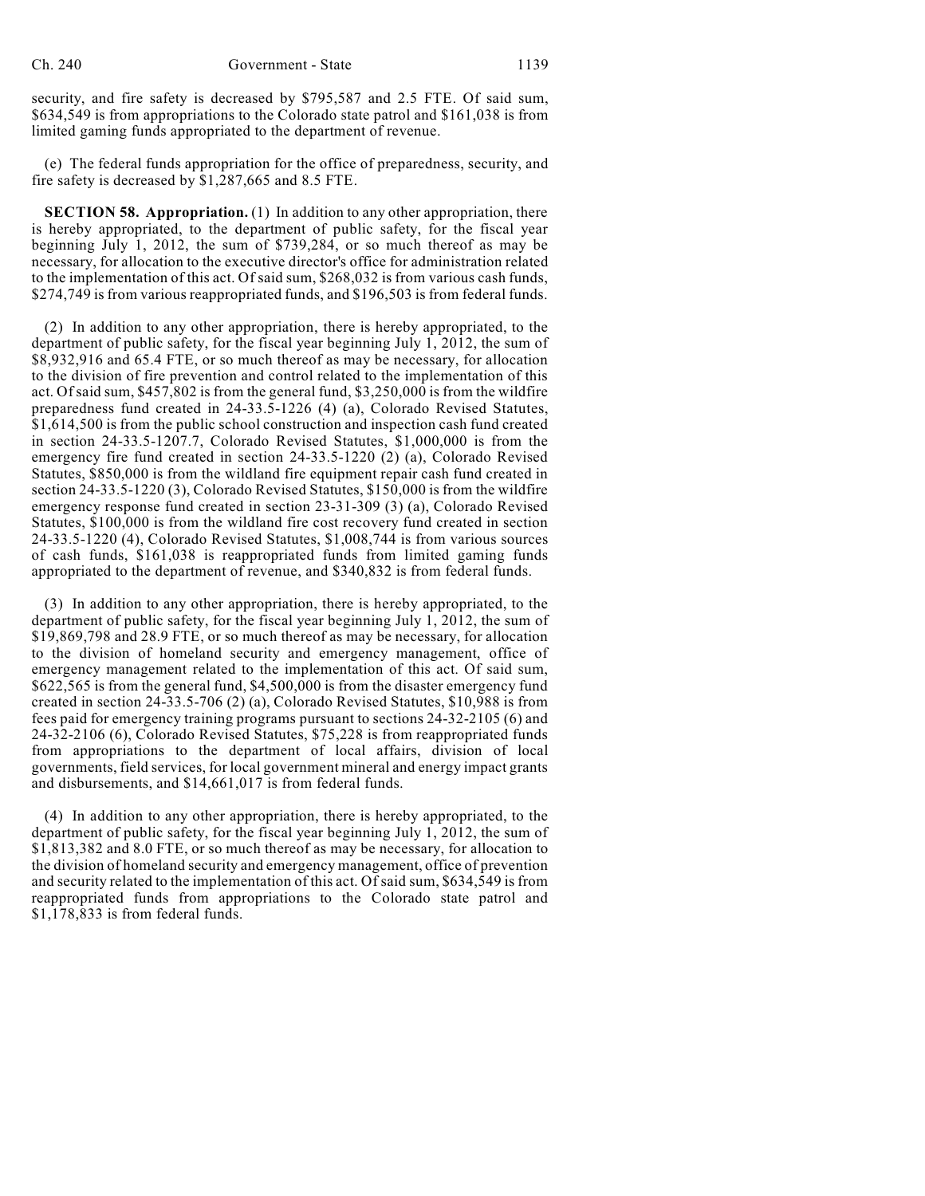security, and fire safety is decreased by $795,587 and 2.5 FTE. Of said sum, $634,549 is from appropriations to the Colorado state patrol and $161,038 is from limited gaming funds appropriated to the department of revenue.

(e) The federal funds appropriation for the office of preparedness, security, and fire safety is decreased by $1,287,665 and 8.5 FTE.

**SECTION 58. Appropriation.** (1) In addition to any other appropriation, there is hereby appropriated, to the department of public safety, for the fiscal year beginning July 1, 2012, the sum of $739,284, or so much thereof as may be necessary, for allocation to the executive director's office for administration related to the implementation of this act. Of said sum, $268,032 is from various cash funds, $274,749 is from various reappropriated funds, and $196,503 is from federal funds.

(2) In addition to any other appropriation, there is hereby appropriated, to the department of public safety, for the fiscal year beginning July 1, 2012, the sum of $8,932,916 and 65.4 FTE, or so much thereof as may be necessary, for allocation to the division of fire prevention and control related to the implementation of this act. Of said sum, $457,802 is from the general fund, $3,250,000 is from the wildfire preparedness fund created in 24-33.5-1226 (4) (a), Colorado Revised Statutes, $1,614,500 is from the public school construction and inspection cash fund created in section 24-33.5-1207.7, Colorado Revised Statutes, $1,000,000 is from the emergency fire fund created in section 24-33.5-1220 (2) (a), Colorado Revised Statutes, $850,000 is from the wildland fire equipment repair cash fund created in section 24-33.5-1220 (3), Colorado Revised Statutes, $150,000 is from the wildfire emergency response fund created in section 23-31-309 (3) (a), Colorado Revised Statutes, $100,000 is from the wildland fire cost recovery fund created in section 24-33.5-1220 (4), Colorado Revised Statutes, $1,008,744 is from various sources of cash funds, $161,038 is reappropriated funds from limited gaming funds appropriated to the department of revenue, and $340,832 is from federal funds.

(3) In addition to any other appropriation, there is hereby appropriated, to the department of public safety, for the fiscal year beginning July 1, 2012, the sum of $19,869,798 and 28.9 FTE, or so much thereof as may be necessary, for allocation to the division of homeland security and emergency management, office of emergency management related to the implementation of this act. Of said sum, $622,565 is from the general fund, $4,500,000 is from the disaster emergency fund created in section 24-33.5-706 (2) (a), Colorado Revised Statutes, $10,988 is from fees paid for emergency training programs pursuant to sections 24-32-2105 (6) and 24-32-2106 (6), Colorado Revised Statutes, $75,228 is from reappropriated funds from appropriations to the department of local affairs, division of local governments, field services, for local government mineral and energy impact grants and disbursements, and $14,661,017 is from federal funds.

(4) In addition to any other appropriation, there is hereby appropriated, to the department of public safety, for the fiscal year beginning July 1, 2012, the sum of $1,813,382 and 8.0 FTE, or so much thereof as may be necessary, for allocation to the division of homeland security and emergency management, office of prevention and security related to the implementation of this act. Of said sum, $634,549 is from reappropriated funds from appropriations to the Colorado state patrol and $1,178,833 is from federal funds.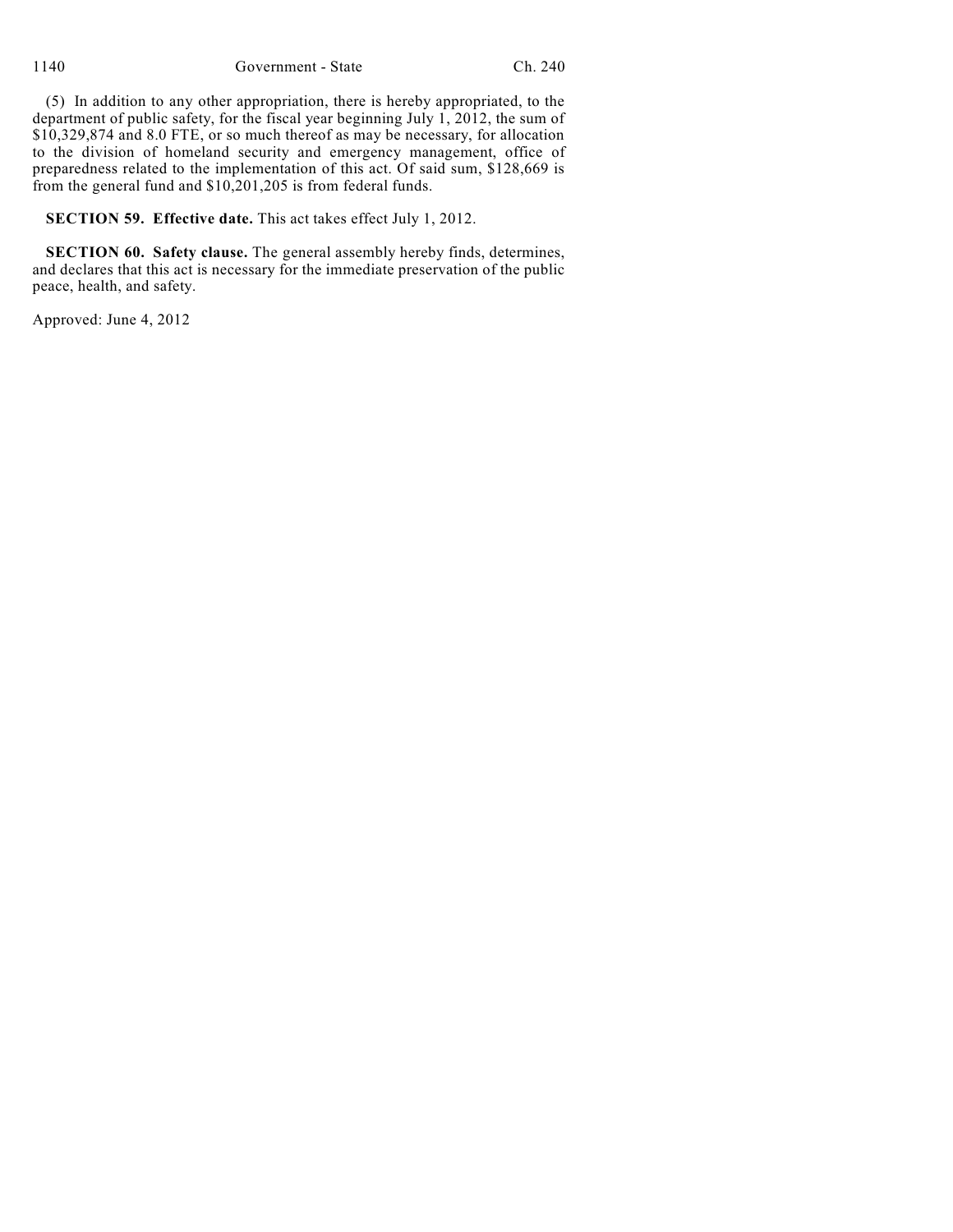(5) In addition to any other appropriation, there is hereby appropriated, to the department of public safety, for the fiscal year beginning July 1, 2012, the sum of $10,329,874 and 8.0 FTE, or so much thereof as may be necessary, for allocation to the division of homeland security and emergency management, office of preparedness related to the implementation of this act. Of said sum, $128,669 is from the general fund and $10,201,205 is from federal funds.

**SECTION 59. Effective date.** This act takes effect July 1, 2012.

**SECTION 60. Safety clause.** The general assembly hereby finds, determines, and declares that this act is necessary for the immediate preservation of the public peace, health, and safety.

Approved: June 4, 2012